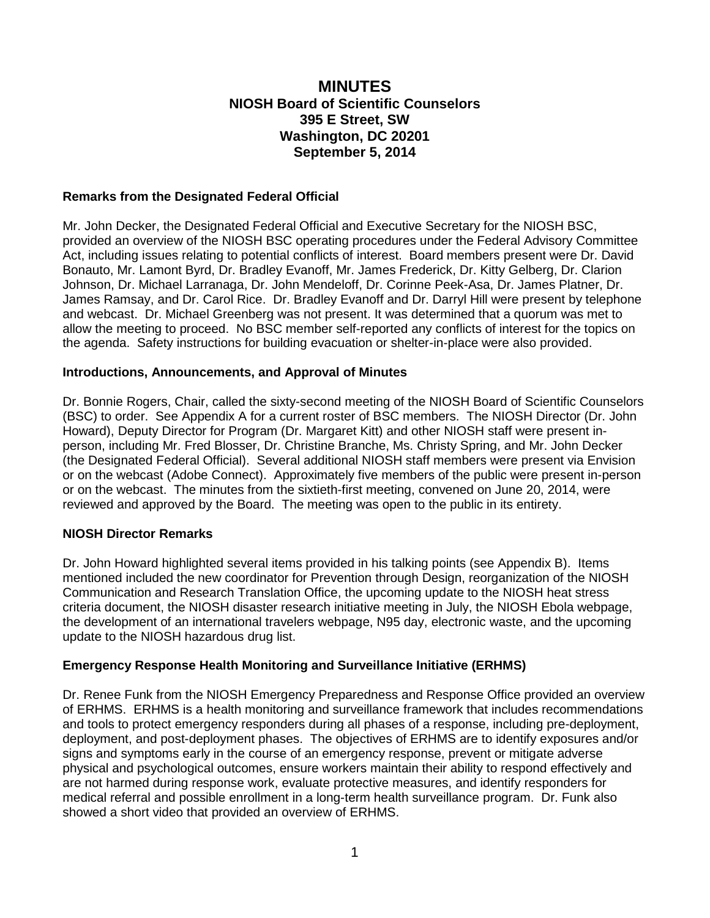# MINUTES

## NIOSH Board of Scientific Counselors
## 395 E Street, SW
## Washington, DC 20201
## September 5, 2014

### Remarks from the Designated Federal Official

Mr. John Decker, the Designated Federal Official and Executive Secretary for the NIOSH BSC, provided an overview of the NIOSH BSC operating procedures under the Federal Advisory Committee Act, including issues relating to potential conflicts of interest. Board members present were Dr. David Bonauto, Mr. Lamont Byrd, Dr. Bradley Evanoff, Mr. James Frederick, Dr. Kitty Gelberg, Dr. Clarion Johnson, Dr. Michael Larranaga, Dr. John Mendeloff, Dr. Corinne Peek-Asa, Dr. James Platner, Dr. James Ramsay, and Dr. Carol Rice. Dr. Bradley Evanoff and Dr. Darryl Hill were present by telephone and webcast. Dr. Michael Greenberg was not present. It was determined that a quorum was met to allow the meeting to proceed. No BSC member self-reported any conflicts of interest for the topics on the agenda. Safety instructions for building evacuation or shelter-in-place were also provided.

### Introductions, Announcements, and Approval of Minutes

Dr. Bonnie Rogers, Chair, called the sixty-second meeting of the NIOSH Board of Scientific Counselors (BSC) to order. See Appendix A for a current roster of BSC members. The NIOSH Director (Dr. John Howard), Deputy Director for Program (Dr. Margaret Kitt) and other NIOSH staff were present in-person, including Mr. Fred Blosser, Dr. Christine Branche, Ms. Christy Spring, and Mr. John Decker (the Designated Federal Official). Several additional NIOSH staff members were present via Envision or on the webcast (Adobe Connect). Approximately five members of the public were present in-person or on the webcast. The minutes from the sixtieth-first meeting, convened on June 20, 2014, were reviewed and approved by the Board. The meeting was open to the public in its entirety.

### NIOSH Director Remarks

Dr. John Howard highlighted several items provided in his talking points (see Appendix B). Items mentioned included the new coordinator for Prevention through Design, reorganization of the NIOSH Communication and Research Translation Office, the upcoming update to the NIOSH heat stress criteria document, the NIOSH disaster research initiative meeting in July, the NIOSH Ebola webpage, the development of an international travelers webpage, N95 day, electronic waste, and the upcoming update to the NIOSH hazardous drug list.

### Emergency Response Health Monitoring and Surveillance Initiative (ERHMS)

Dr. Renee Funk from the NIOSH Emergency Preparedness and Response Office provided an overview of ERHMS. ERHMS is a health monitoring and surveillance framework that includes recommendations and tools to protect emergency responders during all phases of a response, including pre-deployment, deployment, and post-deployment phases. The objectives of ERHMS are to identify exposures and/or signs and symptoms early in the course of an emergency response, prevent or mitigate adverse physical and psychological outcomes, ensure workers maintain their ability to respond effectively and are not harmed during response work, evaluate protective measures, and identify responders for medical referral and possible enrollment in a long-term health surveillance program. Dr. Funk also showed a short video that provided an overview of ERHMS.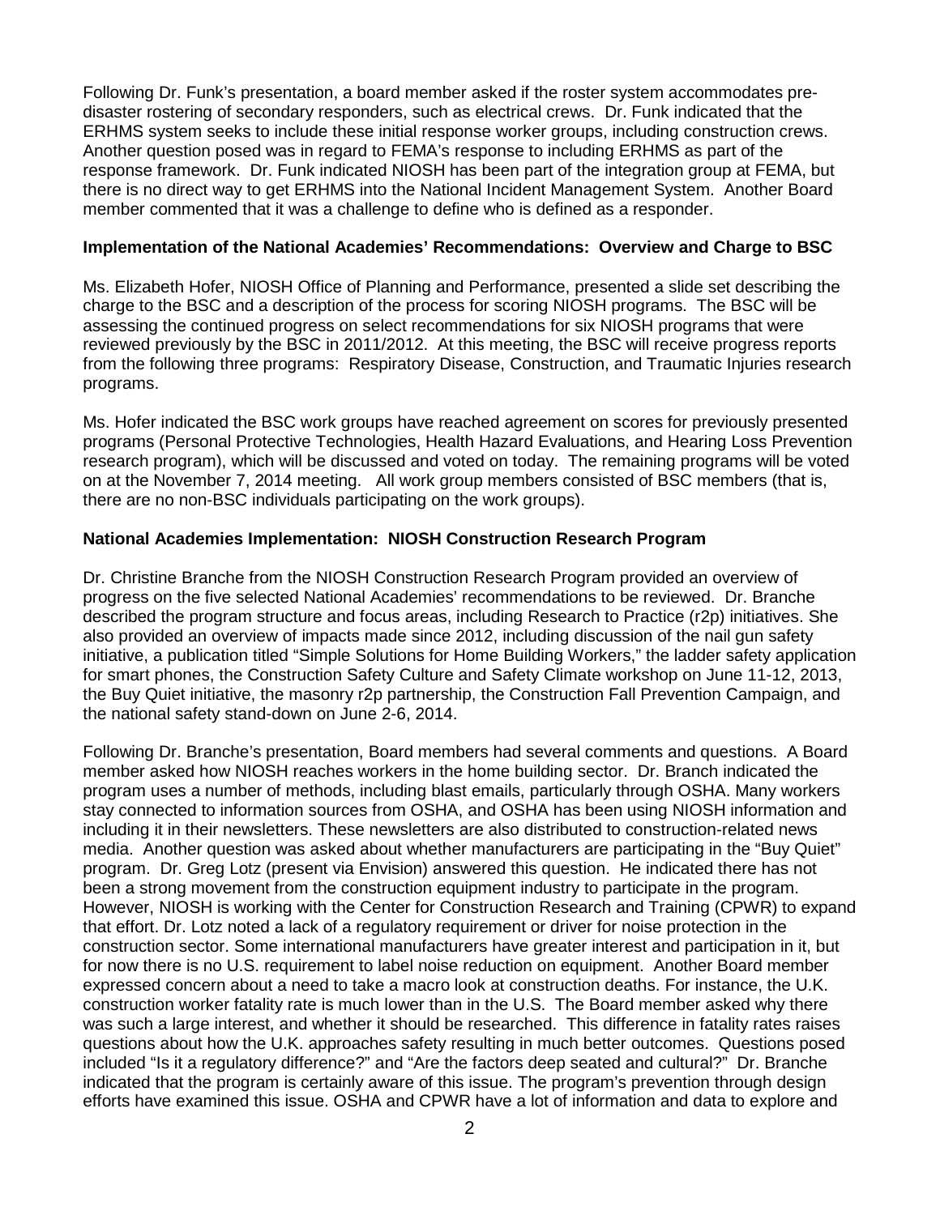Following Dr. Funk's presentation, a board member asked if the roster system accommodates pre-disaster rostering of secondary responders, such as electrical crews. Dr. Funk indicated that the ERHMS system seeks to include these initial response worker groups, including construction crews. Another question posed was in regard to FEMA's response to including ERHMS as part of the response framework. Dr. Funk indicated NIOSH has been part of the integration group at FEMA, but there is no direct way to get ERHMS into the National Incident Management System. Another Board member commented that it was a challenge to define who is defined as a responder.

**Implementation of the National Academies' Recommendations: Overview and Charge to BSC**

Ms. Elizabeth Hofer, NIOSH Office of Planning and Performance, presented a slide set describing the charge to the BSC and a description of the process for scoring NIOSH programs. The BSC will be assessing the continued progress on select recommendations for six NIOSH programs that were reviewed previously by the BSC in 2011/2012. At this meeting, the BSC will receive progress reports from the following three programs: Respiratory Disease, Construction, and Traumatic Injuries research programs.

Ms. Hofer indicated the BSC work groups have reached agreement on scores for previously presented programs (Personal Protective Technologies, Health Hazard Evaluations, and Hearing Loss Prevention research program), which will be discussed and voted on today. The remaining programs will be voted on at the November 7, 2014 meeting. All work group members consisted of BSC members (that is, there are no non-BSC individuals participating on the work groups).

**National Academies Implementation: NIOSH Construction Research Program**

Dr. Christine Branche from the NIOSH Construction Research Program provided an overview of progress on the five selected National Academies' recommendations to be reviewed. Dr. Branche described the program structure and focus areas, including Research to Practice (r2p) initiatives. She also provided an overview of impacts made since 2012, including discussion of the nail gun safety initiative, a publication titled "Simple Solutions for Home Building Workers," the ladder safety application for smart phones, the Construction Safety Culture and Safety Climate workshop on June 11-12, 2013, the Buy Quiet initiative, the masonry r2p partnership, the Construction Fall Prevention Campaign, and the national safety stand-down on June 2-6, 2014.

Following Dr. Branche's presentation, Board members had several comments and questions. A Board member asked how NIOSH reaches workers in the home building sector. Dr. Branch indicated the program uses a number of methods, including blast emails, particularly through OSHA. Many workers stay connected to information sources from OSHA, and OSHA has been using NIOSH information and including it in their newsletters. These newsletters are also distributed to construction-related news media. Another question was asked about whether manufacturers are participating in the "Buy Quiet" program. Dr. Greg Lotz (present via Envision) answered this question. He indicated there has not been a strong movement from the construction equipment industry to participate in the program. However, NIOSH is working with the Center for Construction Research and Training (CPWR) to expand that effort. Dr. Lotz noted a lack of a regulatory requirement or driver for noise protection in the construction sector. Some international manufacturers have greater interest and participation in it, but for now there is no U.S. requirement to label noise reduction on equipment. Another Board member expressed concern about a need to take a macro look at construction deaths. For instance, the U.K. construction worker fatality rate is much lower than in the U.S. The Board member asked why there was such a large interest, and whether it should be researched. This difference in fatality rates raises questions about how the U.K. approaches safety resulting in much better outcomes. Questions posed included "Is it a regulatory difference?" and "Are the factors deep seated and cultural?" Dr. Branche indicated that the program is certainly aware of this issue. The program's prevention through design efforts have examined this issue. OSHA and CPWR have a lot of information and data to explore and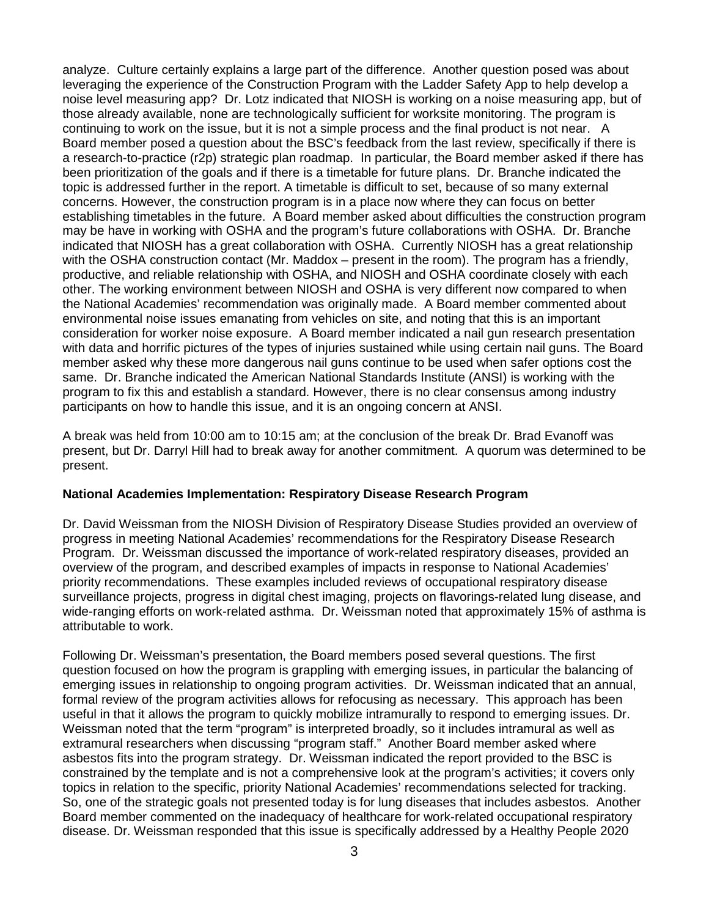analyze. Culture certainly explains a large part of the difference. Another question posed was about leveraging the experience of the Construction Program with the Ladder Safety App to help develop a noise level measuring app? Dr. Lotz indicated that NIOSH is working on a noise measuring app, but of those already available, none are technologically sufficient for worksite monitoring. The program is continuing to work on the issue, but it is not a simple process and the final product is not near. A Board member posed a question about the BSC's feedback from the last review, specifically if there is a research-to-practice (r2p) strategic plan roadmap. In particular, the Board member asked if there has been prioritization of the goals and if there is a timetable for future plans. Dr. Branche indicated the topic is addressed further in the report. A timetable is difficult to set, because of so many external concerns. However, the construction program is in a place now where they can focus on better establishing timetables in the future. A Board member asked about difficulties the construction program may be have in working with OSHA and the program's future collaborations with OSHA. Dr. Branche indicated that NIOSH has a great collaboration with OSHA. Currently NIOSH has a great relationship with the OSHA construction contact (Mr. Maddox – present in the room). The program has a friendly, productive, and reliable relationship with OSHA, and NIOSH and OSHA coordinate closely with each other. The working environment between NIOSH and OSHA is very different now compared to when the National Academies' recommendation was originally made. A Board member commented about environmental noise issues emanating from vehicles on site, and noting that this is an important consideration for worker noise exposure. A Board member indicated a nail gun research presentation with data and horrific pictures of the types of injuries sustained while using certain nail guns. The Board member asked why these more dangerous nail guns continue to be used when safer options cost the same. Dr. Branche indicated the American National Standards Institute (ANSI) is working with the program to fix this and establish a standard. However, there is no clear consensus among industry participants on how to handle this issue, and it is an ongoing concern at ANSI.

A break was held from 10:00 am to 10:15 am; at the conclusion of the break Dr. Brad Evanoff was present, but Dr. Darryl Hill had to break away for another commitment. A quorum was determined to be present.

**National Academies Implementation: Respiratory Disease Research Program**

Dr. David Weissman from the NIOSH Division of Respiratory Disease Studies provided an overview of progress in meeting National Academies' recommendations for the Respiratory Disease Research Program. Dr. Weissman discussed the importance of work-related respiratory diseases, provided an overview of the program, and described examples of impacts in response to National Academies' priority recommendations. These examples included reviews of occupational respiratory disease surveillance projects, progress in digital chest imaging, projects on flavorings-related lung disease, and wide-ranging efforts on work-related asthma. Dr. Weissman noted that approximately 15% of asthma is attributable to work.

Following Dr. Weissman's presentation, the Board members posed several questions. The first question focused on how the program is grappling with emerging issues, in particular the balancing of emerging issues in relationship to ongoing program activities. Dr. Weissman indicated that an annual, formal review of the program activities allows for refocusing as necessary. This approach has been useful in that it allows the program to quickly mobilize intramurally to respond to emerging issues. Dr. Weissman noted that the term "program" is interpreted broadly, so it includes intramural as well as extramural researchers when discussing "program staff." Another Board member asked where asbestos fits into the program strategy. Dr. Weissman indicated the report provided to the BSC is constrained by the template and is not a comprehensive look at the program's activities; it covers only topics in relation to the specific, priority National Academies' recommendations selected for tracking. So, one of the strategic goals not presented today is for lung diseases that includes asbestos. Another Board member commented on the inadequacy of healthcare for work-related occupational respiratory disease. Dr. Weissman responded that this issue is specifically addressed by a Healthy People 2020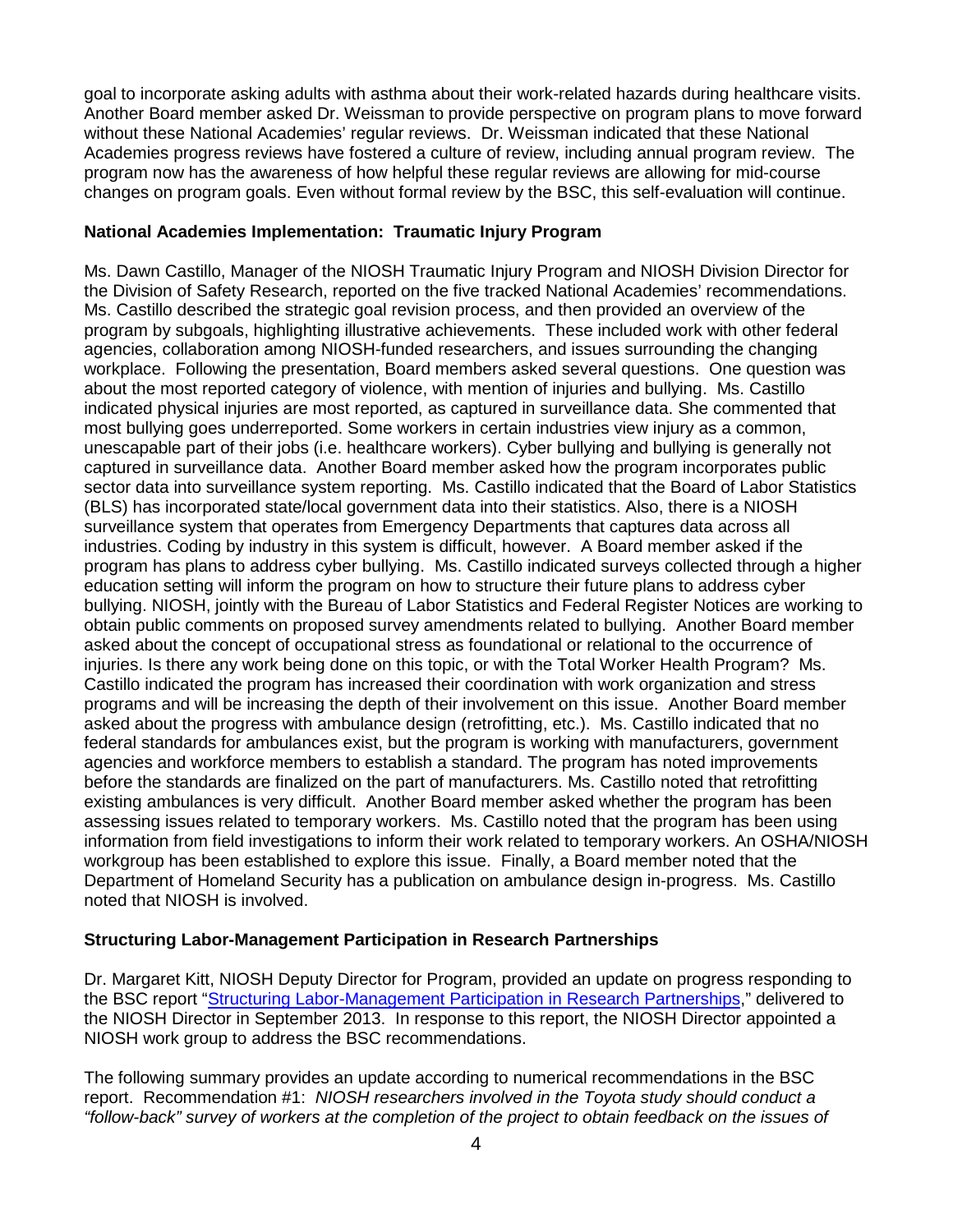goal to incorporate asking adults with asthma about their work-related hazards during healthcare visits. Another Board member asked Dr. Weissman to provide perspective on program plans to move forward without these National Academies' regular reviews. Dr. Weissman indicated that these National Academies progress reviews have fostered a culture of review, including annual program review. The program now has the awareness of how helpful these regular reviews are allowing for mid-course changes on program goals. Even without formal review by the BSC, this self-evaluation will continue.

**National Academies Implementation: Traumatic Injury Program**

Ms. Dawn Castillo, Manager of the NIOSH Traumatic Injury Program and NIOSH Division Director for the Division of Safety Research, reported on the five tracked National Academies' recommendations. Ms. Castillo described the strategic goal revision process, and then provided an overview of the program by subgoals, highlighting illustrative achievements. These included work with other federal agencies, collaboration among NIOSH-funded researchers, and issues surrounding the changing workplace. Following the presentation, Board members asked several questions. One question was about the most reported category of violence, with mention of injuries and bullying. Ms. Castillo indicated physical injuries are most reported, as captured in surveillance data. She commented that most bullying goes underreported. Some workers in certain industries view injury as a common, unescapable part of their jobs (i.e. healthcare workers). Cyber bullying and bullying is generally not captured in surveillance data. Another Board member asked how the program incorporates public sector data into surveillance system reporting. Ms. Castillo indicated that the Board of Labor Statistics (BLS) has incorporated state/local government data into their statistics. Also, there is a NIOSH surveillance system that operates from Emergency Departments that captures data across all industries. Coding by industry in this system is difficult, however. A Board member asked if the program has plans to address cyber bullying. Ms. Castillo indicated surveys collected through a higher education setting will inform the program on how to structure their future plans to address cyber bullying. NIOSH, jointly with the Bureau of Labor Statistics and Federal Register Notices are working to obtain public comments on proposed survey amendments related to bullying. Another Board member asked about the concept of occupational stress as foundational or relational to the occurrence of injuries. Is there any work being done on this topic, or with the Total Worker Health Program? Ms. Castillo indicated the program has increased their coordination with work organization and stress programs and will be increasing the depth of their involvement on this issue. Another Board member asked about the progress with ambulance design (retrofitting, etc.). Ms. Castillo indicated that no federal standards for ambulances exist, but the program is working with manufacturers, government agencies and workforce members to establish a standard. The program has noted improvements before the standards are finalized on the part of manufacturers. Ms. Castillo noted that retrofitting existing ambulances is very difficult. Another Board member asked whether the program has been assessing issues related to temporary workers. Ms. Castillo noted that the program has been using information from field investigations to inform their work related to temporary workers. An OSHA/NIOSH workgroup has been established to explore this issue. Finally, a Board member noted that the Department of Homeland Security has a publication on ambulance design in-progress. Ms. Castillo noted that NIOSH is involved.

**Structuring Labor-Management Participation in Research Partnerships**

Dr. Margaret Kitt, NIOSH Deputy Director for Program, provided an update on progress responding to the BSC report "Structuring Labor-Management Participation in Research Partnerships," delivered to the NIOSH Director in September 2013. In response to this report, the NIOSH Director appointed a NIOSH work group to address the BSC recommendations.

The following summary provides an update according to numerical recommendations in the BSC report. Recommendation #1: *NIOSH researchers involved in the Toyota study should conduct a "follow-back" survey of workers at the completion of the project to obtain feedback on the issues of*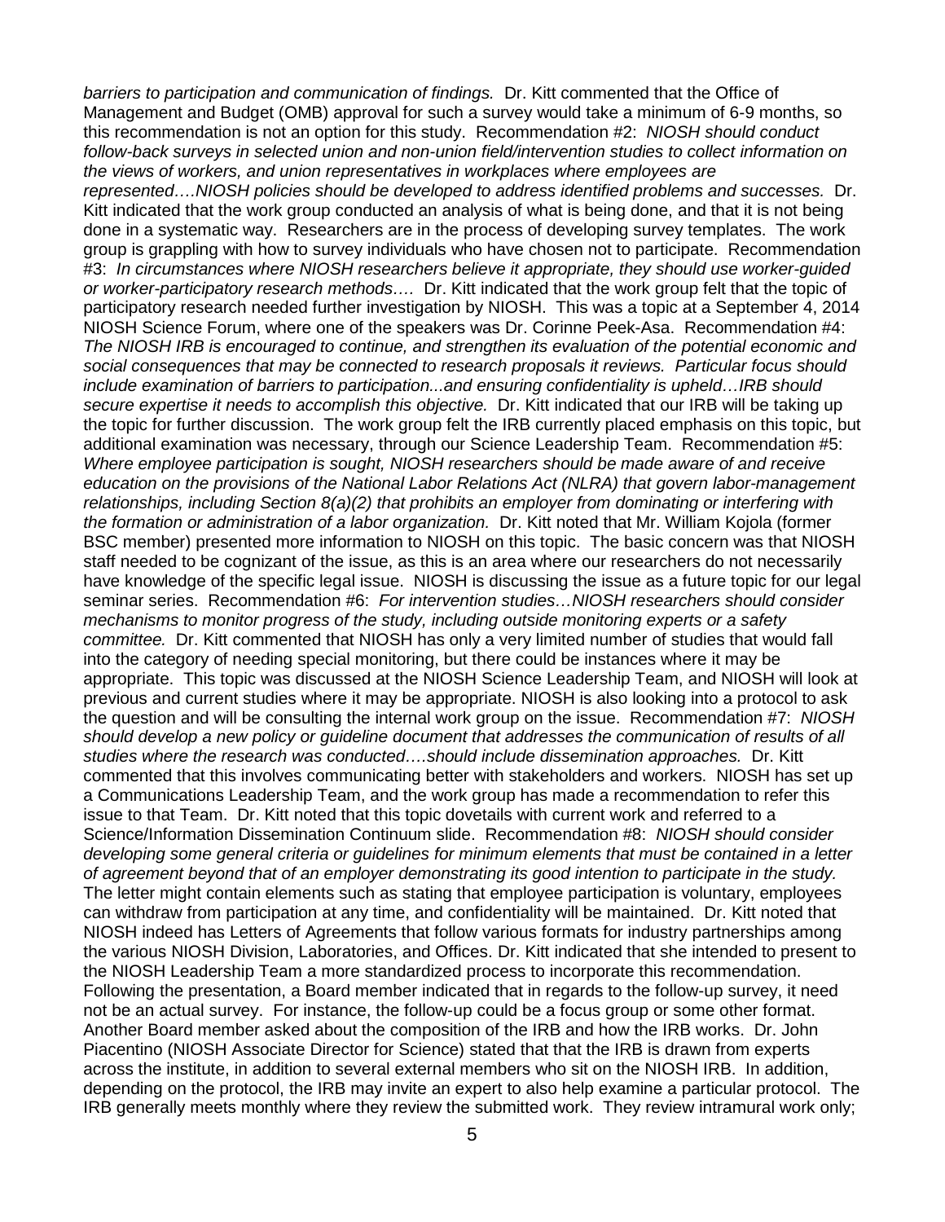*barriers to participation and communication of findings.* Dr. Kitt commented that the Office of Management and Budget (OMB) approval for such a survey would take a minimum of 6-9 months, so this recommendation is not an option for this study. Recommendation #2: *NIOSH should conduct follow-back surveys in selected union and non-union field/intervention studies to collect information on the views of workers, and union representatives in workplaces where employees are represented….NIOSH policies should be developed to address identified problems and successes.* Dr. Kitt indicated that the work group conducted an analysis of what is being done, and that it is not being done in a systematic way. Researchers are in the process of developing survey templates. The work group is grappling with how to survey individuals who have chosen not to participate. Recommendation #3: *In circumstances where NIOSH researchers believe it appropriate, they should use worker-guided or worker-participatory research methods….* Dr. Kitt indicated that the work group felt that the topic of participatory research needed further investigation by NIOSH. This was a topic at a September 4, 2014 NIOSH Science Forum, where one of the speakers was Dr. Corinne Peek-Asa. Recommendation #4: *The NIOSH IRB is encouraged to continue, and strengthen its evaluation of the potential economic and social consequences that may be connected to research proposals it reviews. Particular focus should include examination of barriers to participation...and ensuring confidentiality is upheld…IRB should secure expertise it needs to accomplish this objective.* Dr. Kitt indicated that our IRB will be taking up the topic for further discussion. The work group felt the IRB currently placed emphasis on this topic, but additional examination was necessary, through our Science Leadership Team. Recommendation #5: *Where employee participation is sought, NIOSH researchers should be made aware of and receive education on the provisions of the National Labor Relations Act (NLRA) that govern labor-management relationships, including Section 8(a)(2) that prohibits an employer from dominating or interfering with the formation or administration of a labor organization.* Dr. Kitt noted that Mr. William Kojola (former BSC member) presented more information to NIOSH on this topic. The basic concern was that NIOSH staff needed to be cognizant of the issue, as this is an area where our researchers do not necessarily have knowledge of the specific legal issue. NIOSH is discussing the issue as a future topic for our legal seminar series. Recommendation #6: *For intervention studies…NIOSH researchers should consider mechanisms to monitor progress of the study, including outside monitoring experts or a safety committee.* Dr. Kitt commented that NIOSH has only a very limited number of studies that would fall into the category of needing special monitoring, but there could be instances where it may be appropriate. This topic was discussed at the NIOSH Science Leadership Team, and NIOSH will look at previous and current studies where it may be appropriate. NIOSH is also looking into a protocol to ask the question and will be consulting the internal work group on the issue. Recommendation #7: *NIOSH should develop a new policy or guideline document that addresses the communication of results of all studies where the research was conducted….should include dissemination approaches.* Dr. Kitt commented that this involves communicating better with stakeholders and workers. NIOSH has set up a Communications Leadership Team, and the work group has made a recommendation to refer this issue to that Team. Dr. Kitt noted that this topic dovetails with current work and referred to a Science/Information Dissemination Continuum slide. Recommendation #8: *NIOSH should consider developing some general criteria or guidelines for minimum elements that must be contained in a letter of agreement beyond that of an employer demonstrating its good intention to participate in the study.* The letter might contain elements such as stating that employee participation is voluntary, employees can withdraw from participation at any time, and confidentiality will be maintained. Dr. Kitt noted that NIOSH indeed has Letters of Agreements that follow various formats for industry partnerships among the various NIOSH Division, Laboratories, and Offices. Dr. Kitt indicated that she intended to present to the NIOSH Leadership Team a more standardized process to incorporate this recommendation. Following the presentation, a Board member indicated that in regards to the follow-up survey, it need not be an actual survey. For instance, the follow-up could be a focus group or some other format. Another Board member asked about the composition of the IRB and how the IRB works. Dr. John Piacentino (NIOSH Associate Director for Science) stated that that the IRB is drawn from experts across the institute, in addition to several external members who sit on the NIOSH IRB. In addition, depending on the protocol, the IRB may invite an expert to also help examine a particular protocol. The IRB generally meets monthly where they review the submitted work. They review intramural work only;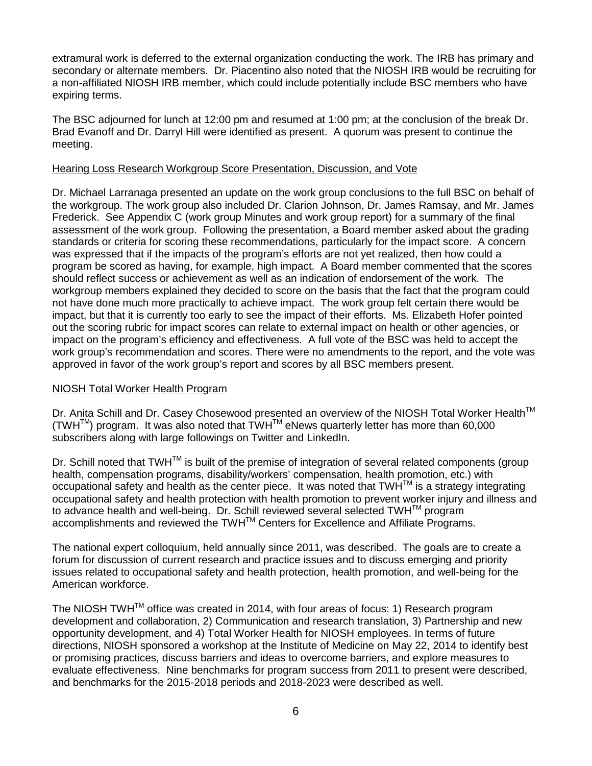extramural work is deferred to the external organization conducting the work. The IRB has primary and secondary or alternate members. Dr. Piacentino also noted that the NIOSH IRB would be recruiting for a non-affiliated NIOSH IRB member, which could include potentially include BSC members who have expiring terms.

The BSC adjourned for lunch at 12:00 pm and resumed at 1:00 pm; at the conclusion of the break Dr. Brad Evanoff and Dr. Darryl Hill were identified as present. A quorum was present to continue the meeting.

Hearing Loss Research Workgroup Score Presentation, Discussion, and Vote

Dr. Michael Larranaga presented an update on the work group conclusions to the full BSC on behalf of the workgroup. The work group also included Dr. Clarion Johnson, Dr. James Ramsay, and Mr. James Frederick. See Appendix C (work group Minutes and work group report) for a summary of the final assessment of the work group. Following the presentation, a Board member asked about the grading standards or criteria for scoring these recommendations, particularly for the impact score. A concern was expressed that if the impacts of the program's efforts are not yet realized, then how could a program be scored as having, for example, high impact. A Board member commented that the scores should reflect success or achievement as well as an indication of endorsement of the work. The workgroup members explained they decided to score on the basis that the fact that the program could not have done much more practically to achieve impact. The work group felt certain there would be impact, but that it is currently too early to see the impact of their efforts. Ms. Elizabeth Hofer pointed out the scoring rubric for impact scores can relate to external impact on health or other agencies, or impact on the program's efficiency and effectiveness. A full vote of the BSC was held to accept the work group's recommendation and scores. There were no amendments to the report, and the vote was approved in favor of the work group's report and scores by all BSC members present.

NIOSH Total Worker Health Program

Dr. Anita Schill and Dr. Casey Chosewood presented an overview of the NIOSH Total Worker Health™ (TWH™) program. It was also noted that TWH™ eNews quarterly letter has more than 60,000 subscribers along with large followings on Twitter and LinkedIn.

Dr. Schill noted that TWH™ is built of the premise of integration of several related components (group health, compensation programs, disability/workers' compensation, health promotion, etc.) with occupational safety and health as the center piece. It was noted that TWH™ is a strategy integrating occupational safety and health protection with health promotion to prevent worker injury and illness and to advance health and well-being. Dr. Schill reviewed several selected TWH™ program accomplishments and reviewed the TWH™ Centers for Excellence and Affiliate Programs.

The national expert colloquium, held annually since 2011, was described. The goals are to create a forum for discussion of current research and practice issues and to discuss emerging and priority issues related to occupational safety and health protection, health promotion, and well-being for the American workforce.

The NIOSH TWH™ office was created in 2014, with four areas of focus: 1) Research program development and collaboration, 2) Communication and research translation, 3) Partnership and new opportunity development, and 4) Total Worker Health for NIOSH employees. In terms of future directions, NIOSH sponsored a workshop at the Institute of Medicine on May 22, 2014 to identify best or promising practices, discuss barriers and ideas to overcome barriers, and explore measures to evaluate effectiveness. Nine benchmarks for program success from 2011 to present were described, and benchmarks for the 2015-2018 periods and 2018-2023 were described as well.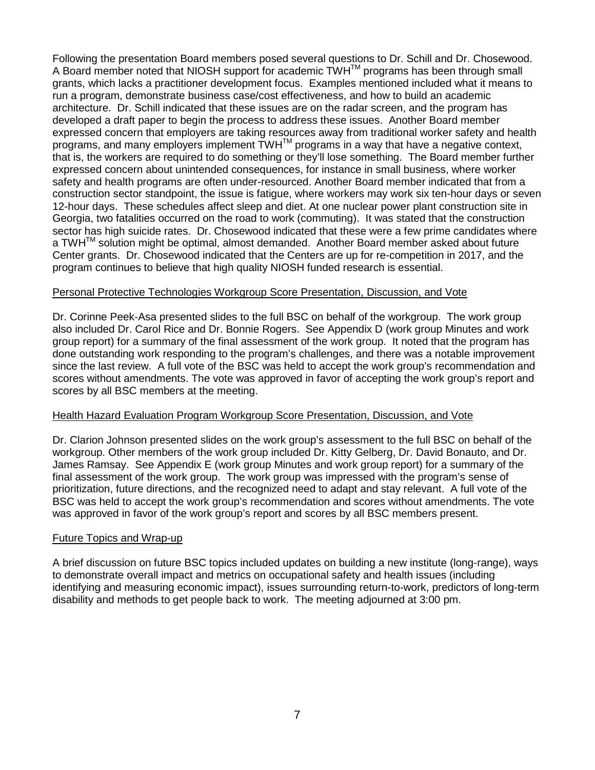Following the presentation Board members posed several questions to Dr. Schill and Dr. Chosewood. A Board member noted that NIOSH support for academic TWH™ programs has been through small grants, which lacks a practitioner development focus. Examples mentioned included what it means to run a program, demonstrate business case/cost effectiveness, and how to build an academic architecture. Dr. Schill indicated that these issues are on the radar screen, and the program has developed a draft paper to begin the process to address these issues. Another Board member expressed concern that employers are taking resources away from traditional worker safety and health programs, and many employers implement TWH™ programs in a way that have a negative context, that is, the workers are required to do something or they'll lose something. The Board member further expressed concern about unintended consequences, for instance in small business, where worker safety and health programs are often under-resourced. Another Board member indicated that from a construction sector standpoint, the issue is fatigue, where workers may work six ten-hour days or seven 12-hour days. These schedules affect sleep and diet. At one nuclear power plant construction site in Georgia, two fatalities occurred on the road to work (commuting). It was stated that the construction sector has high suicide rates. Dr. Chosewood indicated that these were a few prime candidates where a TWH™ solution might be optimal, almost demanded. Another Board member asked about future Center grants. Dr. Chosewood indicated that the Centers are up for re-competition in 2017, and the program continues to believe that high quality NIOSH funded research is essential.

## Personal Protective Technologies Workgroup Score Presentation, Discussion, and Vote

Dr. Corinne Peek-Asa presented slides to the full BSC on behalf of the workgroup. The work group also included Dr. Carol Rice and Dr. Bonnie Rogers. See Appendix D (work group Minutes and work group report) for a summary of the final assessment of the work group. It noted that the program has done outstanding work responding to the program's challenges, and there was a notable improvement since the last review. A full vote of the BSC was held to accept the work group's recommendation and scores without amendments. The vote was approved in favor of accepting the work group's report and scores by all BSC members at the meeting.

## Health Hazard Evaluation Program Workgroup Score Presentation, Discussion, and Vote

Dr. Clarion Johnson presented slides on the work group's assessment to the full BSC on behalf of the workgroup. Other members of the work group included Dr. Kitty Gelberg, Dr. David Bonauto, and Dr. James Ramsay. See Appendix E (work group Minutes and work group report) for a summary of the final assessment of the work group. The work group was impressed with the program's sense of prioritization, future directions, and the recognized need to adapt and stay relevant. A full vote of the BSC was held to accept the work group's recommendation and scores without amendments. The vote was approved in favor of the work group's report and scores by all BSC members present.

## Future Topics and Wrap-up

A brief discussion on future BSC topics included updates on building a new institute (long-range), ways to demonstrate overall impact and metrics on occupational safety and health issues (including identifying and measuring economic impact), issues surrounding return-to-work, predictors of long-term disability and methods to get people back to work. The meeting adjourned at 3:00 pm.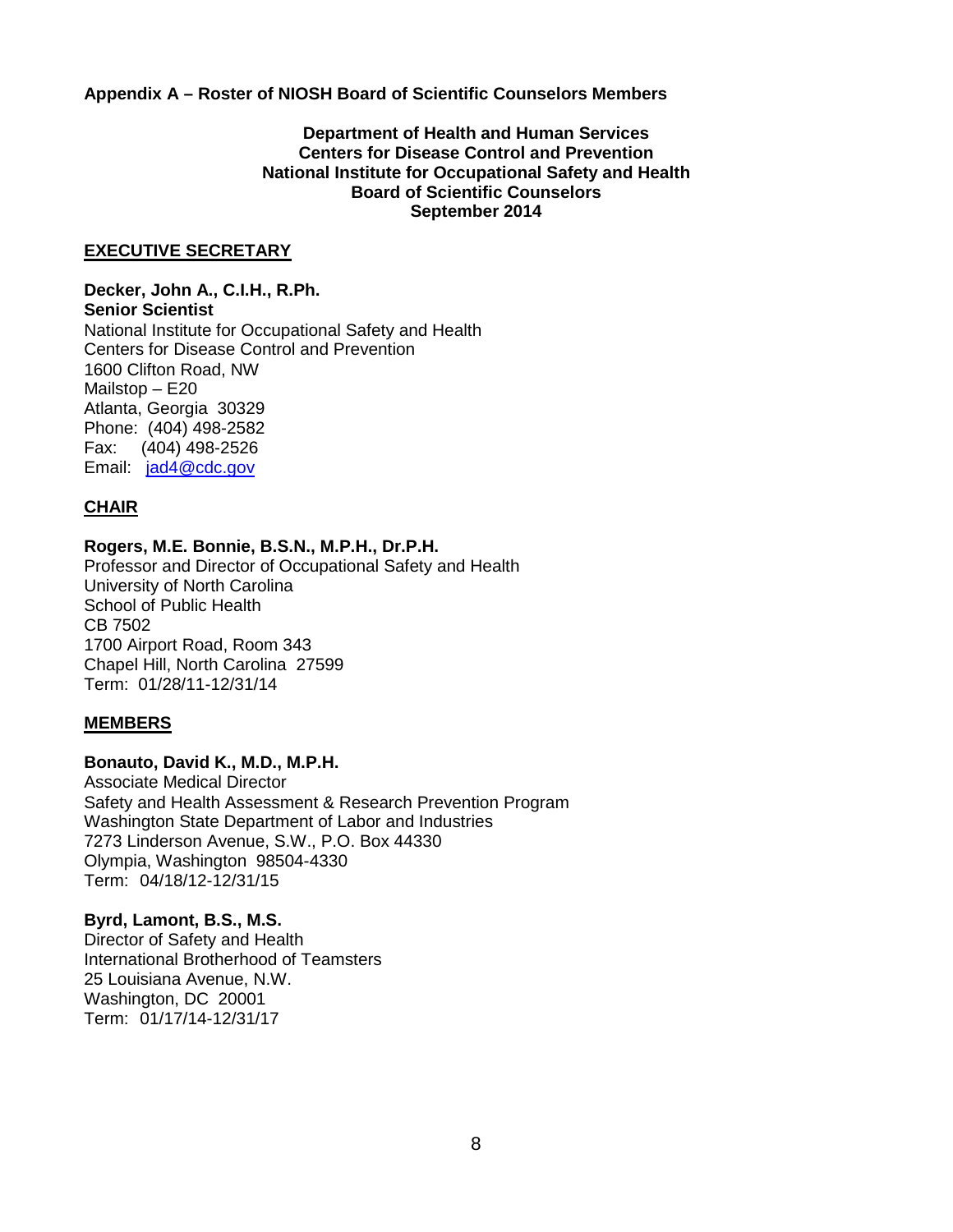**Appendix A – Roster of NIOSH Board of Scientific Counselors Members**

**Department of Health and Human Services**
**Centers for Disease Control and Prevention**
**National Institute for Occupational Safety and Health**
**Board of Scientific Counselors**
**September 2014**

**EXECUTIVE SECRETARY**

**Decker, John A., C.I.H., R.Ph.**
**Senior Scientist**
National Institute for Occupational Safety and Health
Centers for Disease Control and Prevention
1600 Clifton Road, NW
Mailstop – E20
Atlanta, Georgia 30329
Phone: (404) 498-2582
Fax: (404) 498-2526
Email: jad4@cdc.gov

**CHAIR**

**Rogers, M.E. Bonnie, B.S.N., M.P.H., Dr.P.H.**
Professor and Director of Occupational Safety and Health
University of North Carolina
School of Public Health
CB 7502
1700 Airport Road, Room 343
Chapel Hill, North Carolina 27599
Term: 01/28/11-12/31/14

**MEMBERS**

**Bonauto, David K., M.D., M.P.H.**
Associate Medical Director
Safety and Health Assessment & Research Prevention Program
Washington State Department of Labor and Industries
7273 Linderson Avenue, S.W., P.O. Box 44330
Olympia, Washington 98504-4330
Term: 04/18/12-12/31/15

**Byrd, Lamont, B.S., M.S.**
Director of Safety and Health
International Brotherhood of Teamsters
25 Louisiana Avenue, N.W.
Washington, DC 20001
Term: 01/17/14-12/31/17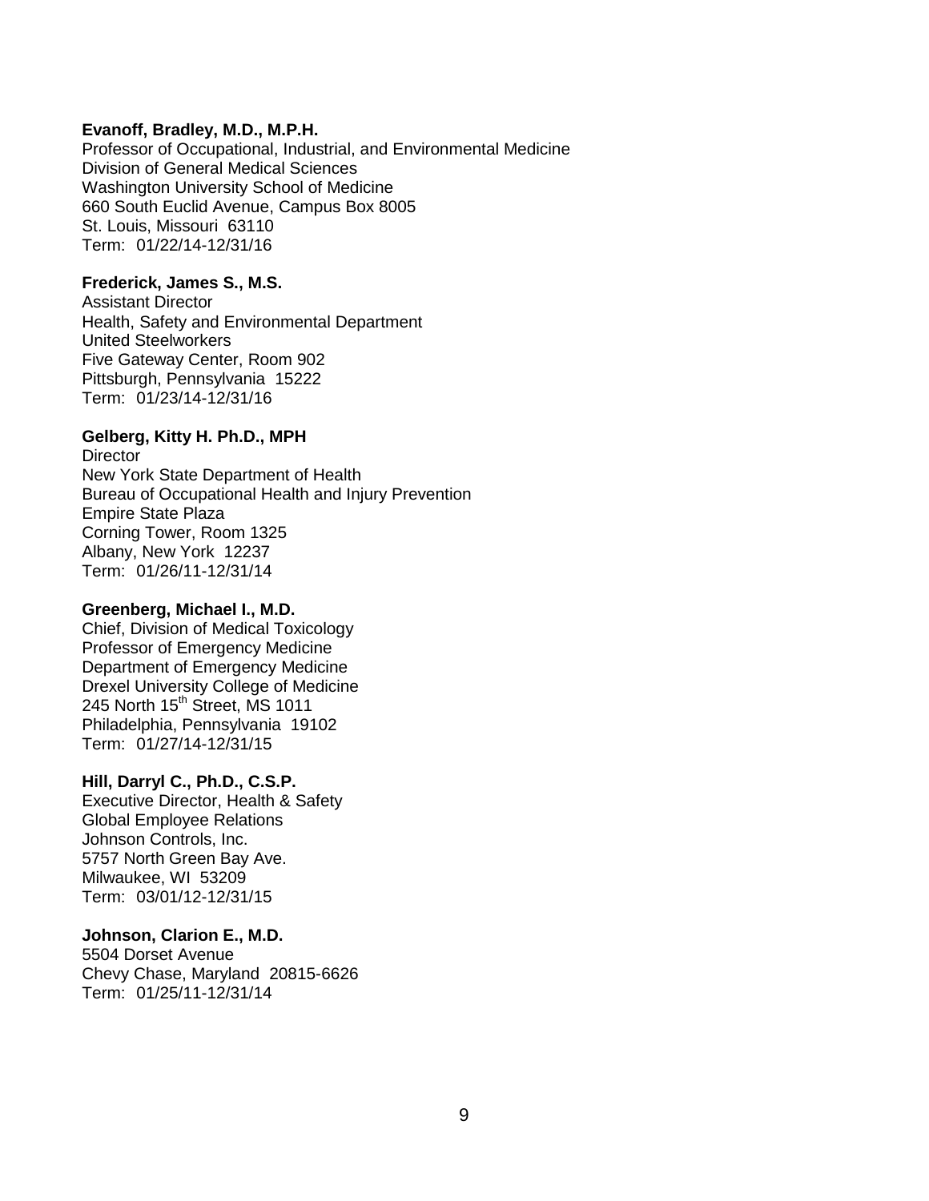**Evanoff, Bradley, M.D., M.P.H.**
Professor of Occupational, Industrial, and Environmental Medicine
Division of General Medical Sciences
Washington University School of Medicine
660 South Euclid Avenue, Campus Box 8005
St. Louis, Missouri 63110
Term: 01/22/14-12/31/16

**Frederick, James S., M.S.**
Assistant Director
Health, Safety and Environmental Department
United Steelworkers
Five Gateway Center, Room 902
Pittsburgh, Pennsylvania 15222
Term: 01/23/14-12/31/16

**Gelberg, Kitty H. Ph.D., MPH**
Director
New York State Department of Health
Bureau of Occupational Health and Injury Prevention
Empire State Plaza
Corning Tower, Room 1325
Albany, New York 12237
Term: 01/26/11-12/31/14

**Greenberg, Michael I., M.D.**
Chief, Division of Medical Toxicology
Professor of Emergency Medicine
Department of Emergency Medicine
Drexel University College of Medicine
245 North 15th Street, MS 1011
Philadelphia, Pennsylvania 19102
Term: 01/27/14-12/31/15

**Hill, Darryl C., Ph.D., C.S.P.**
Executive Director, Health & Safety
Global Employee Relations
Johnson Controls, Inc.
5757 North Green Bay Ave.
Milwaukee, WI 53209
Term: 03/01/12-12/31/15

**Johnson, Clarion E., M.D.**
5504 Dorset Avenue
Chevy Chase, Maryland 20815-6626
Term: 01/25/11-12/31/14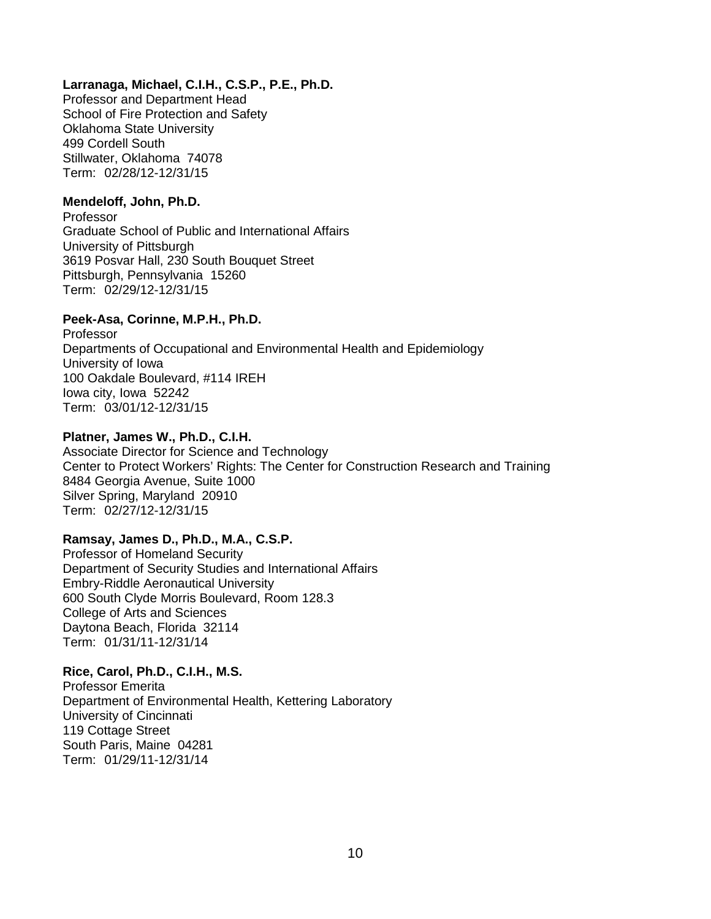**Larranaga, Michael, C.I.H., C.S.P., P.E., Ph.D.**
Professor and Department Head
School of Fire Protection and Safety
Oklahoma State University
499 Cordell South
Stillwater, Oklahoma 74078
Term: 02/28/12-12/31/15

**Mendeloff, John, Ph.D.**
Professor
Graduate School of Public and International Affairs
University of Pittsburgh
3619 Posvar Hall, 230 South Bouquet Street
Pittsburgh, Pennsylvania 15260
Term: 02/29/12-12/31/15

**Peek-Asa, Corinne, M.P.H., Ph.D.**
Professor
Departments of Occupational and Environmental Health and Epidemiology
University of Iowa
100 Oakdale Boulevard, #114 IREH
Iowa city, Iowa 52242
Term: 03/01/12-12/31/15

**Platner, James W., Ph.D., C.I.H.**
Associate Director for Science and Technology
Center to Protect Workers' Rights: The Center for Construction Research and Training
8484 Georgia Avenue, Suite 1000
Silver Spring, Maryland 20910
Term: 02/27/12-12/31/15

**Ramsay, James D., Ph.D., M.A., C.S.P.**
Professor of Homeland Security
Department of Security Studies and International Affairs
Embry-Riddle Aeronautical University
600 South Clyde Morris Boulevard, Room 128.3
College of Arts and Sciences
Daytona Beach, Florida 32114
Term: 01/31/11-12/31/14

**Rice, Carol, Ph.D., C.I.H., M.S.**
Professor Emerita
Department of Environmental Health, Kettering Laboratory
University of Cincinnati
119 Cottage Street
South Paris, Maine 04281
Term: 01/29/11-12/31/14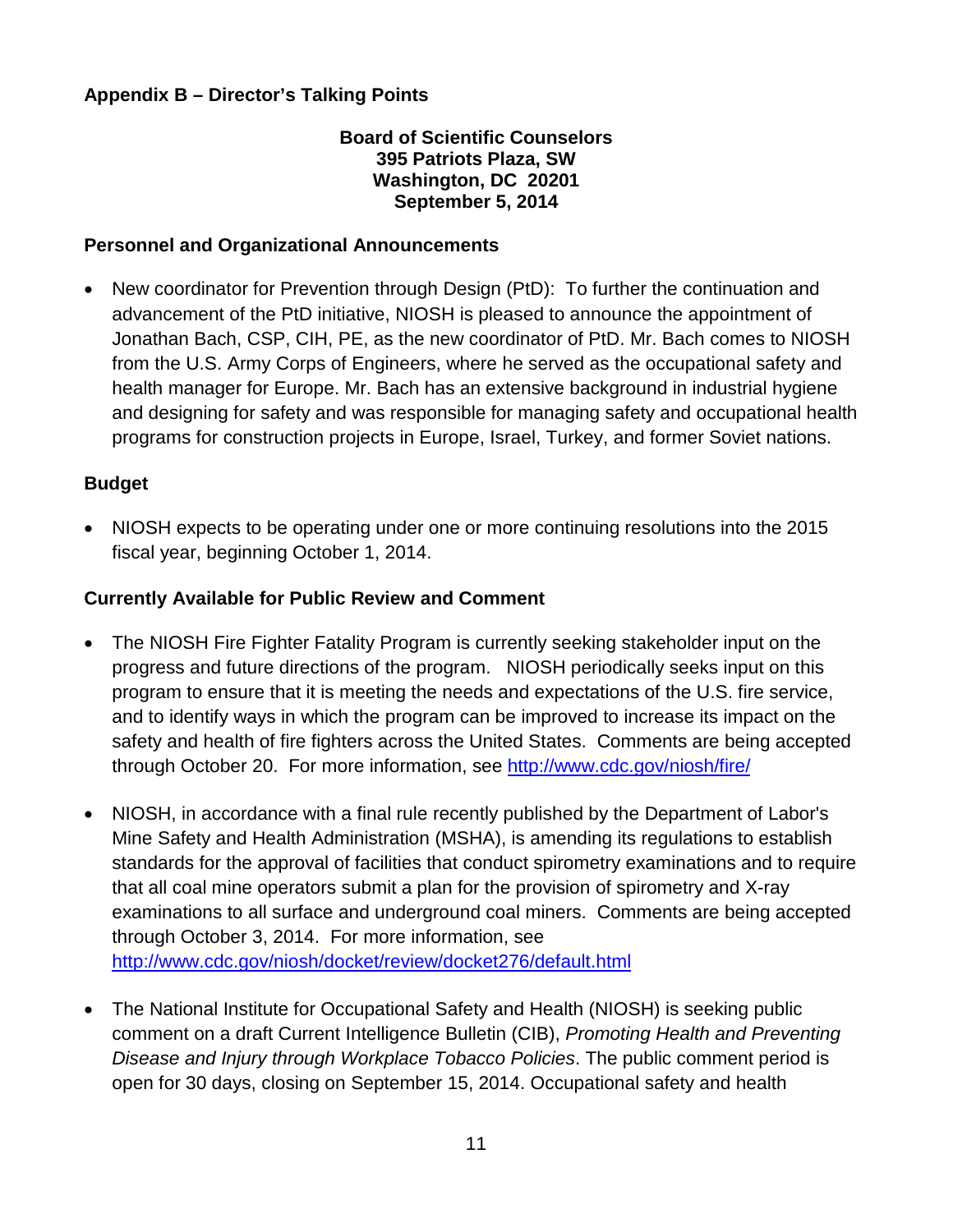## Appendix B – Director's Talking Points

**Board of Scientific Counselors**
**395 Patriots Plaza, SW**
**Washington, DC 20201**
**September 5, 2014**

### Personnel and Organizational Announcements

- New coordinator for Prevention through Design (PtD): To further the continuation and advancement of the PtD initiative, NIOSH is pleased to announce the appointment of Jonathan Bach, CSP, CIH, PE, as the new coordinator of PtD. Mr. Bach comes to NIOSH from the U.S. Army Corps of Engineers, where he served as the occupational safety and health manager for Europe. Mr. Bach has an extensive background in industrial hygiene and designing for safety and was responsible for managing safety and occupational health programs for construction projects in Europe, Israel, Turkey, and former Soviet nations.

### Budget

- NIOSH expects to be operating under one or more continuing resolutions into the 2015 fiscal year, beginning October 1, 2014.

### Currently Available for Public Review and Comment

- The NIOSH Fire Fighter Fatality Program is currently seeking stakeholder input on the progress and future directions of the program. NIOSH periodically seeks input on this program to ensure that it is meeting the needs and expectations of the U.S. fire service, and to identify ways in which the program can be improved to increase its impact on the safety and health of fire fighters across the United States. Comments are being accepted through October 20. For more information, see http://www.cdc.gov/niosh/fire/

- NIOSH, in accordance with a final rule recently published by the Department of Labor's Mine Safety and Health Administration (MSHA), is amending its regulations to establish standards for the approval of facilities that conduct spirometry examinations and to require that all coal mine operators submit a plan for the provision of spirometry and X-ray examinations to all surface and underground coal miners. Comments are being accepted through October 3, 2014. For more information, see http://www.cdc.gov/niosh/docket/review/docket276/default.html

- The National Institute for Occupational Safety and Health (NIOSH) is seeking public comment on a draft Current Intelligence Bulletin (CIB), *Promoting Health and Preventing Disease and Injury through Workplace Tobacco Policies*. The public comment period is open for 30 days, closing on September 15, 2014. Occupational safety and health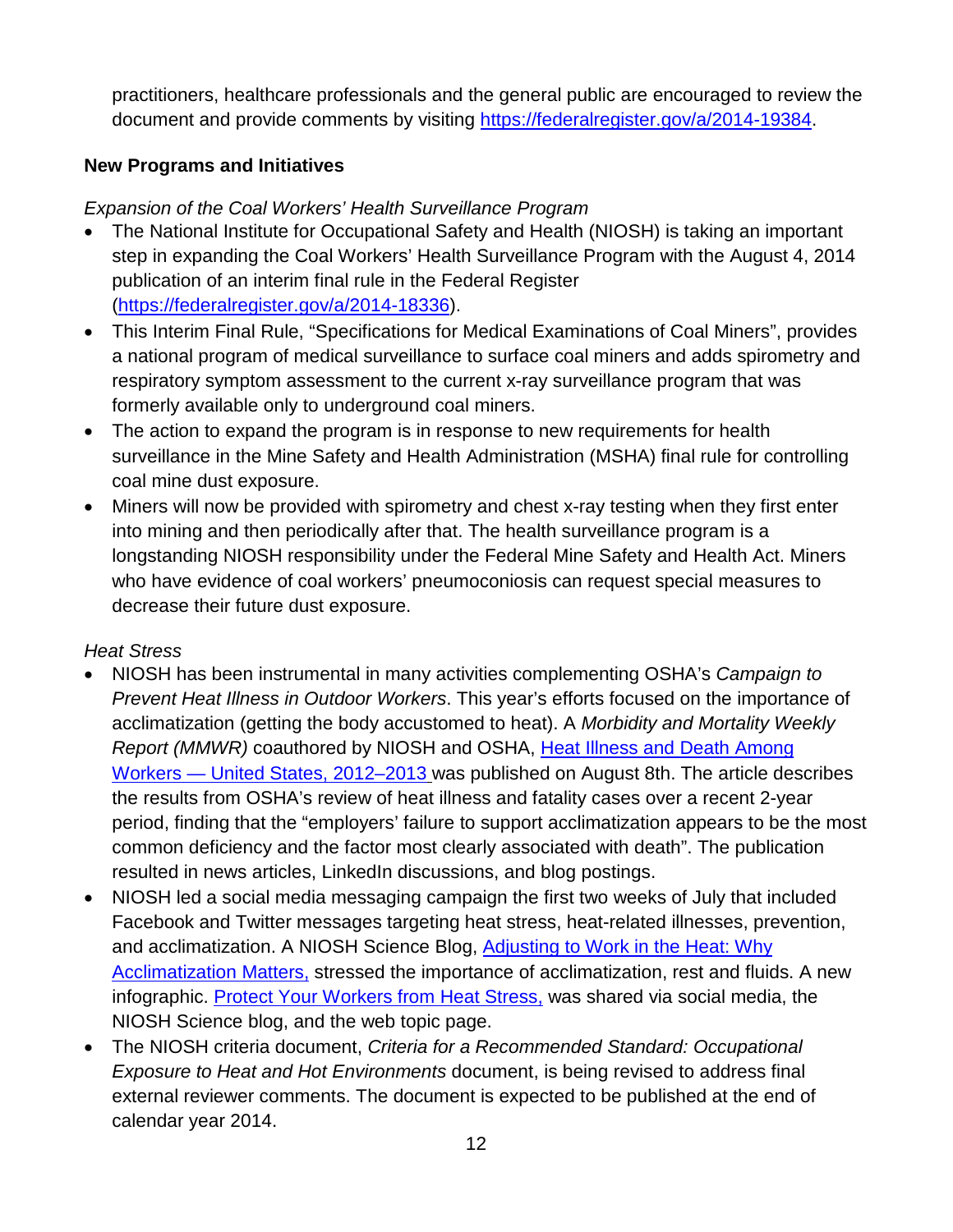practitioners, healthcare professionals and the general public are encouraged to review the document and provide comments by visiting [https://federalregister.gov/a/2014-19384](https://federalregister.gov/a/2014-19384).

**New Programs and Initiatives**

*Expansion of the Coal Workers' Health Surveillance Program*

- The National Institute for Occupational Safety and Health (NIOSH) is taking an important step in expanding the Coal Workers' Health Surveillance Program with the August 4, 2014 publication of an interim final rule in the Federal Register ([https://federalregister.gov/a/2014-18336](https://federalregister.gov/a/2014-18336)).
- This Interim Final Rule, "Specifications for Medical Examinations of Coal Miners", provides a national program of medical surveillance to surface coal miners and adds spirometry and respiratory symptom assessment to the current x-ray surveillance program that was formerly available only to underground coal miners.
- The action to expand the program is in response to new requirements for health surveillance in the Mine Safety and Health Administration (MSHA) final rule for controlling coal mine dust exposure.
- Miners will now be provided with spirometry and chest x-ray testing when they first enter into mining and then periodically after that. The health surveillance program is a longstanding NIOSH responsibility under the Federal Mine Safety and Health Act. Miners who have evidence of coal workers' pneumoconiosis can request special measures to decrease their future dust exposure.

*Heat Stress*

- NIOSH has been instrumental in many activities complementing OSHA's *Campaign to Prevent Heat Illness in Outdoor Workers*. This year's efforts focused on the importance of acclimatization (getting the body accustomed to heat). A *Morbidity and Mortality Weekly Report (MMWR)* coauthored by NIOSH and OSHA, Heat Illness and Death Among Workers — United States, 2012–2013 was published on August 8th. The article describes the results from OSHA's review of heat illness and fatality cases over a recent 2-year period, finding that the "employers' failure to support acclimatization appears to be the most common deficiency and the factor most clearly associated with death". The publication resulted in news articles, LinkedIn discussions, and blog postings.
- NIOSH led a social media messaging campaign the first two weeks of July that included Facebook and Twitter messages targeting heat stress, heat-related illnesses, prevention, and acclimatization. A NIOSH Science Blog, Adjusting to Work in the Heat: Why Acclimatization Matters, stressed the importance of acclimatization, rest and fluids. A new infographic. Protect Your Workers from Heat Stress, was shared via social media, the NIOSH Science blog, and the web topic page.
- The NIOSH criteria document, *Criteria for a Recommended Standard: Occupational Exposure to Heat and Hot Environments* document, is being revised to address final external reviewer comments. The document is expected to be published at the end of calendar year 2014.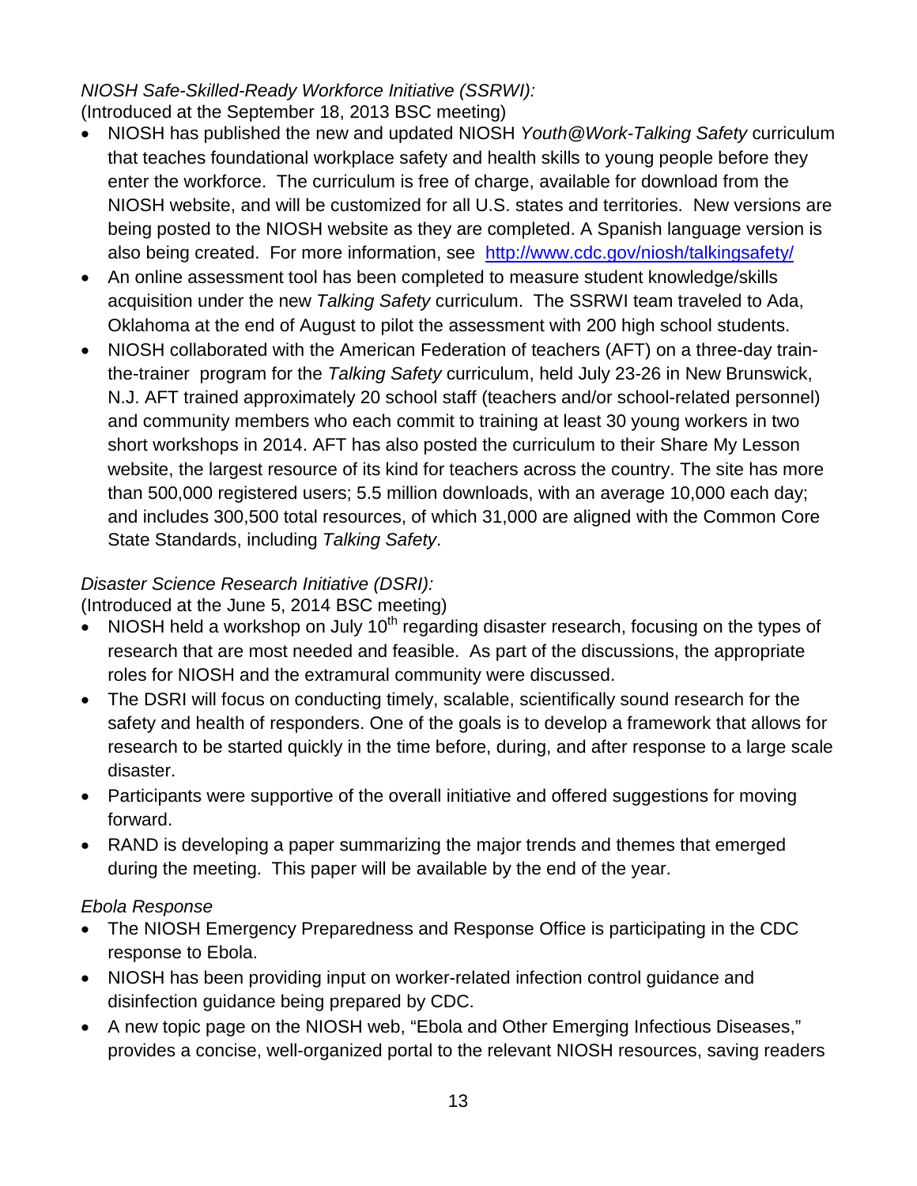*NIOSH Safe-Skilled-Ready Workforce Initiative (SSRWI):*
(Introduced at the September 18, 2013 BSC meeting)

- NIOSH has published the new and updated NIOSH *Youth@Work-Talking Safety* curriculum that teaches foundational workplace safety and health skills to young people before they enter the workforce. The curriculum is free of charge, available for download from the NIOSH website, and will be customized for all U.S. states and territories. New versions are being posted to the NIOSH website as they are completed. A Spanish language version is also being created. For more information, see [http://www.cdc.gov/niosh/talkingsafety/](http://www.cdc.gov/niosh/talkingsafety/)
- An online assessment tool has been completed to measure student knowledge/skills acquisition under the new *Talking Safety* curriculum. The SSRWI team traveled to Ada, Oklahoma at the end of August to pilot the assessment with 200 high school students.
- NIOSH collaborated with the American Federation of teachers (AFT) on a three-day train-the-trainer program for the *Talking Safety* curriculum, held July 23-26 in New Brunswick, N.J. AFT trained approximately 20 school staff (teachers and/or school-related personnel) and community members who each commit to training at least 30 young workers in two short workshops in 2014. AFT has also posted the curriculum to their Share My Lesson website, the largest resource of its kind for teachers across the country. The site has more than 500,000 registered users; 5.5 million downloads, with an average 10,000 each day; and includes 300,500 total resources, of which 31,000 are aligned with the Common Core State Standards, including *Talking Safety*.

*Disaster Science Research Initiative (DSRI):*
(Introduced at the June 5, 2014 BSC meeting)

- NIOSH held a workshop on July 10th regarding disaster research, focusing on the types of research that are most needed and feasible. As part of the discussions, the appropriate roles for NIOSH and the extramural community were discussed.
- The DSRI will focus on conducting timely, scalable, scientifically sound research for the safety and health of responders. One of the goals is to develop a framework that allows for research to be started quickly in the time before, during, and after response to a large scale disaster.
- Participants were supportive of the overall initiative and offered suggestions for moving forward.
- RAND is developing a paper summarizing the major trends and themes that emerged during the meeting. This paper will be available by the end of the year.

*Ebola Response*

- The NIOSH Emergency Preparedness and Response Office is participating in the CDC response to Ebola.
- NIOSH has been providing input on worker-related infection control guidance and disinfection guidance being prepared by CDC.
- A new topic page on the NIOSH web, "Ebola and Other Emerging Infectious Diseases," provides a concise, well-organized portal to the relevant NIOSH resources, saving readers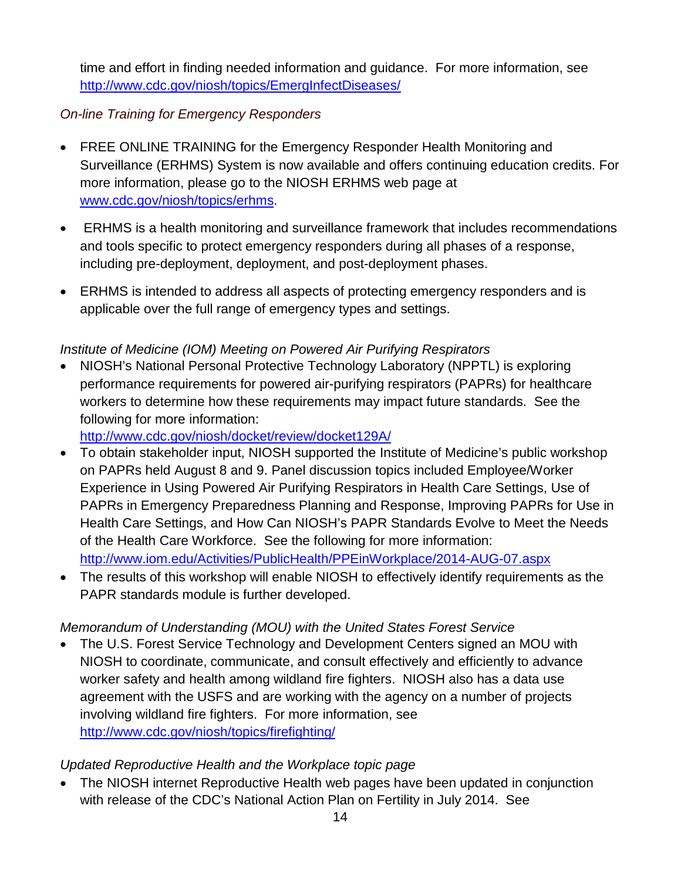time and effort in finding needed information and guidance. For more information, see http://www.cdc.gov/niosh/topics/EmergInfectDiseases/

*On-line Training for Emergency Responders*

- FREE ONLINE TRAINING for the Emergency Responder Health Monitoring and Surveillance (ERHMS) System is now available and offers continuing education credits. For more information, please go to the NIOSH ERHMS web page at www.cdc.gov/niosh/topics/erhms.
- ERHMS is a health monitoring and surveillance framework that includes recommendations and tools specific to protect emergency responders during all phases of a response, including pre-deployment, deployment, and post-deployment phases.
- ERHMS is intended to address all aspects of protecting emergency responders and is applicable over the full range of emergency types and settings.

*Institute of Medicine (IOM) Meeting on Powered Air Purifying Respirators*

- NIOSH's National Personal Protective Technology Laboratory (NPPTL) is exploring performance requirements for powered air-purifying respirators (PAPRs) for healthcare workers to determine how these requirements may impact future standards. See the following for more information: http://www.cdc.gov/niosh/docket/review/docket129A/
- To obtain stakeholder input, NIOSH supported the Institute of Medicine's public workshop on PAPRs held August 8 and 9. Panel discussion topics included Employee/Worker Experience in Using Powered Air Purifying Respirators in Health Care Settings, Use of PAPRs in Emergency Preparedness Planning and Response, Improving PAPRs for Use in Health Care Settings, and How Can NIOSH's PAPR Standards Evolve to Meet the Needs of the Health Care Workforce. See the following for more information: http://www.iom.edu/Activities/PublicHealth/PPEinWorkplace/2014-AUG-07.aspx
- The results of this workshop will enable NIOSH to effectively identify requirements as the PAPR standards module is further developed.

*Memorandum of Understanding (MOU) with the United States Forest Service*

- The U.S. Forest Service Technology and Development Centers signed an MOU with NIOSH to coordinate, communicate, and consult effectively and efficiently to advance worker safety and health among wildland fire fighters. NIOSH also has a data use agreement with the USFS and are working with the agency on a number of projects involving wildland fire fighters. For more information, see http://www.cdc.gov/niosh/topics/firefighting/

*Updated Reproductive Health and the Workplace topic page*

- The NIOSH internet Reproductive Health web pages have been updated in conjunction with release of the CDC's National Action Plan on Fertility in July 2014. See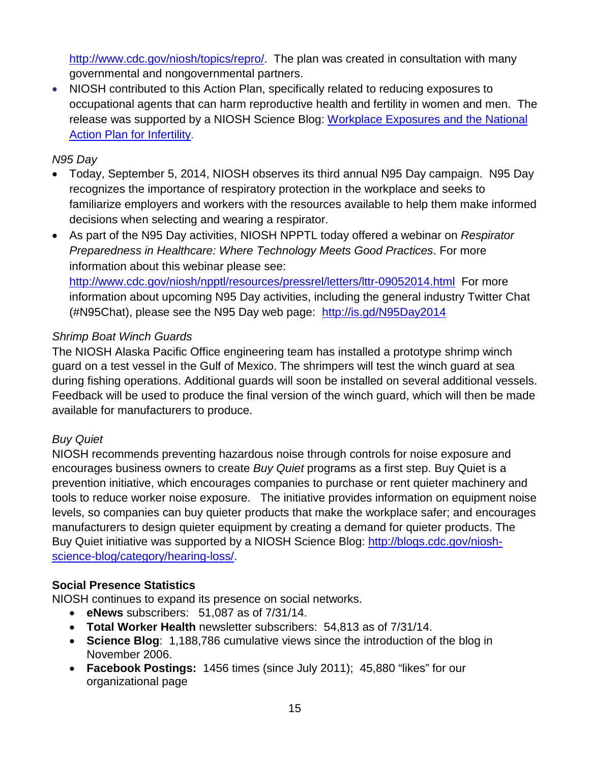[http://www.cdc.gov/niosh/topics/repro/](http://www.cdc.gov/niosh/topics/repro/). The plan was created in consultation with many governmental and nongovernmental partners.

- NIOSH contributed to this Action Plan, specifically related to reducing exposures to occupational agents that can harm reproductive health and fertility in women and men. The release was supported by a NIOSH Science Blog: [Workplace Exposures and the National Action Plan for Infertility](#).

*N95 Day*

- Today, September 5, 2014, NIOSH observes its third annual N95 Day campaign. N95 Day recognizes the importance of respiratory protection in the workplace and seeks to familiarize employers and workers with the resources available to help them make informed decisions when selecting and wearing a respirator.
- As part of the N95 Day activities, NIOSH NPPTL today offered a webinar on *Respirator Preparedness in Healthcare: Where Technology Meets Good Practices*. For more information about this webinar please see: [http://www.cdc.gov/niosh/npptl/resources/pressrel/letters/lttr-09052014.html](http://www.cdc.gov/niosh/npptl/resources/pressrel/letters/lttr-09052014.html) For more information about upcoming N95 Day activities, including the general industry Twitter Chat (#N95Chat), please see the N95 Day web page: [http://is.gd/N95Day2014](http://is.gd/N95Day2014)

*Shrimp Boat Winch Guards*

The NIOSH Alaska Pacific Office engineering team has installed a prototype shrimp winch guard on a test vessel in the Gulf of Mexico. The shrimpers will test the winch guard at sea during fishing operations. Additional guards will soon be installed on several additional vessels. Feedback will be used to produce the final version of the winch guard, which will then be made available for manufacturers to produce.

*Buy Quiet*

NIOSH recommends preventing hazardous noise through controls for noise exposure and encourages business owners to create *Buy Quiet* programs as a first step. Buy Quiet is a prevention initiative, which encourages companies to purchase or rent quieter machinery and tools to reduce worker noise exposure. The initiative provides information on equipment noise levels, so companies can buy quieter products that make the workplace safer; and encourages manufacturers to design quieter equipment by creating a demand for quieter products. The Buy Quiet initiative was supported by a NIOSH Science Blog: [http://blogs.cdc.gov/niosh-science-blog/category/hearing-loss/](http://blogs.cdc.gov/niosh-science-blog/category/hearing-loss/).

**Social Presence Statistics**

NIOSH continues to expand its presence on social networks.

- **eNews** subscribers: 51,087 as of 7/31/14.
- **Total Worker Health** newsletter subscribers: 54,813 as of 7/31/14.
- **Science Blog**: 1,188,786 cumulative views since the introduction of the blog in November 2006.
- **Facebook Postings:** 1456 times (since July 2011); 45,880 "likes" for our organizational page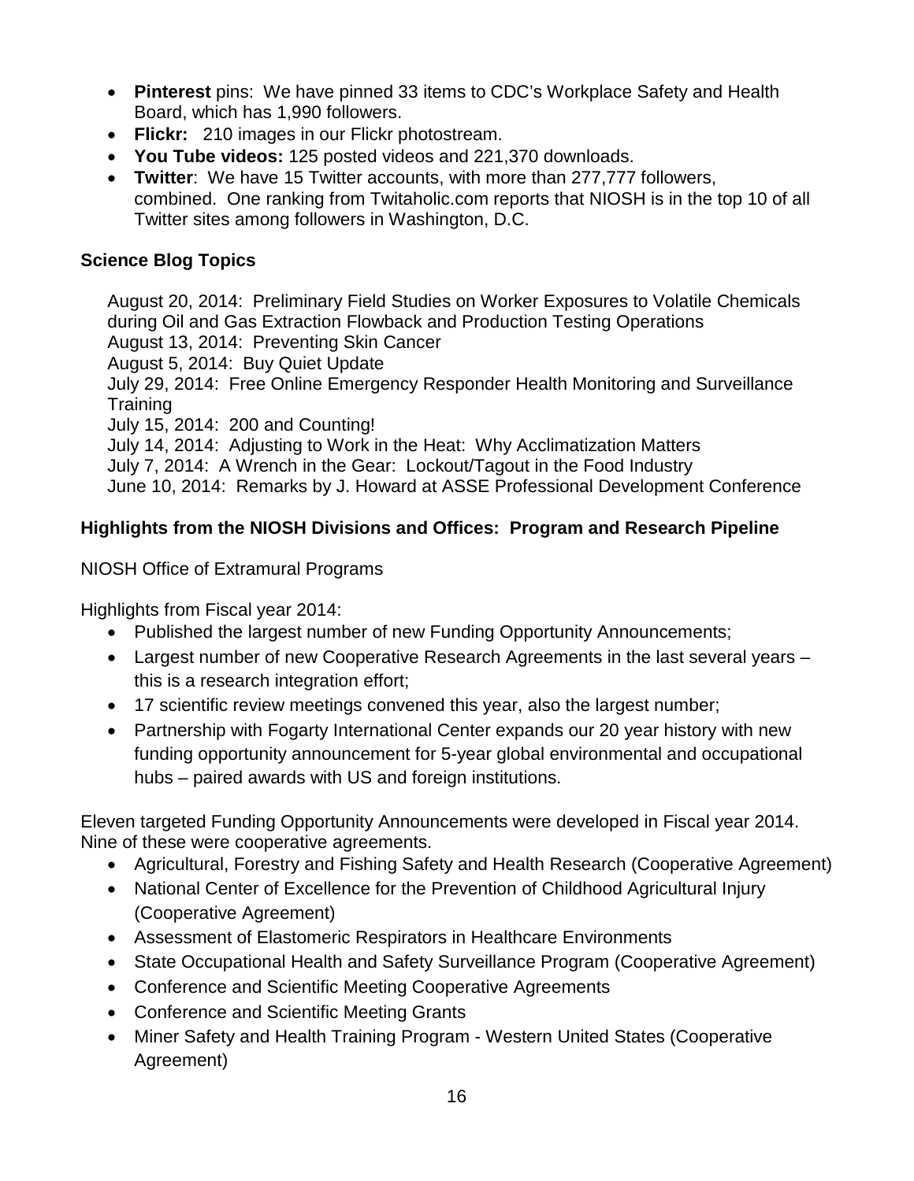- **Pinterest** pins: We have pinned 33 items to CDC's Workplace Safety and Health Board, which has 1,990 followers.
- **Flickr:** 210 images in our Flickr photostream.
- **You Tube videos:** 125 posted videos and 221,370 downloads.
- **Twitter**: We have 15 Twitter accounts, with more than 277,777 followers, combined. One ranking from Twitaholic.com reports that NIOSH is in the top 10 of all Twitter sites among followers in Washington, D.C.

**Science Blog Topics**

August 20, 2014: Preliminary Field Studies on Worker Exposures to Volatile Chemicals during Oil and Gas Extraction Flowback and Production Testing Operations
August 13, 2014: Preventing Skin Cancer
August 5, 2014: Buy Quiet Update
July 29, 2014: Free Online Emergency Responder Health Monitoring and Surveillance Training
July 15, 2014: 200 and Counting!
July 14, 2014: Adjusting to Work in the Heat: Why Acclimatization Matters
July 7, 2014: A Wrench in the Gear: Lockout/Tagout in the Food Industry
June 10, 2014: Remarks by J. Howard at ASSE Professional Development Conference

**Highlights from the NIOSH Divisions and Offices: Program and Research Pipeline**

NIOSH Office of Extramural Programs

Highlights from Fiscal year 2014:

- Published the largest number of new Funding Opportunity Announcements;
- Largest number of new Cooperative Research Agreements in the last several years – this is a research integration effort;
- 17 scientific review meetings convened this year, also the largest number;
- Partnership with Fogarty International Center expands our 20 year history with new funding opportunity announcement for 5-year global environmental and occupational hubs – paired awards with US and foreign institutions.

Eleven targeted Funding Opportunity Announcements were developed in Fiscal year 2014. Nine of these were cooperative agreements.

- Agricultural, Forestry and Fishing Safety and Health Research (Cooperative Agreement)
- National Center of Excellence for the Prevention of Childhood Agricultural Injury (Cooperative Agreement)
- Assessment of Elastomeric Respirators in Healthcare Environments
- State Occupational Health and Safety Surveillance Program (Cooperative Agreement)
- Conference and Scientific Meeting Cooperative Agreements
- Conference and Scientific Meeting Grants
- Miner Safety and Health Training Program - Western United States (Cooperative Agreement)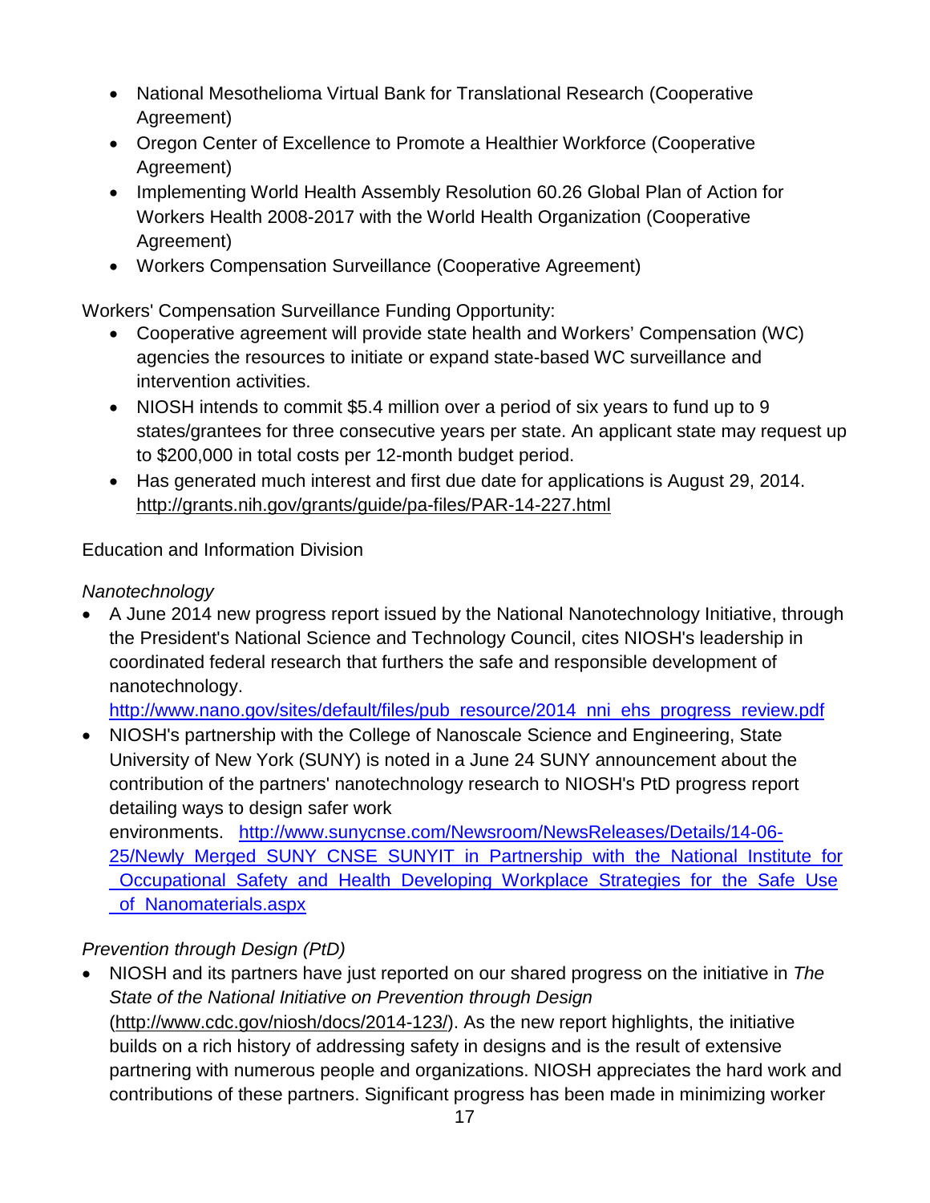- National Mesothelioma Virtual Bank for Translational Research (Cooperative Agreement)
- Oregon Center of Excellence to Promote a Healthier Workforce (Cooperative Agreement)
- Implementing World Health Assembly Resolution 60.26 Global Plan of Action for Workers Health 2008-2017 with the World Health Organization (Cooperative Agreement)
- Workers Compensation Surveillance (Cooperative Agreement)

Workers' Compensation Surveillance Funding Opportunity:

- Cooperative agreement will provide state health and Workers' Compensation (WC) agencies the resources to initiate or expand state-based WC surveillance and intervention activities.
- NIOSH intends to commit $5.4 million over a period of six years to fund up to 9 states/grantees for three consecutive years per state. An applicant state may request up to $200,000 in total costs per 12-month budget period.
- Has generated much interest and first due date for applications is August 29, 2014. http://grants.nih.gov/grants/guide/pa-files/PAR-14-227.html

Education and Information Division

*Nanotechnology*

- A June 2014 new progress report issued by the National Nanotechnology Initiative, through the President's National Science and Technology Council, cites NIOSH's leadership in coordinated federal research that furthers the safe and responsible development of nanotechnology. http://www.nano.gov/sites/default/files/pub_resource/2014_nni_ehs_progress_review.pdf
- NIOSH's partnership with the College of Nanoscale Science and Engineering, State University of New York (SUNY) is noted in a June 24 SUNY announcement about the contribution of the partners' nanotechnology research to NIOSH's PtD progress report detailing ways to design safer work environments. http://www.sunycnse.com/Newsroom/NewsReleases/Details/14-06-25/Newly_Merged_SUNY_CNSE_SUNYIT_in_Partnership_with_the_National_Institute_for_Occupational_Safety_and_Health_Developing_Workplace_Strategies_for_the_Safe_Use_of_Nanomaterials.aspx

*Prevention through Design (PtD)*

- NIOSH and its partners have just reported on our shared progress on the initiative in *The State of the National Initiative on Prevention through Design* (http://www.cdc.gov/niosh/docs/2014-123/). As the new report highlights, the initiative builds on a rich history of addressing safety in designs and is the result of extensive partnering with numerous people and organizations. NIOSH appreciates the hard work and contributions of these partners. Significant progress has been made in minimizing worker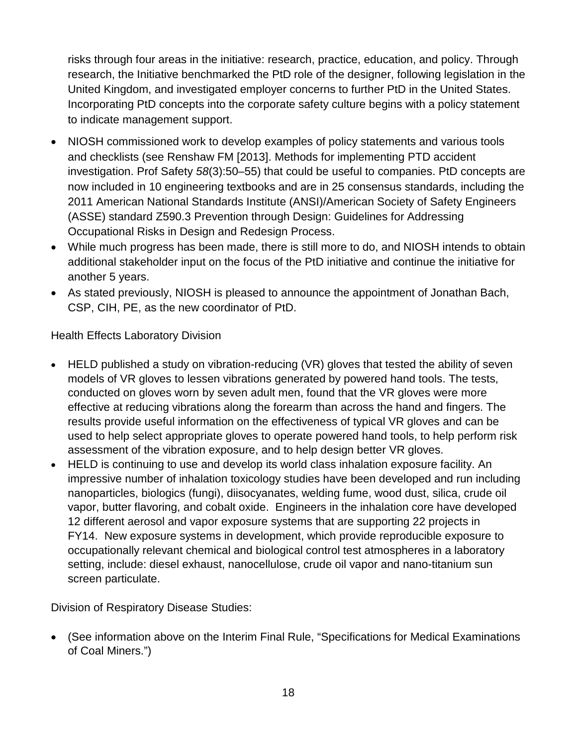risks through four areas in the initiative: research, practice, education, and policy. Through research, the Initiative benchmarked the PtD role of the designer, following legislation in the United Kingdom, and investigated employer concerns to further PtD in the United States. Incorporating PtD concepts into the corporate safety culture begins with a policy statement to indicate management support.

- NIOSH commissioned work to develop examples of policy statements and various tools and checklists (see Renshaw FM [2013]. Methods for implementing PTD accident investigation. Prof Safety *58*(3):50–55) that could be useful to companies. PtD concepts are now included in 10 engineering textbooks and are in 25 consensus standards, including the 2011 American National Standards Institute (ANSI)/American Society of Safety Engineers (ASSE) standard Z590.3 Prevention through Design: Guidelines for Addressing Occupational Risks in Design and Redesign Process.
- While much progress has been made, there is still more to do, and NIOSH intends to obtain additional stakeholder input on the focus of the PtD initiative and continue the initiative for another 5 years.
- As stated previously, NIOSH is pleased to announce the appointment of Jonathan Bach, CSP, CIH, PE, as the new coordinator of PtD.

Health Effects Laboratory Division

- HELD published a study on vibration-reducing (VR) gloves that tested the ability of seven models of VR gloves to lessen vibrations generated by powered hand tools. The tests, conducted on gloves worn by seven adult men, found that the VR gloves were more effective at reducing vibrations along the forearm than across the hand and fingers. The results provide useful information on the effectiveness of typical VR gloves and can be used to help select appropriate gloves to operate powered hand tools, to help perform risk assessment of the vibration exposure, and to help design better VR gloves.
- HELD is continuing to use and develop its world class inhalation exposure facility. An impressive number of inhalation toxicology studies have been developed and run including nanoparticles, biologics (fungi), diisocyanates, welding fume, wood dust, silica, crude oil vapor, butter flavoring, and cobalt oxide. Engineers in the inhalation core have developed 12 different aerosol and vapor exposure systems that are supporting 22 projects in FY14. New exposure systems in development, which provide reproducible exposure to occupationally relevant chemical and biological control test atmospheres in a laboratory setting, include: diesel exhaust, nanocellulose, crude oil vapor and nano-titanium sun screen particulate.

Division of Respiratory Disease Studies:

- (See information above on the Interim Final Rule, "Specifications for Medical Examinations of Coal Miners.")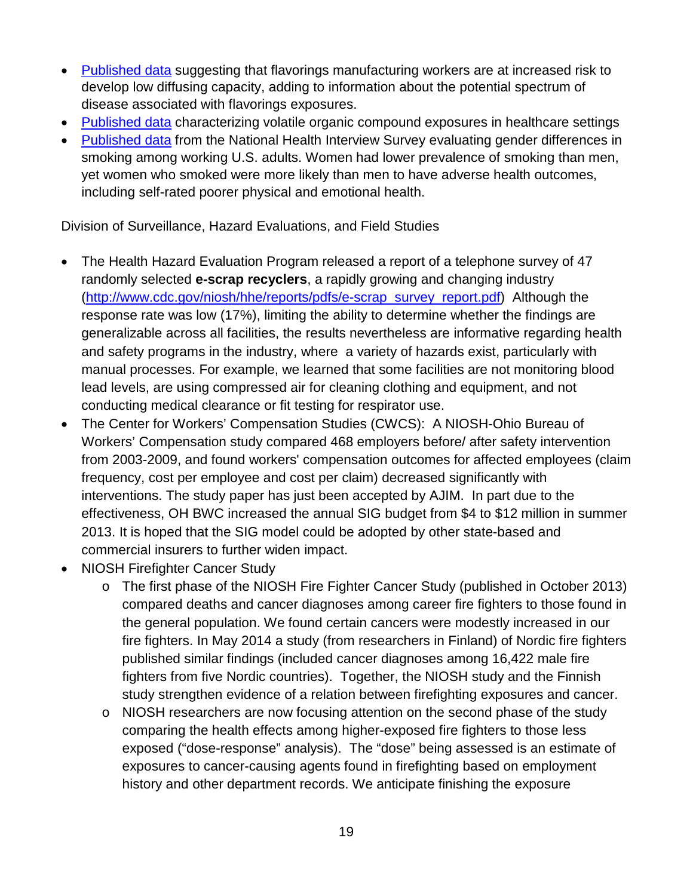- [Published data](#) suggesting that flavorings manufacturing workers are at increased risk to develop low diffusing capacity, adding to information about the potential spectrum of disease associated with flavorings exposures.
- [Published data](#) characterizing volatile organic compound exposures in healthcare settings
- [Published data](#) from the National Health Interview Survey evaluating gender differences in smoking among working U.S. adults. Women had lower prevalence of smoking than men, yet women who smoked were more likely than men to have adverse health outcomes, including self-rated poorer physical and emotional health.

Division of Surveillance, Hazard Evaluations, and Field Studies

- The Health Hazard Evaluation Program released a report of a telephone survey of 47 randomly selected **e-scrap recyclers**, a rapidly growing and changing industry ([http://www.cdc.gov/niosh/hhe/reports/pdfs/e-scrap_survey_report.pdf](http://www.cdc.gov/niosh/hhe/reports/pdfs/e-scrap_survey_report.pdf)) Although the response rate was low (17%), limiting the ability to determine whether the findings are generalizable across all facilities, the results nevertheless are informative regarding health and safety programs in the industry, where a variety of hazards exist, particularly with manual processes. For example, we learned that some facilities are not monitoring blood lead levels, are using compressed air for cleaning clothing and equipment, and not conducting medical clearance or fit testing for respirator use.
- The Center for Workers' Compensation Studies (CWCS): A NIOSH-Ohio Bureau of Workers' Compensation study compared 468 employers before/ after safety intervention from 2003-2009, and found workers' compensation outcomes for affected employees (claim frequency, cost per employee and cost per claim) decreased significantly with interventions. The study paper has just been accepted by AJIM. In part due to the effectiveness, OH BWC increased the annual SIG budget from $4 to $12 million in summer 2013. It is hoped that the SIG model could be adopted by other state-based and commercial insurers to further widen impact.
- NIOSH Firefighter Cancer Study
  - The first phase of the NIOSH Fire Fighter Cancer Study (published in October 2013) compared deaths and cancer diagnoses among career fire fighters to those found in the general population. We found certain cancers were modestly increased in our fire fighters. In May 2014 a study (from researchers in Finland) of Nordic fire fighters published similar findings (included cancer diagnoses among 16,422 male fire fighters from five Nordic countries). Together, the NIOSH study and the Finnish study strengthen evidence of a relation between firefighting exposures and cancer.
  - NIOSH researchers are now focusing attention on the second phase of the study comparing the health effects among higher-exposed fire fighters to those less exposed ("dose-response" analysis). The "dose" being assessed is an estimate of exposures to cancer-causing agents found in firefighting based on employment history and other department records. We anticipate finishing the exposure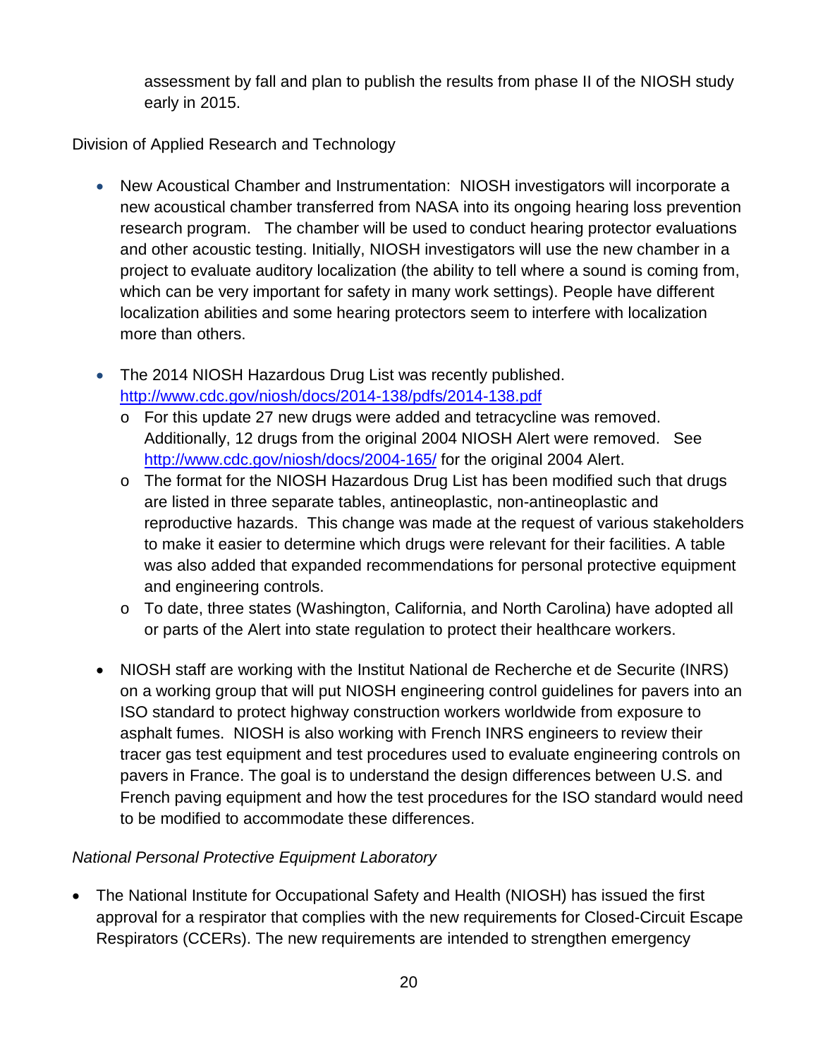assessment by fall and plan to publish the results from phase II of the NIOSH study early in 2015.

Division of Applied Research and Technology

- New Acoustical Chamber and Instrumentation: NIOSH investigators will incorporate a new acoustical chamber transferred from NASA into its ongoing hearing loss prevention research program. The chamber will be used to conduct hearing protector evaluations and other acoustic testing. Initially, NIOSH investigators will use the new chamber in a project to evaluate auditory localization (the ability to tell where a sound is coming from, which can be very important for safety in many work settings). People have different localization abilities and some hearing protectors seem to interfere with localization more than others.

- The 2014 NIOSH Hazardous Drug List was recently published. http://www.cdc.gov/niosh/docs/2014-138/pdfs/2014-138.pdf
  - For this update 27 new drugs were added and tetracycline was removed. Additionally, 12 drugs from the original 2004 NIOSH Alert were removed. See http://www.cdc.gov/niosh/docs/2004-165/ for the original 2004 Alert.
  - The format for the NIOSH Hazardous Drug List has been modified such that drugs are listed in three separate tables, antineoplastic, non-antineoplastic and reproductive hazards. This change was made at the request of various stakeholders to make it easier to determine which drugs were relevant for their facilities. A table was also added that expanded recommendations for personal protective equipment and engineering controls.
  - To date, three states (Washington, California, and North Carolina) have adopted all or parts of the Alert into state regulation to protect their healthcare workers.

- NIOSH staff are working with the Institut National de Recherche et de Securite (INRS) on a working group that will put NIOSH engineering control guidelines for pavers into an ISO standard to protect highway construction workers worldwide from exposure to asphalt fumes. NIOSH is also working with French INRS engineers to review their tracer gas test equipment and test procedures used to evaluate engineering controls on pavers in France. The goal is to understand the design differences between U.S. and French paving equipment and how the test procedures for the ISO standard would need to be modified to accommodate these differences.

*National Personal Protective Equipment Laboratory*

- The National Institute for Occupational Safety and Health (NIOSH) has issued the first approval for a respirator that complies with the new requirements for Closed-Circuit Escape Respirators (CCERs). The new requirements are intended to strengthen emergency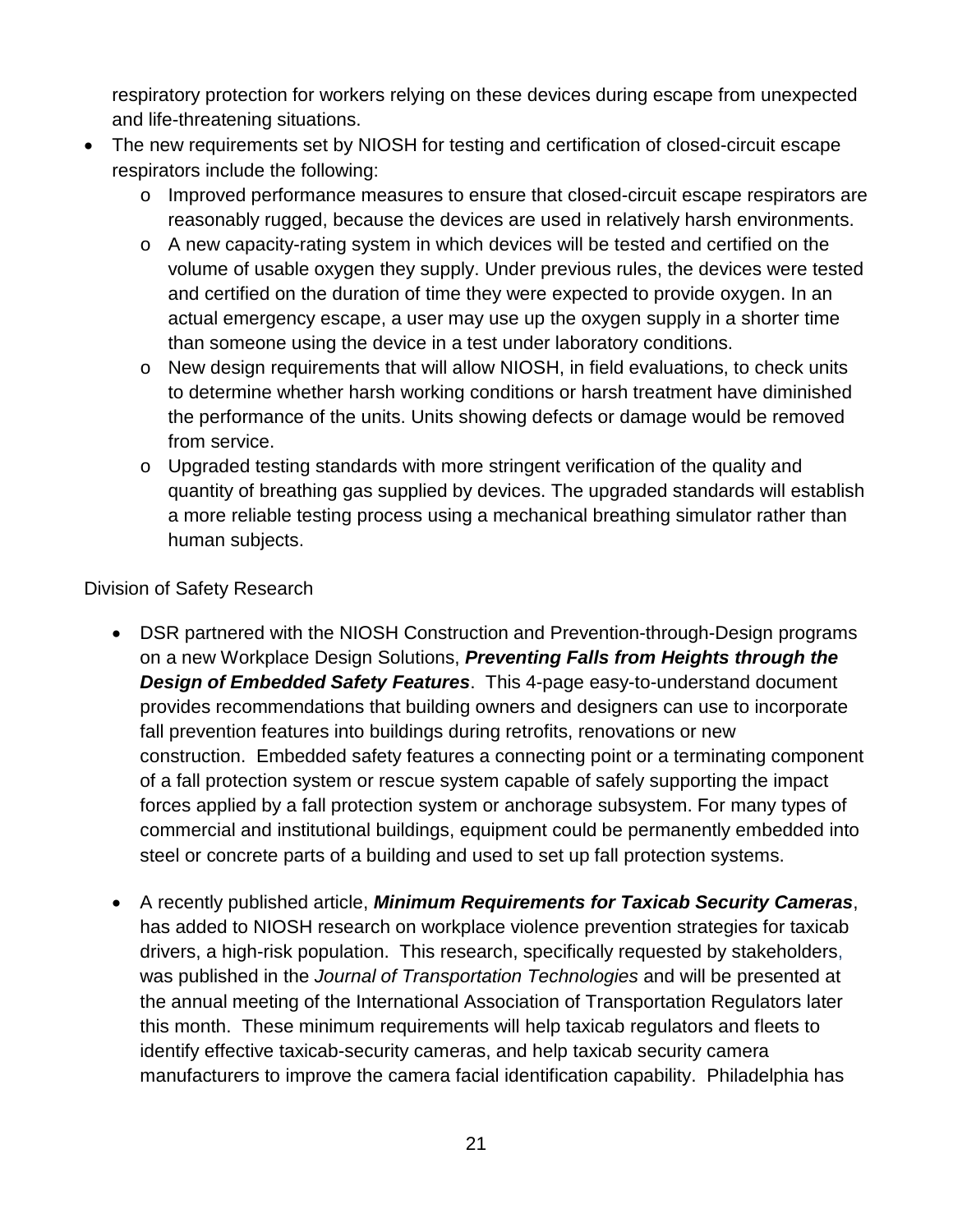respiratory protection for workers relying on these devices during escape from unexpected and life-threatening situations.

- The new requirements set by NIOSH for testing and certification of closed-circuit escape respirators include the following:
  - Improved performance measures to ensure that closed-circuit escape respirators are reasonably rugged, because the devices are used in relatively harsh environments.
  - A new capacity-rating system in which devices will be tested and certified on the volume of usable oxygen they supply. Under previous rules, the devices were tested and certified on the duration of time they were expected to provide oxygen. In an actual emergency escape, a user may use up the oxygen supply in a shorter time than someone using the device in a test under laboratory conditions.
  - New design requirements that will allow NIOSH, in field evaluations, to check units to determine whether harsh working conditions or harsh treatment have diminished the performance of the units. Units showing defects or damage would be removed from service.
  - Upgraded testing standards with more stringent verification of the quality and quantity of breathing gas supplied by devices. The upgraded standards will establish a more reliable testing process using a mechanical breathing simulator rather than human subjects.

Division of Safety Research

- DSR partnered with the NIOSH Construction and Prevention-through-Design programs on a new Workplace Design Solutions, ***Preventing Falls from Heights through the Design of Embedded Safety Features***. This 4-page easy-to-understand document provides recommendations that building owners and designers can use to incorporate fall prevention features into buildings during retrofits, renovations or new construction. Embedded safety features a connecting point or a terminating component of a fall protection system or rescue system capable of safely supporting the impact forces applied by a fall protection system or anchorage subsystem. For many types of commercial and institutional buildings, equipment could be permanently embedded into steel or concrete parts of a building and used to set up fall protection systems.

- A recently published article, ***Minimum Requirements for Taxicab Security Cameras***, has added to NIOSH research on workplace violence prevention strategies for taxicab drivers, a high-risk population. This research, specifically requested by stakeholders, was published in the *Journal of Transportation Technologies* and will be presented at the annual meeting of the International Association of Transportation Regulators later this month. These minimum requirements will help taxicab regulators and fleets to identify effective taxicab-security cameras, and help taxicab security camera manufacturers to improve the camera facial identification capability. Philadelphia has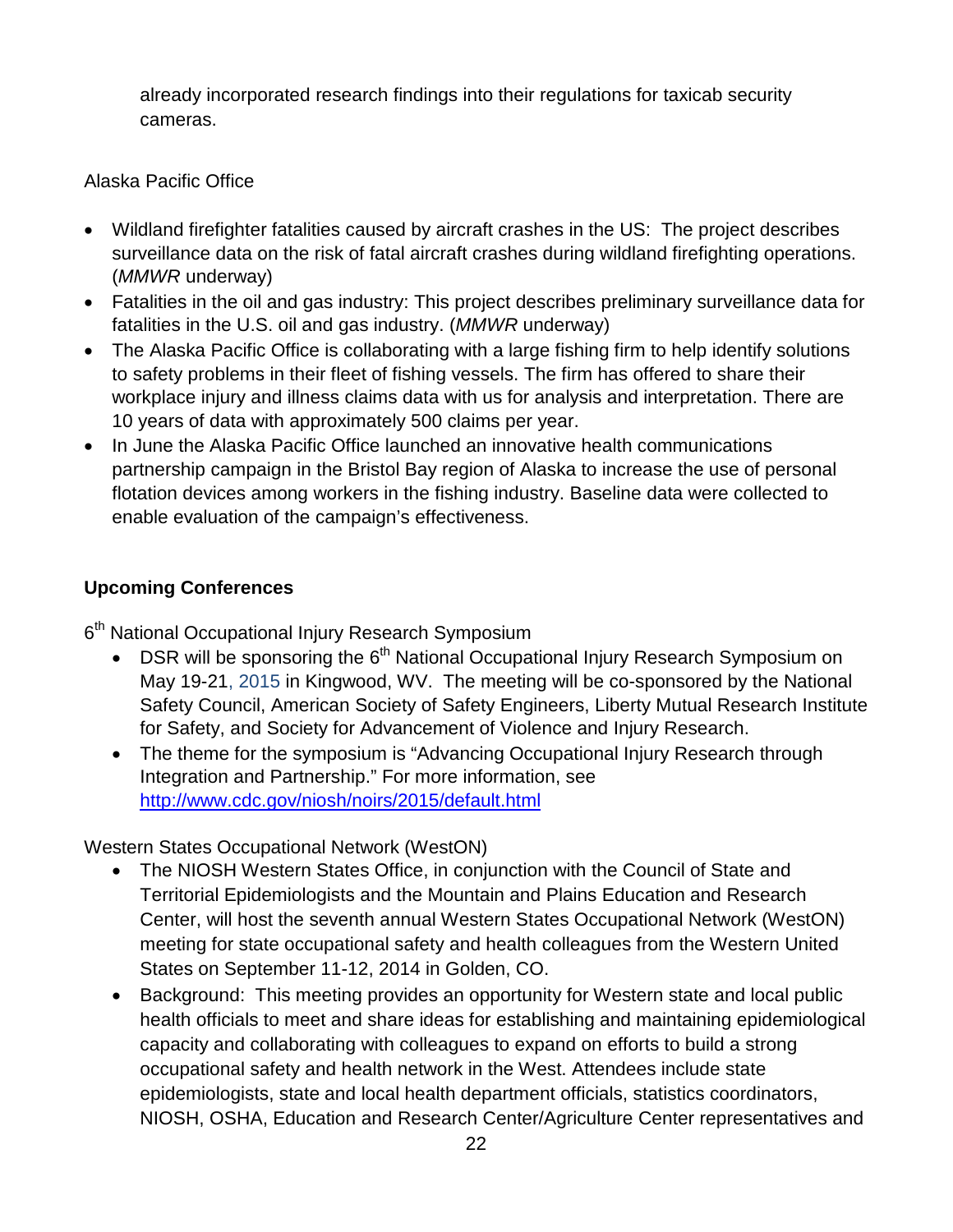already incorporated research findings into their regulations for taxicab security cameras.

Alaska Pacific Office

- Wildland firefighter fatalities caused by aircraft crashes in the US: The project describes surveillance data on the risk of fatal aircraft crashes during wildland firefighting operations. (*MMWR* underway)
- Fatalities in the oil and gas industry: This project describes preliminary surveillance data for fatalities in the U.S. oil and gas industry. (*MMWR* underway)
- The Alaska Pacific Office is collaborating with a large fishing firm to help identify solutions to safety problems in their fleet of fishing vessels. The firm has offered to share their workplace injury and illness claims data with us for analysis and interpretation. There are 10 years of data with approximately 500 claims per year.
- In June the Alaska Pacific Office launched an innovative health communications partnership campaign in the Bristol Bay region of Alaska to increase the use of personal flotation devices among workers in the fishing industry. Baseline data were collected to enable evaluation of the campaign's effectiveness.

**Upcoming Conferences**

6th National Occupational Injury Research Symposium

- DSR will be sponsoring the 6th National Occupational Injury Research Symposium on May 19-21, 2015 in Kingwood, WV. The meeting will be co-sponsored by the National Safety Council, American Society of Safety Engineers, Liberty Mutual Research Institute for Safety, and Society for Advancement of Violence and Injury Research.
- The theme for the symposium is "Advancing Occupational Injury Research through Integration and Partnership." For more information, see http://www.cdc.gov/niosh/noirs/2015/default.html

Western States Occupational Network (WestON)

- The NIOSH Western States Office, in conjunction with the Council of State and Territorial Epidemiologists and the Mountain and Plains Education and Research Center, will host the seventh annual Western States Occupational Network (WestON) meeting for state occupational safety and health colleagues from the Western United States on September 11-12, 2014 in Golden, CO.
- Background: This meeting provides an opportunity for Western state and local public health officials to meet and share ideas for establishing and maintaining epidemiological capacity and collaborating with colleagues to expand on efforts to build a strong occupational safety and health network in the West. Attendees include state epidemiologists, state and local health department officials, statistics coordinators, NIOSH, OSHA, Education and Research Center/Agriculture Center representatives and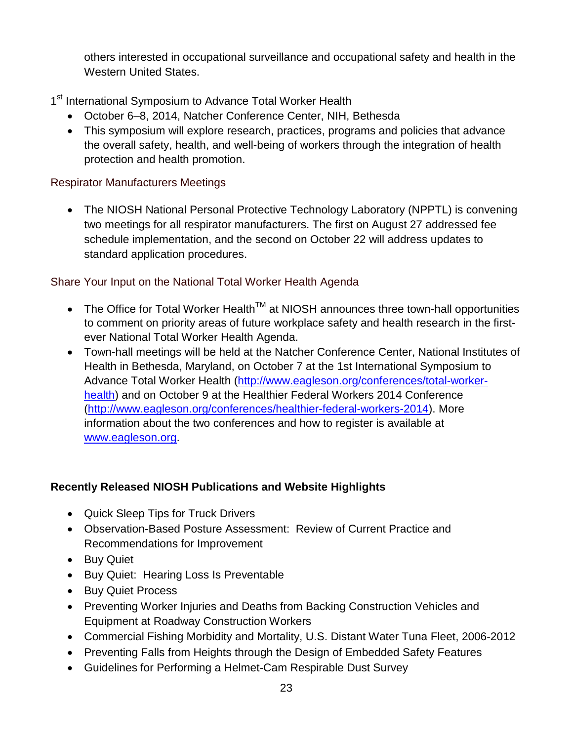others interested in occupational surveillance and occupational safety and health in the Western United States.

1st International Symposium to Advance Total Worker Health

- October 6–8, 2014, Natcher Conference Center, NIH, Bethesda
- This symposium will explore research, practices, programs and policies that advance the overall safety, health, and well-being of workers through the integration of health protection and health promotion.

### Respirator Manufacturers Meetings

- The NIOSH National Personal Protective Technology Laboratory (NPPTL) is convening two meetings for all respirator manufacturers. The first on August 27 addressed fee schedule implementation, and the second on October 22 will address updates to standard application procedures.

### Share Your Input on the National Total Worker Health Agenda

- The Office for Total Worker Health™ at NIOSH announces three town-hall opportunities to comment on priority areas of future workplace safety and health research in the first-ever National Total Worker Health Agenda.
- Town-hall meetings will be held at the Natcher Conference Center, National Institutes of Health in Bethesda, Maryland, on October 7 at the 1st International Symposium to Advance Total Worker Health (http://www.eagleson.org/conferences/total-worker-health) and on October 9 at the Healthier Federal Workers 2014 Conference (http://www.eagleson.org/conferences/healthier-federal-workers-2014). More information about the two conferences and how to register is available at www.eagleson.org.

## Recently Released NIOSH Publications and Website Highlights

- Quick Sleep Tips for Truck Drivers
- Observation-Based Posture Assessment: Review of Current Practice and Recommendations for Improvement
- Buy Quiet
- Buy Quiet: Hearing Loss Is Preventable
- Buy Quiet Process
- Preventing Worker Injuries and Deaths from Backing Construction Vehicles and Equipment at Roadway Construction Workers
- Commercial Fishing Morbidity and Mortality, U.S. Distant Water Tuna Fleet, 2006-2012
- Preventing Falls from Heights through the Design of Embedded Safety Features
- Guidelines for Performing a Helmet-Cam Respirable Dust Survey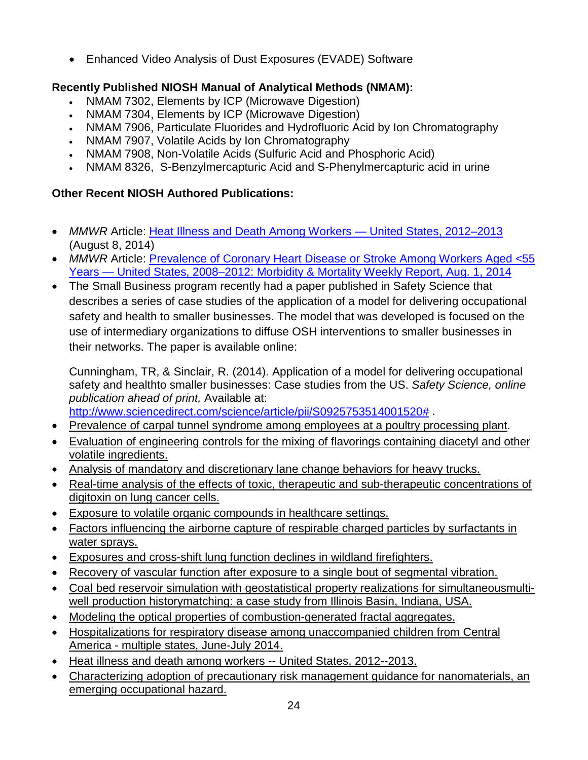- Enhanced Video Analysis of Dust Exposures (EVADE) Software

**Recently Published NIOSH Manual of Analytical Methods (NMAM):**

- NMAM 7302, Elements by ICP (Microwave Digestion)
- NMAM 7304, Elements by ICP (Microwave Digestion)
- NMAM 7906, Particulate Fluorides and Hydrofluoric Acid by Ion Chromatography
- NMAM 7907, Volatile Acids by Ion Chromatography
- NMAM 7908, Non-Volatile Acids (Sulfuric Acid and Phosphoric Acid)
- NMAM 8326, S-Benzylmercapturic Acid and S-Phenylmercapturic acid in urine

**Other Recent NIOSH Authored Publications:**

- *MMWR* Article: Heat Illness and Death Among Workers — United States, 2012–2013 (August 8, 2014)
- *MMWR* Article: Prevalence of Coronary Heart Disease or Stroke Among Workers Aged <55 Years — United States, 2008–2012: Morbidity & Mortality Weekly Report, Aug. 1, 2014
- The Small Business program recently had a paper published in Safety Science that describes a series of case studies of the application of a model for delivering occupational safety and health to smaller businesses. The model that was developed is focused on the use of intermediary organizations to diffuse OSH interventions to smaller businesses in their networks. The paper is available online:

  Cunningham, TR, & Sinclair, R. (2014). Application of a model for delivering occupational safety and healthto smaller businesses: Case studies from the US. *Safety Science, online publication ahead of print,* Available at: http://www.sciencedirect.com/science/article/pii/S0925753514001520# .
- Prevalence of carpal tunnel syndrome among employees at a poultry processing plant.
- Evaluation of engineering controls for the mixing of flavorings containing diacetyl and other volatile ingredients.
- Analysis of mandatory and discretionary lane change behaviors for heavy trucks.
- Real-time analysis of the effects of toxic, therapeutic and sub-therapeutic concentrations of digitoxin on lung cancer cells.
- Exposure to volatile organic compounds in healthcare settings.
- Factors influencing the airborne capture of respirable charged particles by surfactants in water sprays.
- Exposures and cross-shift lung function declines in wildland firefighters.
- Recovery of vascular function after exposure to a single bout of segmental vibration.
- Coal bed reservoir simulation with geostatistical property realizations for simultaneousmulti-well production historymatching: a case study from Illinois Basin, Indiana, USA.
- Modeling the optical properties of combustion-generated fractal aggregates.
- Hospitalizations for respiratory disease among unaccompanied children from Central America - multiple states, June-July 2014.
- Heat illness and death among workers -- United States, 2012--2013.
- Characterizing adoption of precautionary risk management guidance for nanomaterials, an emerging occupational hazard.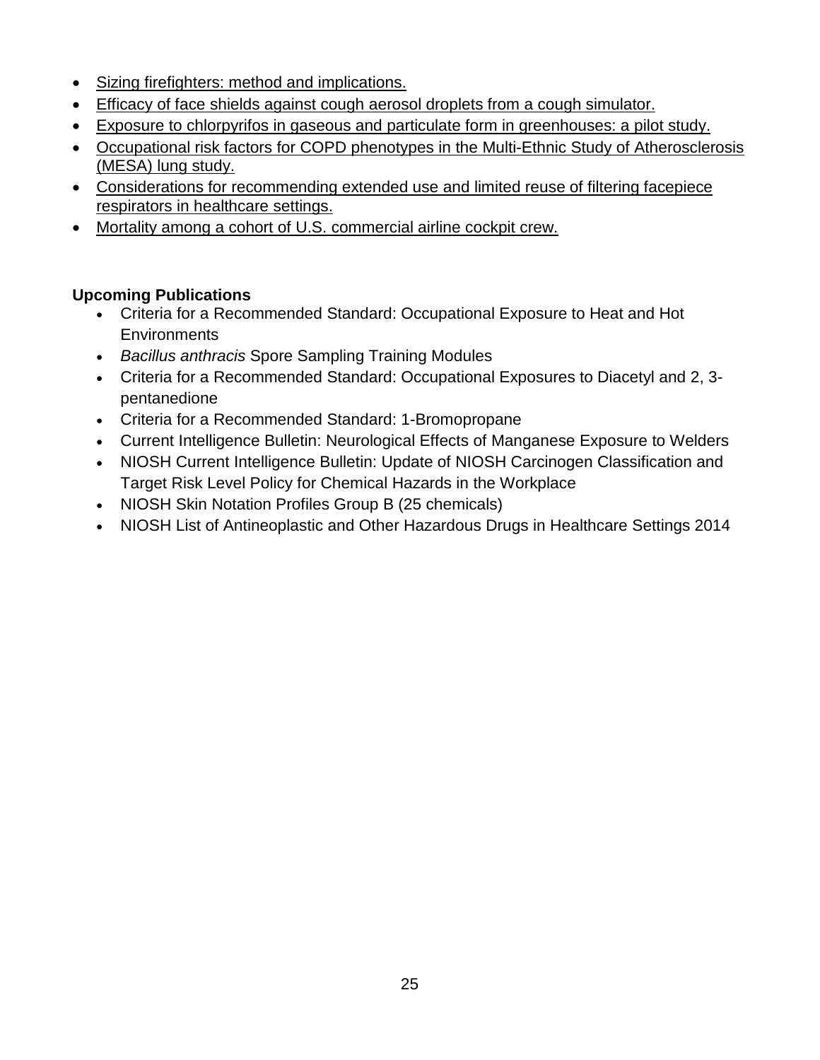- Sizing firefighters: method and implications.
- Efficacy of face shields against cough aerosol droplets from a cough simulator.
- Exposure to chlorpyrifos in gaseous and particulate form in greenhouses: a pilot study.
- Occupational risk factors for COPD phenotypes in the Multi-Ethnic Study of Atherosclerosis (MESA) lung study.
- Considerations for recommending extended use and limited reuse of filtering facepiece respirators in healthcare settings.
- Mortality among a cohort of U.S. commercial airline cockpit crew.

**Upcoming Publications**

- Criteria for a Recommended Standard: Occupational Exposure to Heat and Hot Environments
- *Bacillus anthracis* Spore Sampling Training Modules
- Criteria for a Recommended Standard: Occupational Exposures to Diacetyl and 2, 3-pentanedione
- Criteria for a Recommended Standard: 1-Bromopropane
- Current Intelligence Bulletin: Neurological Effects of Manganese Exposure to Welders
- NIOSH Current Intelligence Bulletin: Update of NIOSH Carcinogen Classification and Target Risk Level Policy for Chemical Hazards in the Workplace
- NIOSH Skin Notation Profiles Group B (25 chemicals)
- NIOSH List of Antineoplastic and Other Hazardous Drugs in Healthcare Settings 2014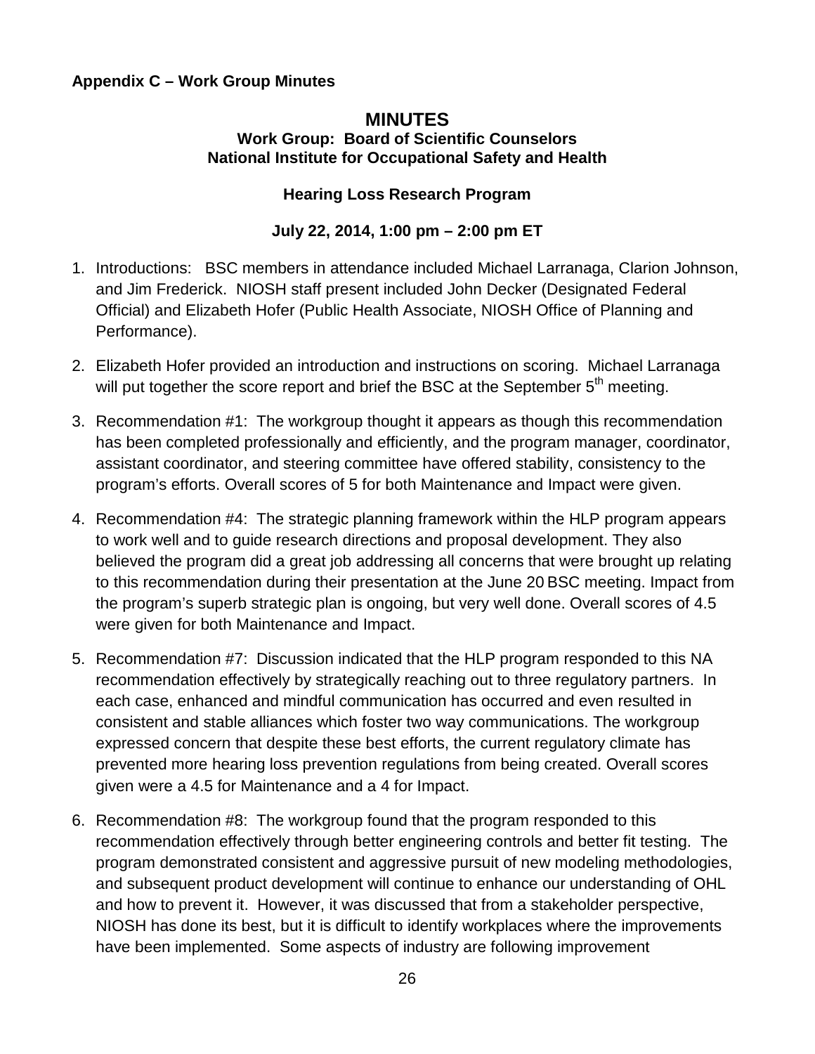**Appendix C – Work Group Minutes**

# MINUTES

### Work Group: Board of Scientific Counselors
### National Institute for Occupational Safety and Health

### Hearing Loss Research Program

### July 22, 2014, 1:00 pm – 2:00 pm ET

1. Introductions: BSC members in attendance included Michael Larranaga, Clarion Johnson, and Jim Frederick. NIOSH staff present included John Decker (Designated Federal Official) and Elizabeth Hofer (Public Health Associate, NIOSH Office of Planning and Performance).

2. Elizabeth Hofer provided an introduction and instructions on scoring. Michael Larranaga will put together the score report and brief the BSC at the September 5th meeting.

3. Recommendation #1: The workgroup thought it appears as though this recommendation has been completed professionally and efficiently, and the program manager, coordinator, assistant coordinator, and steering committee have offered stability, consistency to the program's efforts. Overall scores of 5 for both Maintenance and Impact were given.

4. Recommendation #4: The strategic planning framework within the HLP program appears to work well and to guide research directions and proposal development. They also believed the program did a great job addressing all concerns that were brought up relating to this recommendation during their presentation at the June 20 BSC meeting. Impact from the program's superb strategic plan is ongoing, but very well done. Overall scores of 4.5 were given for both Maintenance and Impact.

5. Recommendation #7: Discussion indicated that the HLP program responded to this NA recommendation effectively by strategically reaching out to three regulatory partners. In each case, enhanced and mindful communication has occurred and even resulted in consistent and stable alliances which foster two way communications. The workgroup expressed concern that despite these best efforts, the current regulatory climate has prevented more hearing loss prevention regulations from being created. Overall scores given were a 4.5 for Maintenance and a 4 for Impact.

6. Recommendation #8: The workgroup found that the program responded to this recommendation effectively through better engineering controls and better fit testing. The program demonstrated consistent and aggressive pursuit of new modeling methodologies, and subsequent product development will continue to enhance our understanding of OHL and how to prevent it. However, it was discussed that from a stakeholder perspective, NIOSH has done its best, but it is difficult to identify workplaces where the improvements have been implemented. Some aspects of industry are following improvement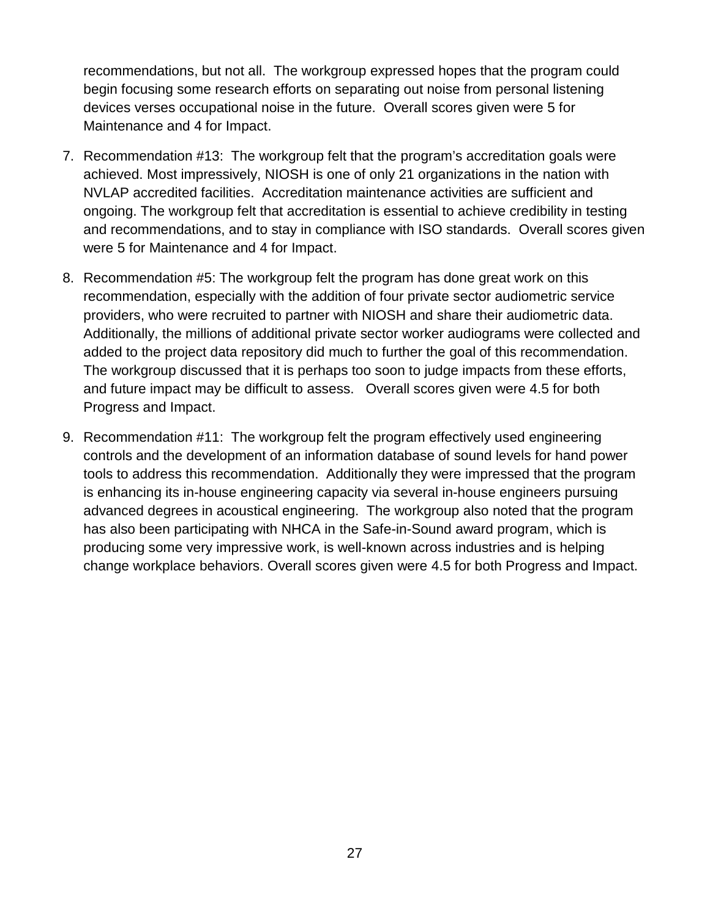recommendations, but not all. The workgroup expressed hopes that the program could begin focusing some research efforts on separating out noise from personal listening devices verses occupational noise in the future. Overall scores given were 5 for Maintenance and 4 for Impact.

7. Recommendation #13: The workgroup felt that the program's accreditation goals were achieved. Most impressively, NIOSH is one of only 21 organizations in the nation with NVLAP accredited facilities. Accreditation maintenance activities are sufficient and ongoing. The workgroup felt that accreditation is essential to achieve credibility in testing and recommendations, and to stay in compliance with ISO standards. Overall scores given were 5 for Maintenance and 4 for Impact.

8. Recommendation #5: The workgroup felt the program has done great work on this recommendation, especially with the addition of four private sector audiometric service providers, who were recruited to partner with NIOSH and share their audiometric data. Additionally, the millions of additional private sector worker audiograms were collected and added to the project data repository did much to further the goal of this recommendation. The workgroup discussed that it is perhaps too soon to judge impacts from these efforts, and future impact may be difficult to assess. Overall scores given were 4.5 for both Progress and Impact.

9. Recommendation #11: The workgroup felt the program effectively used engineering controls and the development of an information database of sound levels for hand power tools to address this recommendation. Additionally they were impressed that the program is enhancing its in-house engineering capacity via several in-house engineers pursuing advanced degrees in acoustical engineering. The workgroup also noted that the program has also been participating with NHCA in the Safe-in-Sound award program, which is producing some very impressive work, is well-known across industries and is helping change workplace behaviors. Overall scores given were 4.5 for both Progress and Impact.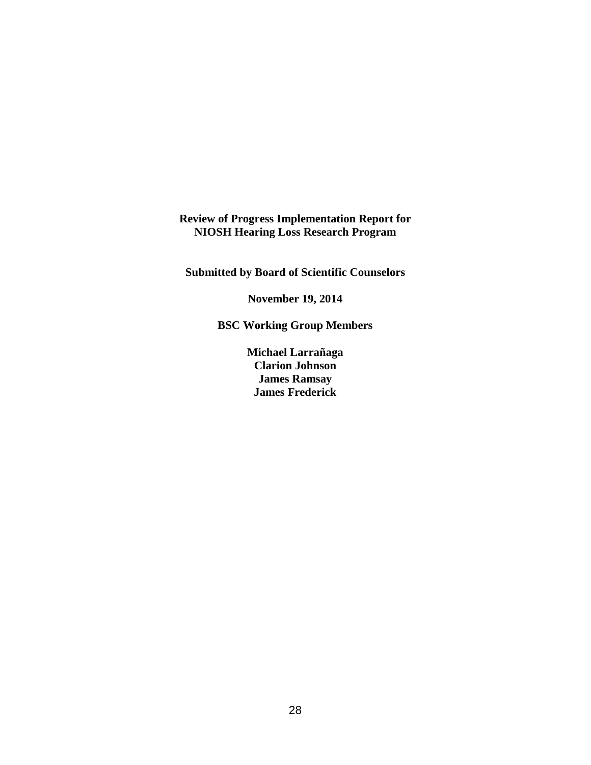# Review of Progress Implementation Report for NIOSH Hearing Loss Research Program

**Submitted by Board of Scientific Counselors**

**November 19, 2014**

**BSC Working Group Members**

**Michael Larrañaga**
**Clarion Johnson**
**James Ramsay**
**James Frederick**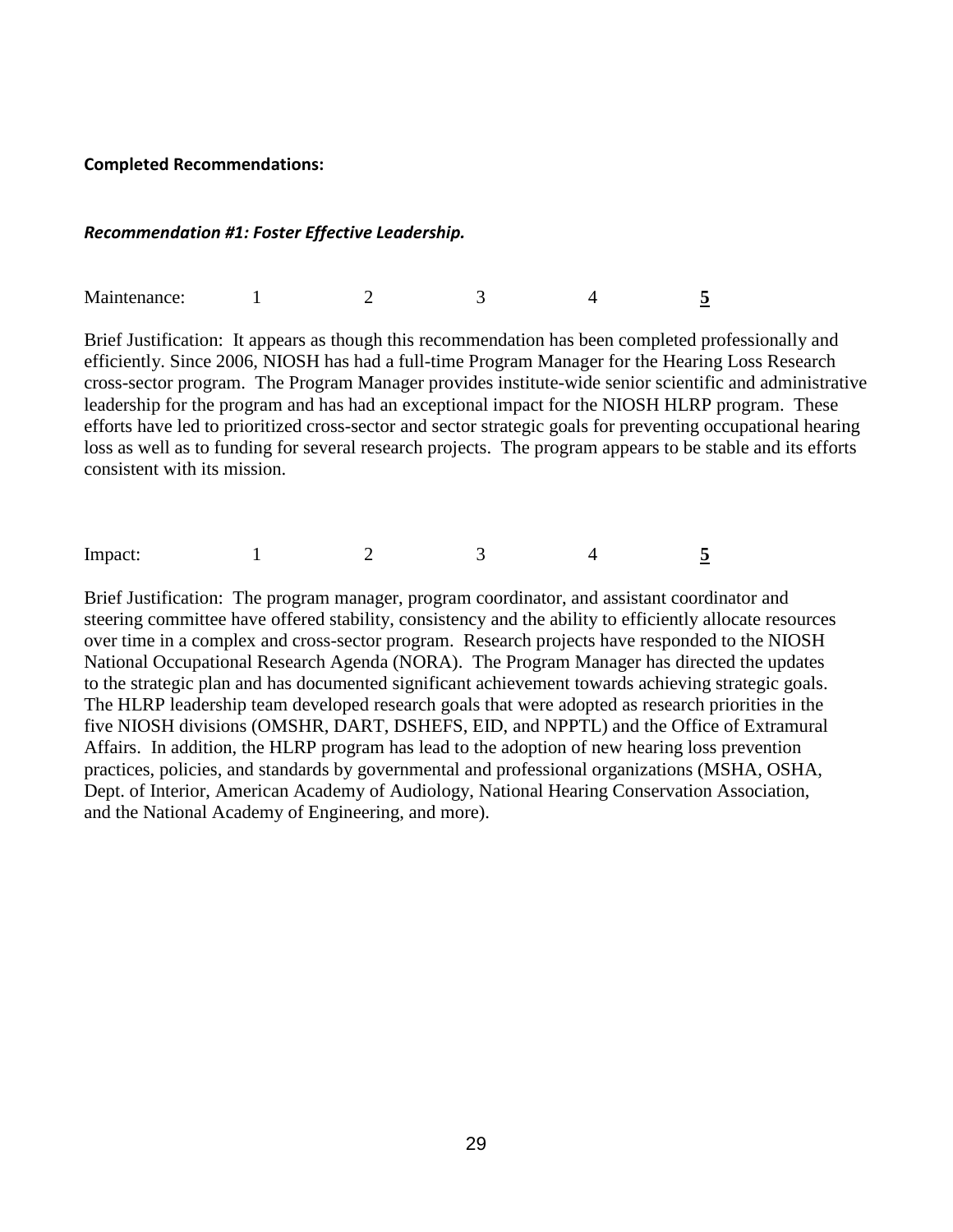**Completed Recommendations:**

***Recommendation #1: Foster Effective Leadership.***

Maintenance: 1 2 3 4 **<u>5</u>**

Brief Justification: It appears as though this recommendation has been completed professionally and efficiently. Since 2006, NIOSH has had a full-time Program Manager for the Hearing Loss Research cross-sector program. The Program Manager provides institute-wide senior scientific and administrative leadership for the program and has had an exceptional impact for the NIOSH HLRP program. These efforts have led to prioritized cross-sector and sector strategic goals for preventing occupational hearing loss as well as to funding for several research projects. The program appears to be stable and its efforts consistent with its mission.

Impact: 1 2 3 4 **<u>5</u>**

Brief Justification: The program manager, program coordinator, and assistant coordinator and steering committee have offered stability, consistency and the ability to efficiently allocate resources over time in a complex and cross-sector program. Research projects have responded to the NIOSH National Occupational Research Agenda (NORA). The Program Manager has directed the updates to the strategic plan and has documented significant achievement towards achieving strategic goals. The HLRP leadership team developed research goals that were adopted as research priorities in the five NIOSH divisions (OMSHR, DART, DSHEFS, EID, and NPPTL) and the Office of Extramural Affairs. In addition, the HLRP program has lead to the adoption of new hearing loss prevention practices, policies, and standards by governmental and professional organizations (MSHA, OSHA, Dept. of Interior, American Academy of Audiology, National Hearing Conservation Association, and the National Academy of Engineering, and more).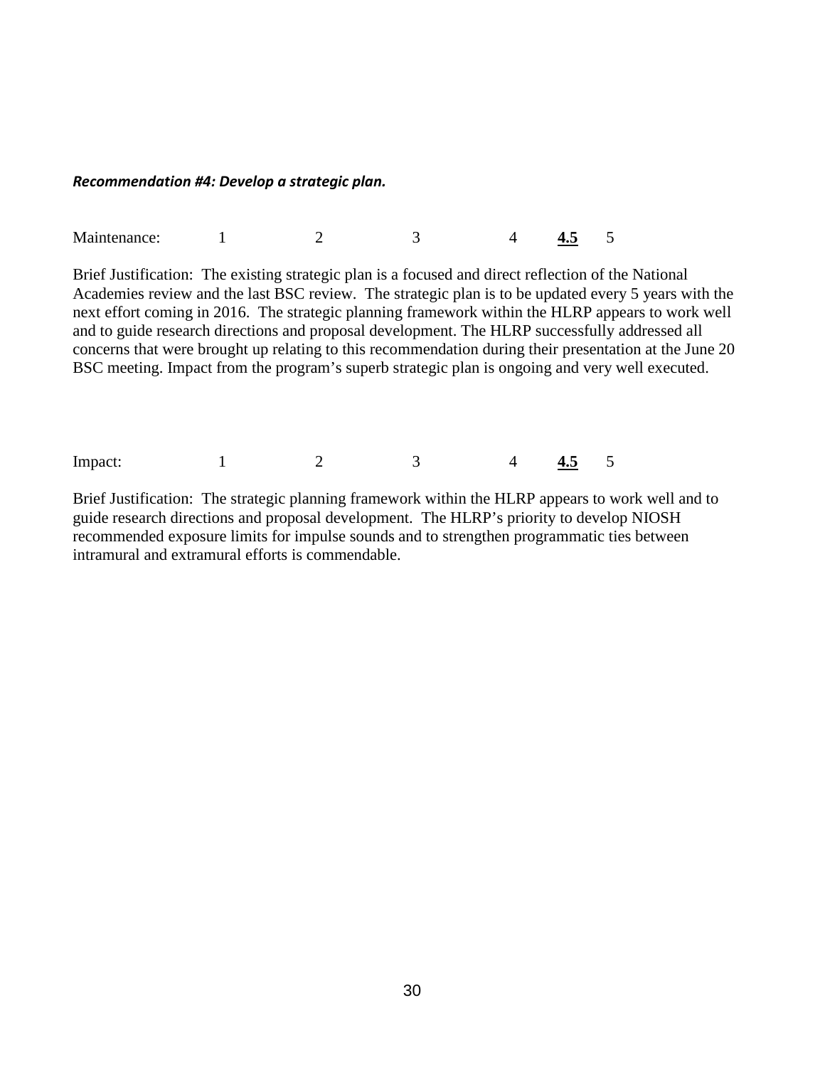***Recommendation #4: Develop a strategic plan.***

Maintenance: 1 2 3 4 **<u>4.5</u>** 5

Brief Justification: The existing strategic plan is a focused and direct reflection of the National Academies review and the last BSC review. The strategic plan is to be updated every 5 years with the next effort coming in 2016. The strategic planning framework within the HLRP appears to work well and to guide research directions and proposal development. The HLRP successfully addressed all concerns that were brought up relating to this recommendation during their presentation at the June 20 BSC meeting. Impact from the program's superb strategic plan is ongoing and very well executed.

Impact: 1 2 3 4 **<u>4.5</u>** 5

Brief Justification: The strategic planning framework within the HLRP appears to work well and to guide research directions and proposal development. The HLRP's priority to develop NIOSH recommended exposure limits for impulse sounds and to strengthen programmatic ties between intramural and extramural efforts is commendable.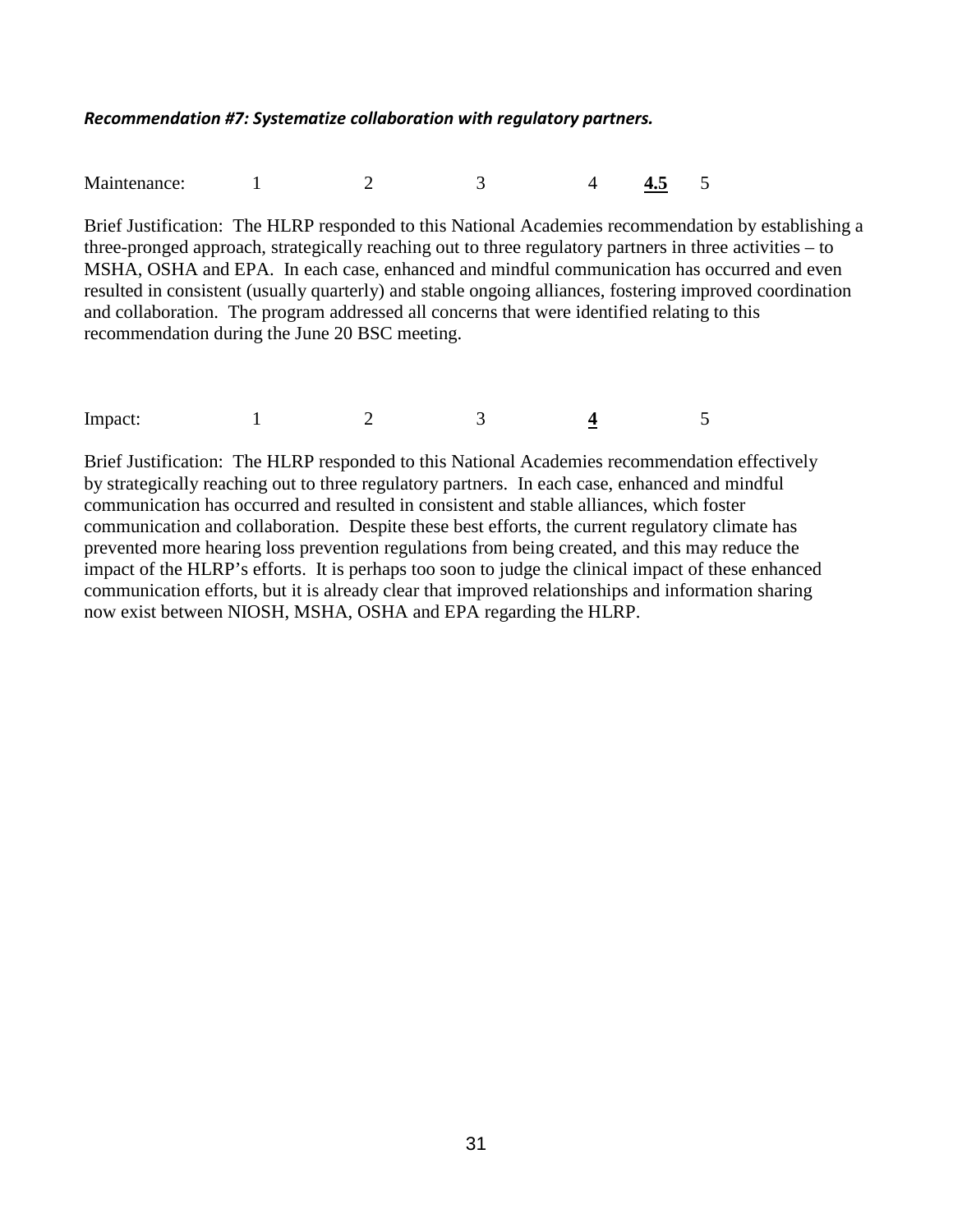***Recommendation #7: Systematize collaboration with regulatory partners.***

Maintenance: 1 2 3 4 **4.5** 5

Brief Justification: The HLRP responded to this National Academies recommendation by establishing a three-pronged approach, strategically reaching out to three regulatory partners in three activities – to MSHA, OSHA and EPA. In each case, enhanced and mindful communication has occurred and even resulted in consistent (usually quarterly) and stable ongoing alliances, fostering improved coordination and collaboration. The program addressed all concerns that were identified relating to this recommendation during the June 20 BSC meeting.

Impact: 1 2 3 **4** 5

Brief Justification: The HLRP responded to this National Academies recommendation effectively by strategically reaching out to three regulatory partners. In each case, enhanced and mindful communication has occurred and resulted in consistent and stable alliances, which foster communication and collaboration. Despite these best efforts, the current regulatory climate has prevented more hearing loss prevention regulations from being created, and this may reduce the impact of the HLRP's efforts. It is perhaps too soon to judge the clinical impact of these enhanced communication efforts, but it is already clear that improved relationships and information sharing now exist between NIOSH, MSHA, OSHA and EPA regarding the HLRP.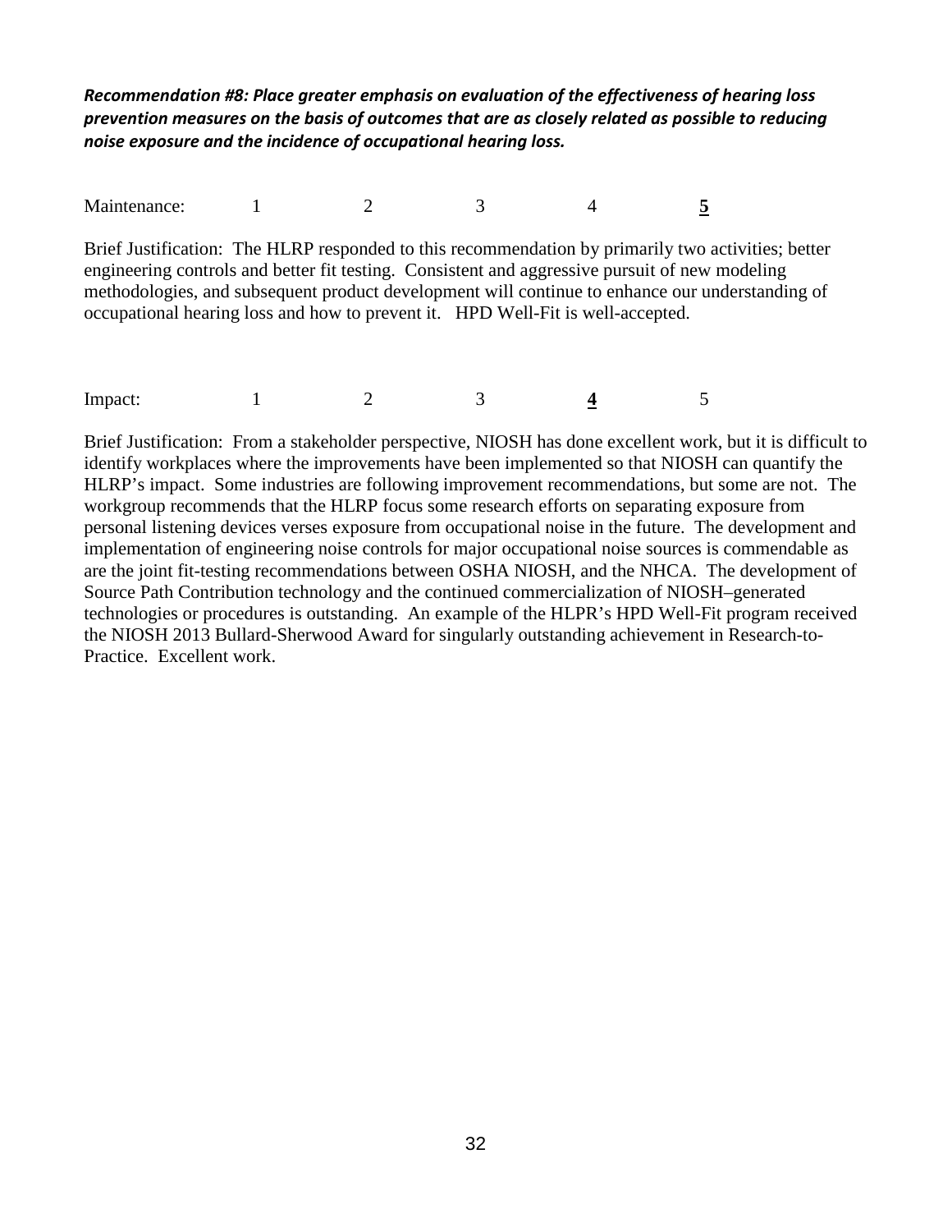***Recommendation #8: Place greater emphasis on evaluation of the effectiveness of hearing loss prevention measures on the basis of outcomes that are as closely related as possible to reducing noise exposure and the incidence of occupational hearing loss.***

Maintenance: 1 2 3 4 **<u>5</u>**

Brief Justification: The HLRP responded to this recommendation by primarily two activities; better engineering controls and better fit testing. Consistent and aggressive pursuit of new modeling methodologies, and subsequent product development will continue to enhance our understanding of occupational hearing loss and how to prevent it. HPD Well-Fit is well-accepted.

Impact: 1 2 3 **<u>4</u>** 5

Brief Justification: From a stakeholder perspective, NIOSH has done excellent work, but it is difficult to identify workplaces where the improvements have been implemented so that NIOSH can quantify the HLRP's impact. Some industries are following improvement recommendations, but some are not. The workgroup recommends that the HLRP focus some research efforts on separating exposure from personal listening devices verses exposure from occupational noise in the future. The development and implementation of engineering noise controls for major occupational noise sources is commendable as are the joint fit-testing recommendations between OSHA NIOSH, and the NHCA. The development of Source Path Contribution technology and the continued commercialization of NIOSH–generated technologies or procedures is outstanding. An example of the HLPR's HPD Well-Fit program received the NIOSH 2013 Bullard-Sherwood Award for singularly outstanding achievement in Research-to-Practice. Excellent work.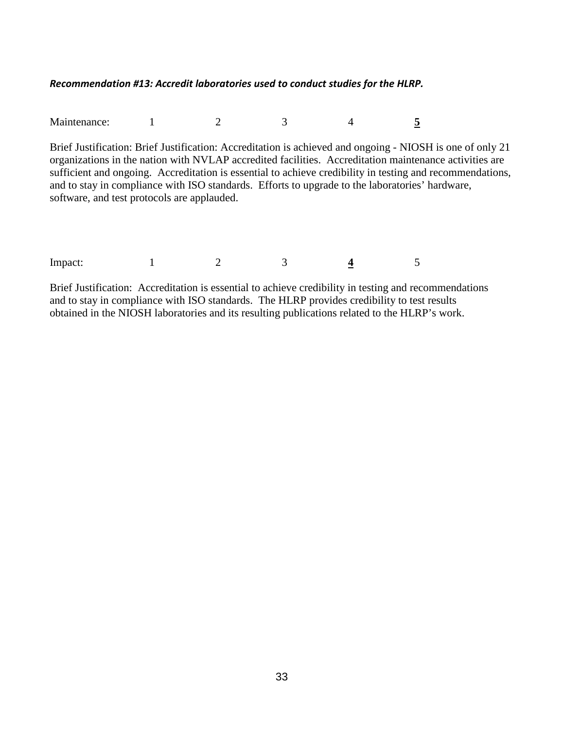***Recommendation #13: Accredit laboratories used to conduct studies for the HLRP.***

Maintenance: 1 2 3 4 **5**

Brief Justification: Brief Justification: Accreditation is achieved and ongoing - NIOSH is one of only 21 organizations in the nation with NVLAP accredited facilities. Accreditation maintenance activities are sufficient and ongoing. Accreditation is essential to achieve credibility in testing and recommendations, and to stay in compliance with ISO standards. Efforts to upgrade to the laboratories' hardware, software, and test protocols are applauded.

Impact: 1 2 3 **4** 5

Brief Justification: Accreditation is essential to achieve credibility in testing and recommendations and to stay in compliance with ISO standards. The HLRP provides credibility to test results obtained in the NIOSH laboratories and its resulting publications related to the HLRP's work.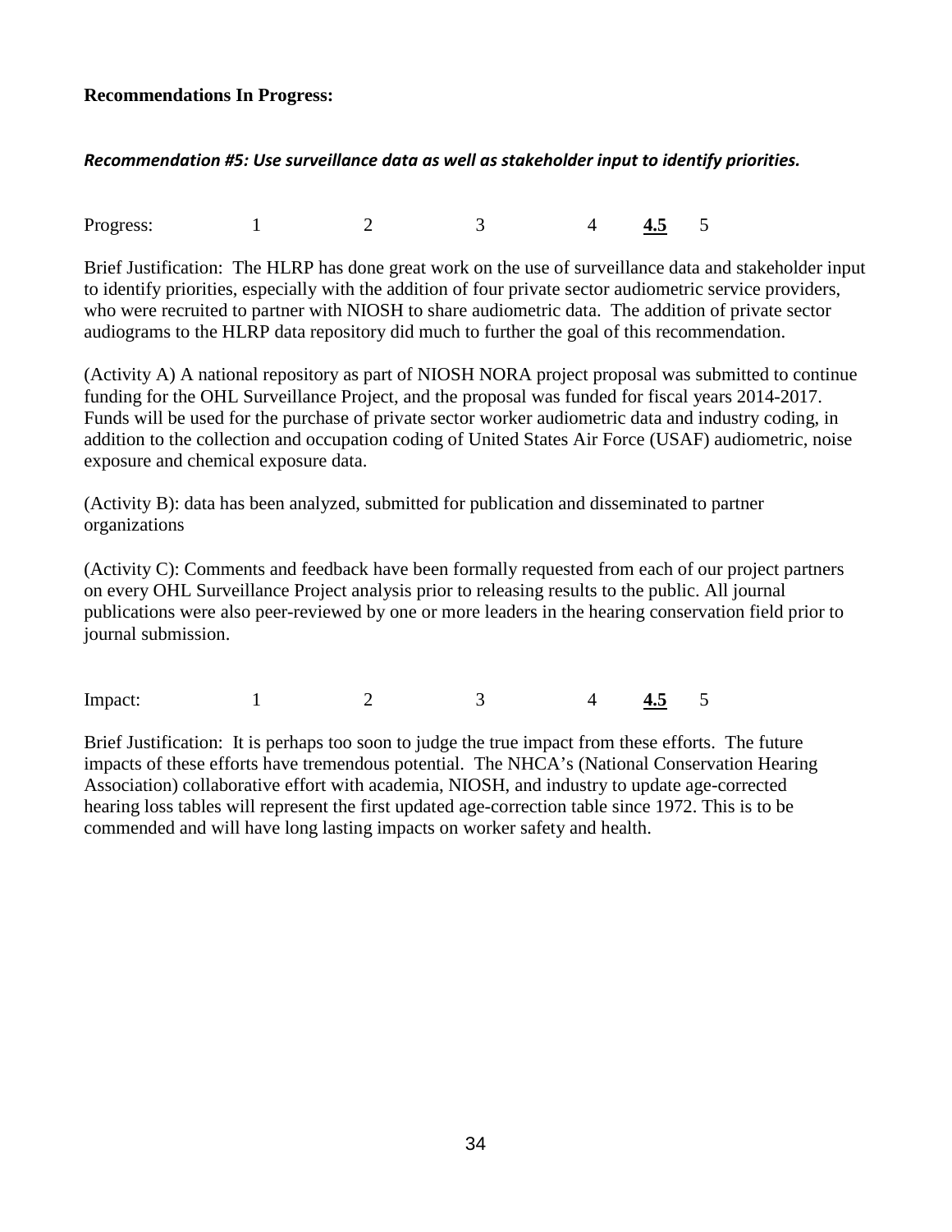**Recommendations In Progress:**

***Recommendation #5: Use surveillance data as well as stakeholder input to identify priorities.***

Progress: 1 2 3 4 **4.5** 5

Brief Justification: The HLRP has done great work on the use of surveillance data and stakeholder input to identify priorities, especially with the addition of four private sector audiometric service providers, who were recruited to partner with NIOSH to share audiometric data. The addition of private sector audiograms to the HLRP data repository did much to further the goal of this recommendation.

(Activity A) A national repository as part of NIOSH NORA project proposal was submitted to continue funding for the OHL Surveillance Project, and the proposal was funded for fiscal years 2014-2017. Funds will be used for the purchase of private sector worker audiometric data and industry coding, in addition to the collection and occupation coding of United States Air Force (USAF) audiometric, noise exposure and chemical exposure data.

(Activity B): data has been analyzed, submitted for publication and disseminated to partner organizations

(Activity C): Comments and feedback have been formally requested from each of our project partners on every OHL Surveillance Project analysis prior to releasing results to the public. All journal publications were also peer-reviewed by one or more leaders in the hearing conservation field prior to journal submission.

Impact: 1 2 3 4 **4.5** 5

Brief Justification: It is perhaps too soon to judge the true impact from these efforts. The future impacts of these efforts have tremendous potential. The NHCA's (National Conservation Hearing Association) collaborative effort with academia, NIOSH, and industry to update age-corrected hearing loss tables will represent the first updated age-correction table since 1972. This is to be commended and will have long lasting impacts on worker safety and health.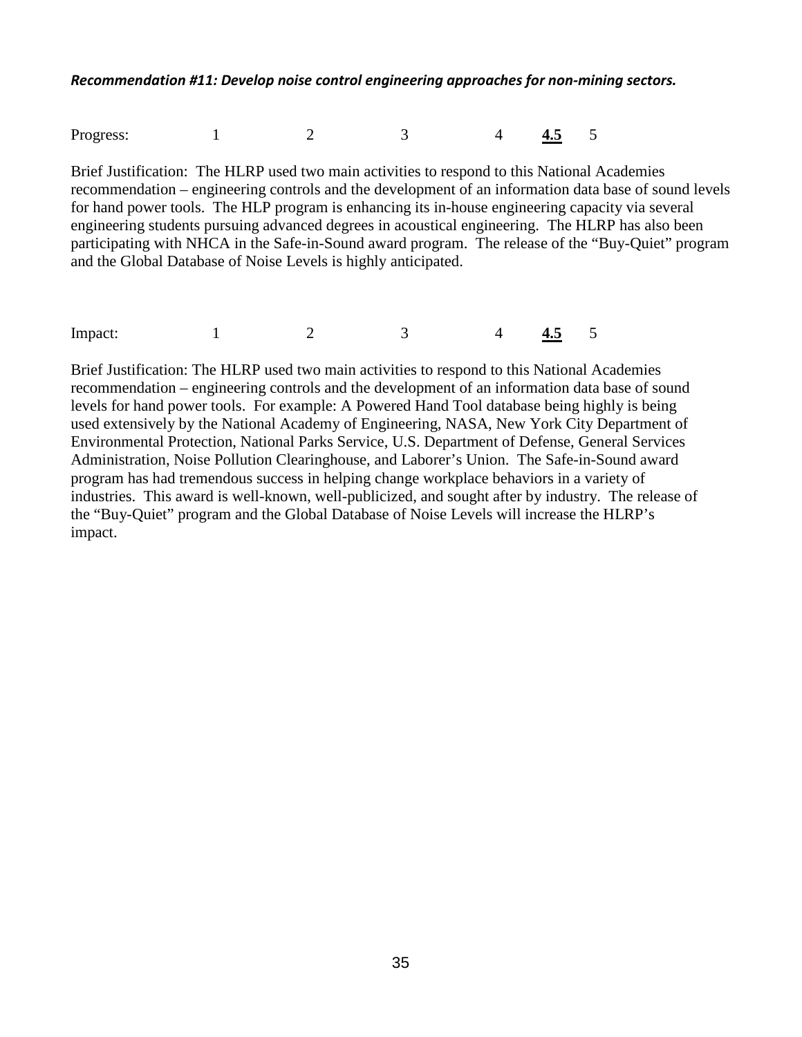***Recommendation #11: Develop noise control engineering approaches for non-mining sectors.***

Progress: 1 2 3 4 **4.5** 5

Brief Justification: The HLRP used two main activities to respond to this National Academies recommendation – engineering controls and the development of an information data base of sound levels for hand power tools. The HLP program is enhancing its in-house engineering capacity via several engineering students pursuing advanced degrees in acoustical engineering. The HLRP has also been participating with NHCA in the Safe-in-Sound award program. The release of the "Buy-Quiet" program and the Global Database of Noise Levels is highly anticipated.

Impact: 1 2 3 4 **4.5** 5

Brief Justification: The HLRP used two main activities to respond to this National Academies recommendation – engineering controls and the development of an information data base of sound levels for hand power tools. For example: A Powered Hand Tool database being highly is being used extensively by the National Academy of Engineering, NASA, New York City Department of Environmental Protection, National Parks Service, U.S. Department of Defense, General Services Administration, Noise Pollution Clearinghouse, and Laborer's Union. The Safe-in-Sound award program has had tremendous success in helping change workplace behaviors in a variety of industries. This award is well-known, well-publicized, and sought after by industry. The release of the "Buy-Quiet" program and the Global Database of Noise Levels will increase the HLRP's impact.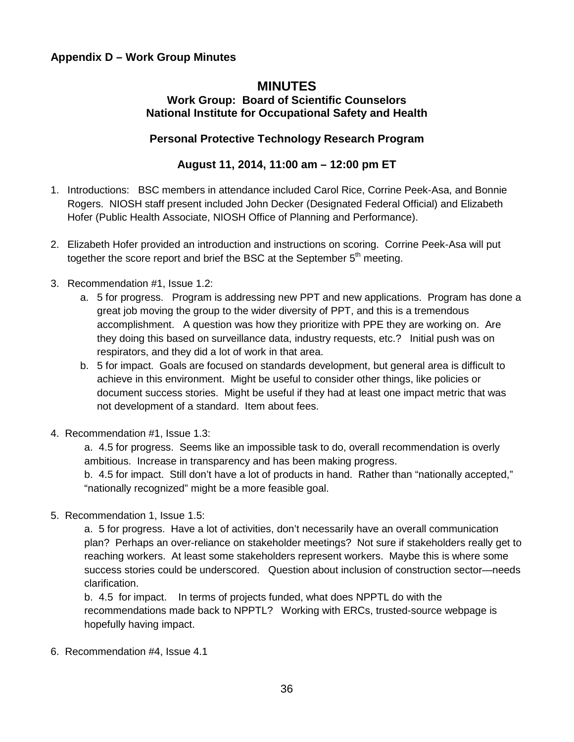## Appendix D – Work Group Minutes

# MINUTES

### Work Group: Board of Scientific Counselors National Institute for Occupational Safety and Health

### Personal Protective Technology Research Program

### August 11, 2014, 11:00 am – 12:00 pm ET

1. Introductions: BSC members in attendance included Carol Rice, Corrine Peek-Asa, and Bonnie Rogers. NIOSH staff present included John Decker (Designated Federal Official) and Elizabeth Hofer (Public Health Associate, NIOSH Office of Planning and Performance).

2. Elizabeth Hofer provided an introduction and instructions on scoring. Corrine Peek-Asa will put together the score report and brief the BSC at the September 5th meeting.

3. Recommendation #1, Issue 1.2:
   a. 5 for progress. Program is addressing new PPT and new applications. Program has done a great job moving the group to the wider diversity of PPT, and this is a tremendous accomplishment. A question was how they prioritize with PPE they are working on. Are they doing this based on surveillance data, industry requests, etc.? Initial push was on respirators, and they did a lot of work in that area.
   b. 5 for impact. Goals are focused on standards development, but general area is difficult to achieve in this environment. Might be useful to consider other things, like policies or document success stories. Might be useful if they had at least one impact metric that was not development of a standard. Item about fees.

4. Recommendation #1, Issue 1.3:
   a. 4.5 for progress. Seems like an impossible task to do, overall recommendation is overly ambitious. Increase in transparency and has been making progress.
   b. 4.5 for impact. Still don't have a lot of products in hand. Rather than "nationally accepted," "nationally recognized" might be a more feasible goal.

5. Recommendation 1, Issue 1.5:
   a. 5 for progress. Have a lot of activities, don't necessarily have an overall communication plan? Perhaps an over-reliance on stakeholder meetings? Not sure if stakeholders really get to reaching workers. At least some stakeholders represent workers. Maybe this is where some success stories could be underscored. Question about inclusion of construction sector—needs clarification.
   b. 4.5 for impact. In terms of projects funded, what does NPPTL do with the recommendations made back to NPPTL? Working with ERCs, trusted-source webpage is hopefully having impact.

6. Recommendation #4, Issue 4.1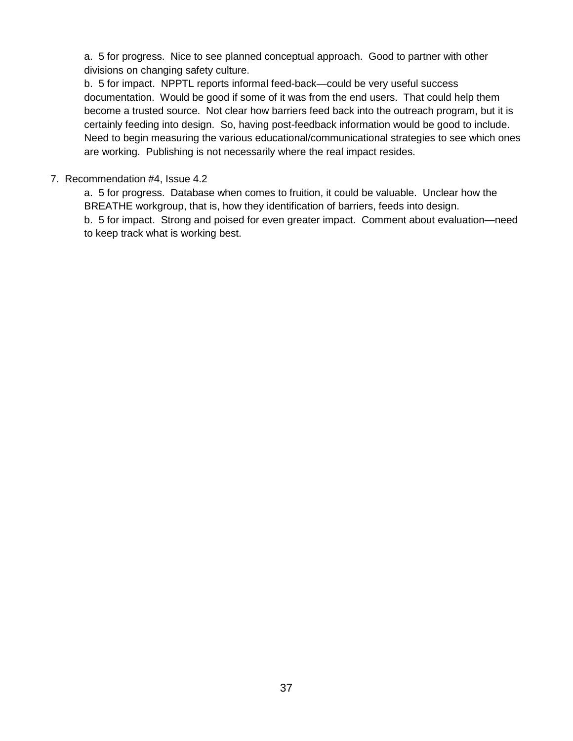a. 5 for progress. Nice to see planned conceptual approach. Good to partner with other divisions on changing safety culture.

b. 5 for impact. NPPTL reports informal feed-back—could be very useful success documentation. Would be good if some of it was from the end users. That could help them become a trusted source. Not clear how barriers feed back into the outreach program, but it is certainly feeding into design. So, having post-feedback information would be good to include. Need to begin measuring the various educational/communicational strategies to see which ones are working. Publishing is not necessarily where the real impact resides.

7. Recommendation #4, Issue 4.2

a. 5 for progress. Database when comes to fruition, it could be valuable. Unclear how the BREATHE workgroup, that is, how they identification of barriers, feeds into design.

b. 5 for impact. Strong and poised for even greater impact. Comment about evaluation—need to keep track what is working best.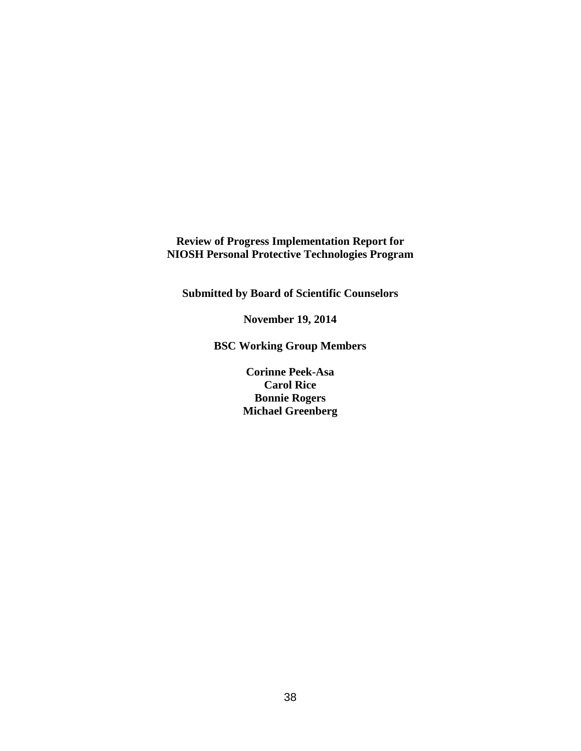**Review of Progress Implementation Report for NIOSH Personal Protective Technologies Program**

**Submitted by Board of Scientific Counselors**

**November 19, 2014**

**BSC Working Group Members**

**Corinne Peek-Asa**
**Carol Rice**
**Bonnie Rogers**
**Michael Greenberg**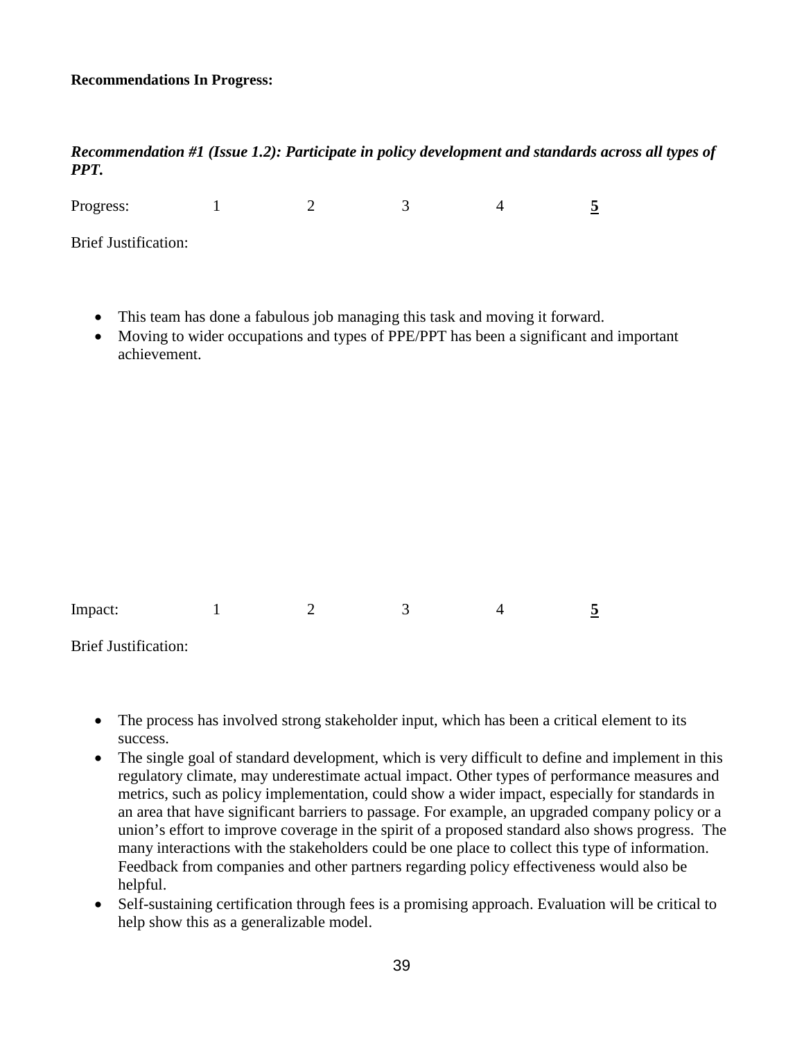**Recommendations In Progress:**

***Recommendation #1 (Issue 1.2): Participate in policy development and standards across all types of PPT.***

Progress: 1 2 3 4 **5**

Brief Justification:

- This team has done a fabulous job managing this task and moving it forward.
- Moving to wider occupations and types of PPE/PPT has been a significant and important achievement.

Impact: 1 2 3 4 **5**

Brief Justification:

- The process has involved strong stakeholder input, which has been a critical element to its success.
- The single goal of standard development, which is very difficult to define and implement in this regulatory climate, may underestimate actual impact. Other types of performance measures and metrics, such as policy implementation, could show a wider impact, especially for standards in an area that have significant barriers to passage. For example, an upgraded company policy or a union's effort to improve coverage in the spirit of a proposed standard also shows progress. The many interactions with the stakeholders could be one place to collect this type of information. Feedback from companies and other partners regarding policy effectiveness would also be helpful.
- Self-sustaining certification through fees is a promising approach. Evaluation will be critical to help show this as a generalizable model.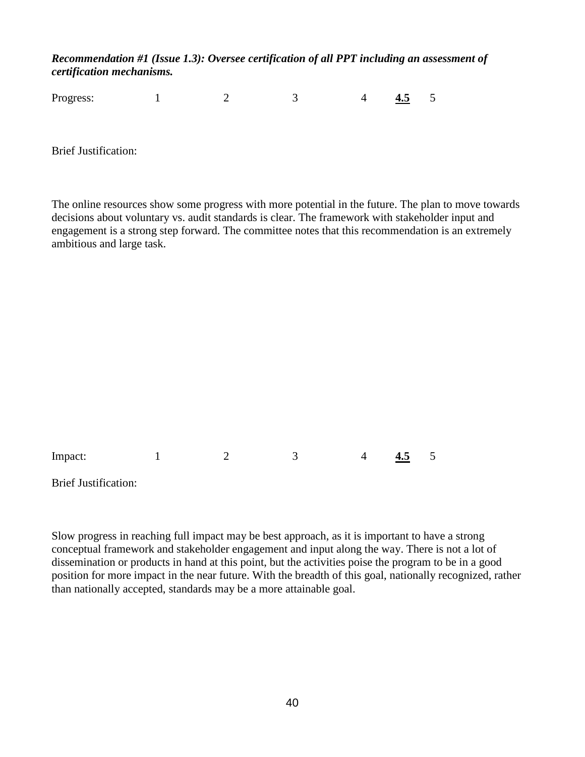***Recommendation #1 (Issue 1.3): Oversee certification of all PPT including an assessment of certification mechanisms.***

Progress: 1 2 3 4 **4.5** 5

Brief Justification:

The online resources show some progress with more potential in the future. The plan to move towards decisions about voluntary vs. audit standards is clear. The framework with stakeholder input and engagement is a strong step forward. The committee notes that this recommendation is an extremely ambitious and large task.

Impact: 1 2 3 4 **4.5** 5

Brief Justification:

Slow progress in reaching full impact may be best approach, as it is important to have a strong conceptual framework and stakeholder engagement and input along the way. There is not a lot of dissemination or products in hand at this point, but the activities poise the program to be in a good position for more impact in the near future. With the breadth of this goal, nationally recognized, rather than nationally accepted, standards may be a more attainable goal.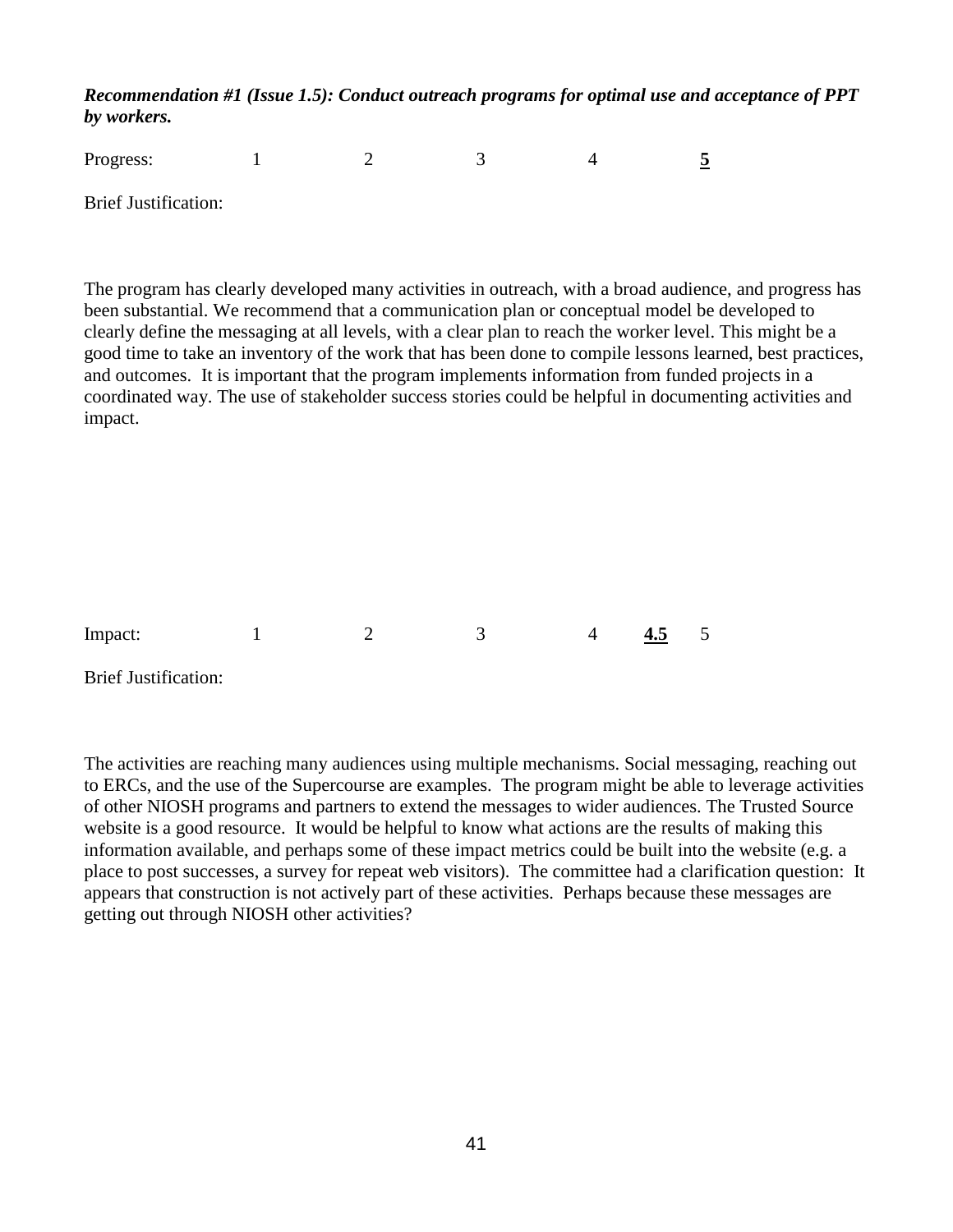***Recommendation #1 (Issue 1.5): Conduct outreach programs for optimal use and acceptance of PPT by workers.***

Progress: 1 2 3 4 **<u>5</u>**

Brief Justification:

The program has clearly developed many activities in outreach, with a broad audience, and progress has been substantial. We recommend that a communication plan or conceptual model be developed to clearly define the messaging at all levels, with a clear plan to reach the worker level. This might be a good time to take an inventory of the work that has been done to compile lessons learned, best practices, and outcomes. It is important that the program implements information from funded projects in a coordinated way. The use of stakeholder success stories could be helpful in documenting activities and impact.

Impact: 1 2 3 4 **<u>4.5</u>** 5

Brief Justification:

The activities are reaching many audiences using multiple mechanisms. Social messaging, reaching out to ERCs, and the use of the Supercourse are examples. The program might be able to leverage activities of other NIOSH programs and partners to extend the messages to wider audiences. The Trusted Source website is a good resource. It would be helpful to know what actions are the results of making this information available, and perhaps some of these impact metrics could be built into the website (e.g. a place to post successes, a survey for repeat web visitors). The committee had a clarification question: It appears that construction is not actively part of these activities. Perhaps because these messages are getting out through NIOSH other activities?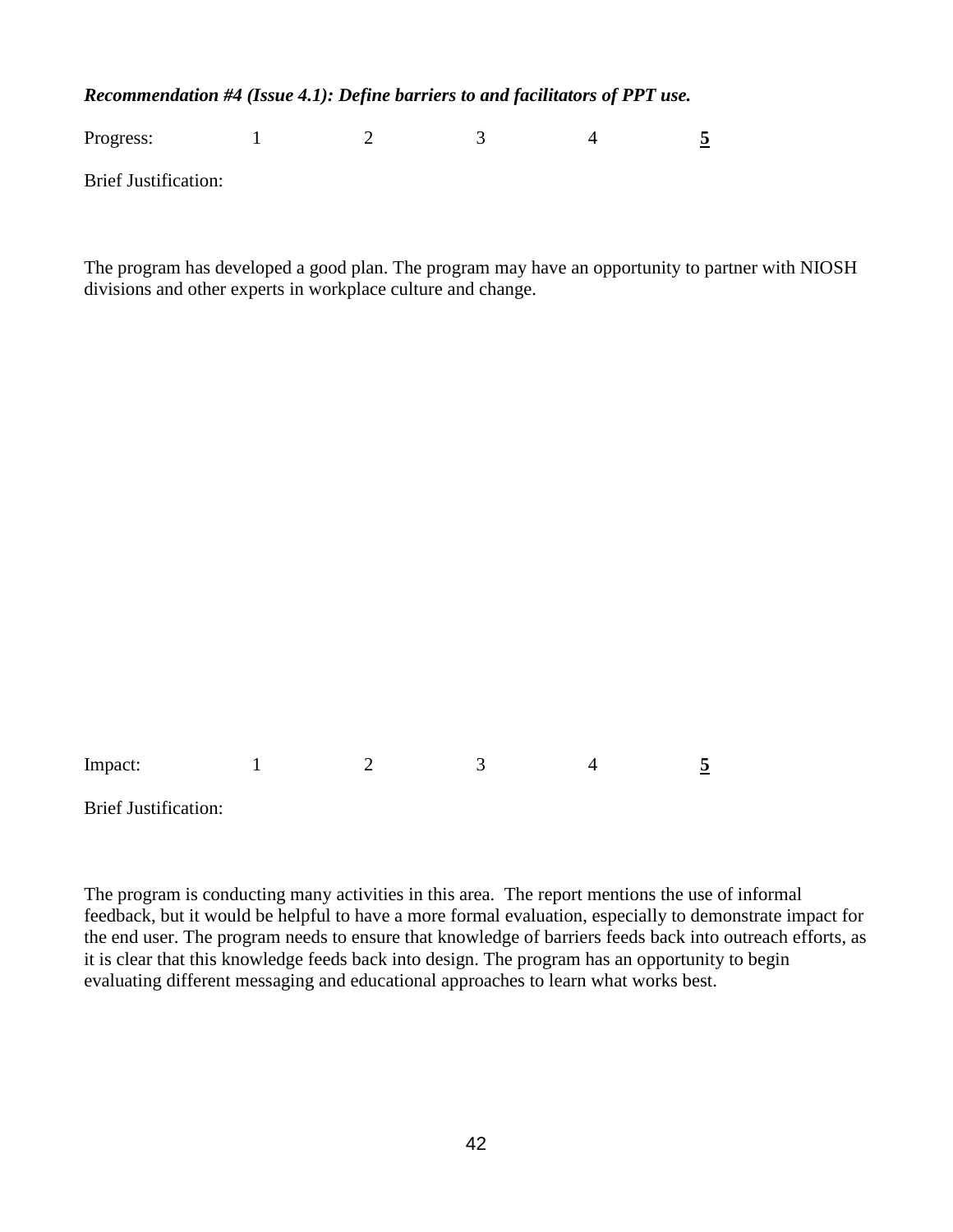***Recommendation #4 (Issue 4.1): Define barriers to and facilitators of PPT use.***

Progress: 1 2 3 4 **5**

Brief Justification:

The program has developed a good plan. The program may have an opportunity to partner with NIOSH divisions and other experts in workplace culture and change.

Impact: 1 2 3 4 **5**

Brief Justification:

The program is conducting many activities in this area. The report mentions the use of informal feedback, but it would be helpful to have a more formal evaluation, especially to demonstrate impact for the end user. The program needs to ensure that knowledge of barriers feeds back into outreach efforts, as it is clear that this knowledge feeds back into design. The program has an opportunity to begin evaluating different messaging and educational approaches to learn what works best.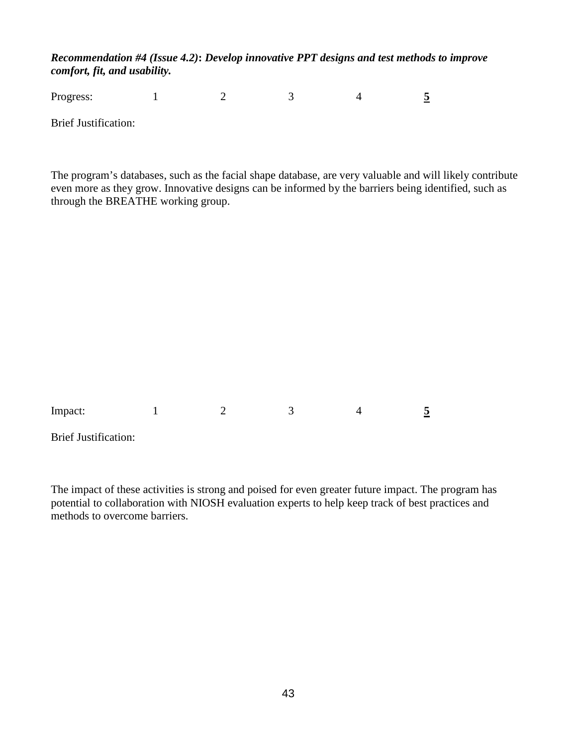***Recommendation #4 (Issue 4.2): Develop innovative PPT designs and test methods to improve comfort, fit, and usability.***

Progress: 1 2 3 4 **<u>5</u>**

Brief Justification:

The program's databases, such as the facial shape database, are very valuable and will likely contribute even more as they grow. Innovative designs can be informed by the barriers being identified, such as through the BREATHE working group.

Impact: 1 2 3 4 **<u>5</u>**

Brief Justification:

The impact of these activities is strong and poised for even greater future impact. The program has potential to collaboration with NIOSH evaluation experts to help keep track of best practices and methods to overcome barriers.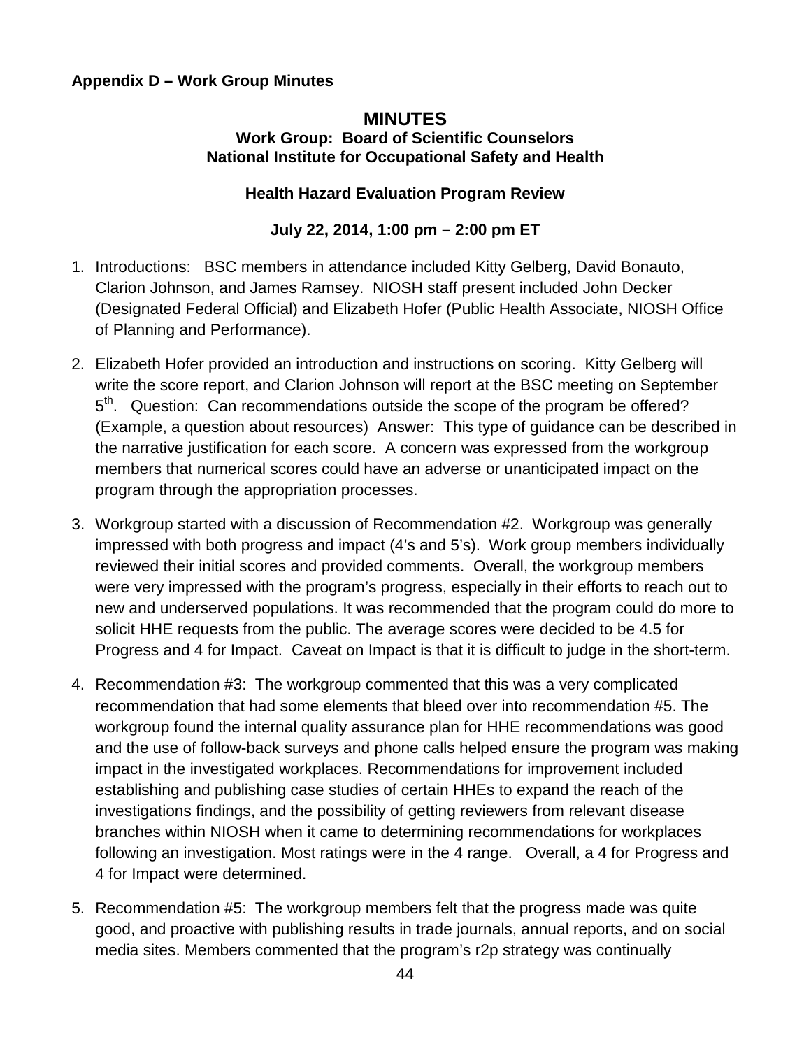**Appendix D – Work Group Minutes**

## MINUTES

### Work Group: Board of Scientific Counselors
### National Institute for Occupational Safety and Health

**Health Hazard Evaluation Program Review**

**July 22, 2014, 1:00 pm – 2:00 pm ET**

1. Introductions: BSC members in attendance included Kitty Gelberg, David Bonauto, Clarion Johnson, and James Ramsey. NIOSH staff present included John Decker (Designated Federal Official) and Elizabeth Hofer (Public Health Associate, NIOSH Office of Planning and Performance).

2. Elizabeth Hofer provided an introduction and instructions on scoring. Kitty Gelberg will write the score report, and Clarion Johnson will report at the BSC meeting on September 5th. Question: Can recommendations outside the scope of the program be offered? (Example, a question about resources) Answer: This type of guidance can be described in the narrative justification for each score. A concern was expressed from the workgroup members that numerical scores could have an adverse or unanticipated impact on the program through the appropriation processes.

3. Workgroup started with a discussion of Recommendation #2. Workgroup was generally impressed with both progress and impact (4's and 5's). Work group members individually reviewed their initial scores and provided comments. Overall, the workgroup members were very impressed with the program's progress, especially in their efforts to reach out to new and underserved populations. It was recommended that the program could do more to solicit HHE requests from the public. The average scores were decided to be 4.5 for Progress and 4 for Impact. Caveat on Impact is that it is difficult to judge in the short-term.

4. Recommendation #3: The workgroup commented that this was a very complicated recommendation that had some elements that bleed over into recommendation #5. The workgroup found the internal quality assurance plan for HHE recommendations was good and the use of follow-back surveys and phone calls helped ensure the program was making impact in the investigated workplaces. Recommendations for improvement included establishing and publishing case studies of certain HHEs to expand the reach of the investigations findings, and the possibility of getting reviewers from relevant disease branches within NIOSH when it came to determining recommendations for workplaces following an investigation. Most ratings were in the 4 range. Overall, a 4 for Progress and 4 for Impact were determined.

5. Recommendation #5: The workgroup members felt that the progress made was quite good, and proactive with publishing results in trade journals, annual reports, and on social media sites. Members commented that the program's r2p strategy was continually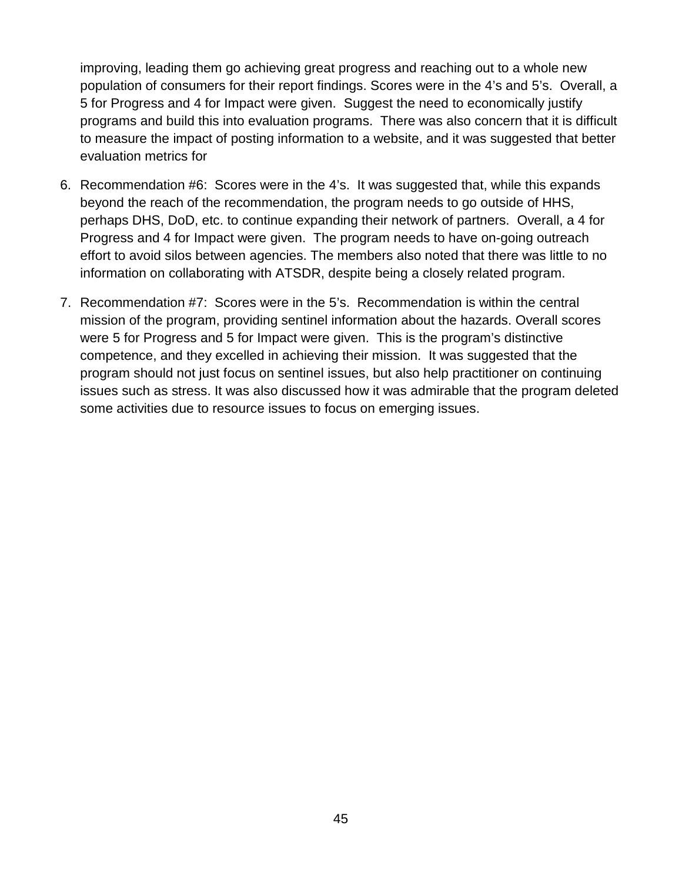improving, leading them go achieving great progress and reaching out to a whole new population of consumers for their report findings. Scores were in the 4's and 5's. Overall, a 5 for Progress and 4 for Impact were given. Suggest the need to economically justify programs and build this into evaluation programs. There was also concern that it is difficult to measure the impact of posting information to a website, and it was suggested that better evaluation metrics for

6. Recommendation #6: Scores were in the 4's. It was suggested that, while this expands beyond the reach of the recommendation, the program needs to go outside of HHS, perhaps DHS, DoD, etc. to continue expanding their network of partners. Overall, a 4 for Progress and 4 for Impact were given. The program needs to have on-going outreach effort to avoid silos between agencies. The members also noted that there was little to no information on collaborating with ATSDR, despite being a closely related program.

7. Recommendation #7: Scores were in the 5's. Recommendation is within the central mission of the program, providing sentinel information about the hazards. Overall scores were 5 for Progress and 5 for Impact were given. This is the program's distinctive competence, and they excelled in achieving their mission. It was suggested that the program should not just focus on sentinel issues, but also help practitioner on continuing issues such as stress. It was also discussed how it was admirable that the program deleted some activities due to resource issues to focus on emerging issues.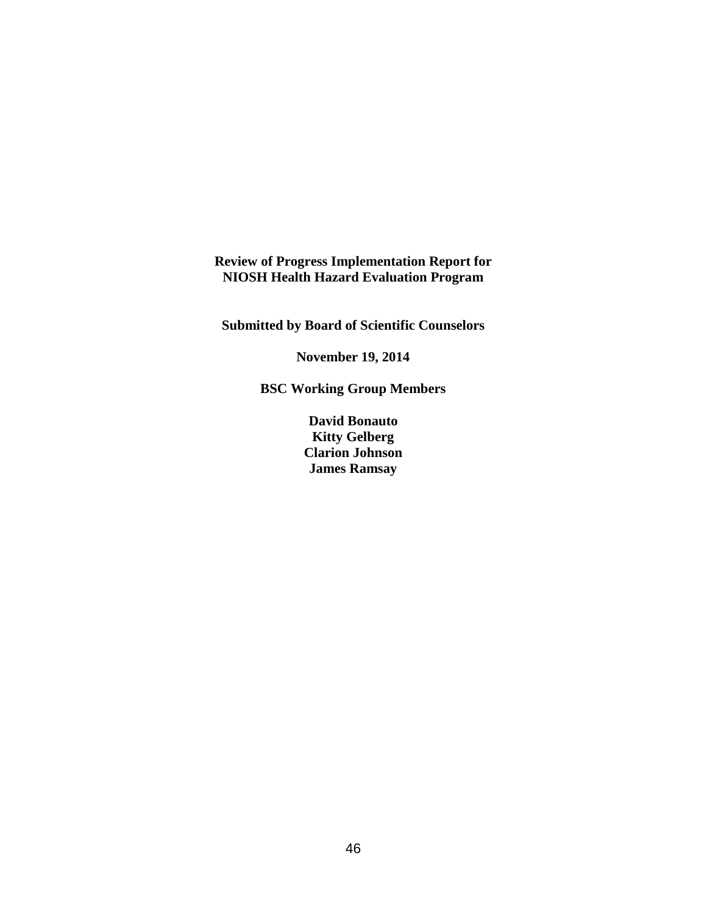**Review of Progress Implementation Report for NIOSH Health Hazard Evaluation Program**

**Submitted by Board of Scientific Counselors**

**November 19, 2014**

**BSC Working Group Members**

**David Bonauto**
**Kitty Gelberg**
**Clarion Johnson**
**James Ramsay**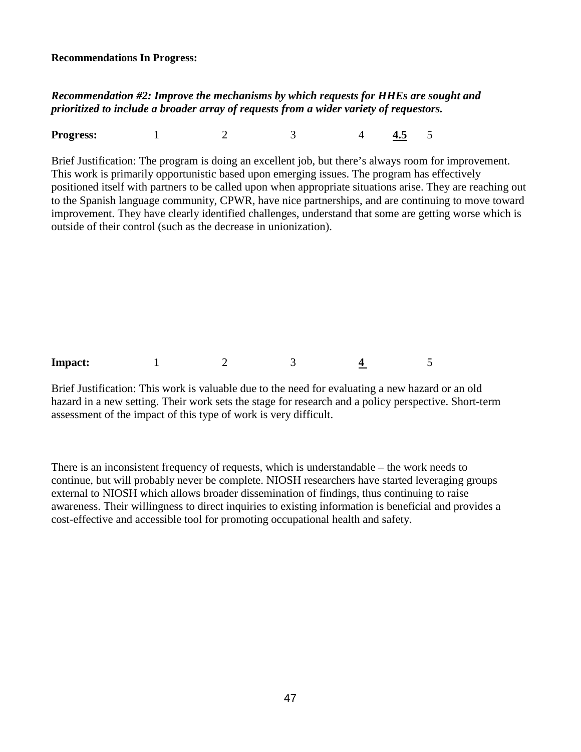**Recommendations In Progress:**

***Recommendation #2: Improve the mechanisms by which requests for HHEs are sought and prioritized to include a broader array of requests from a wider variety of requestors.***

**Progress:** 1 2 3 4 **<u>4.5</u>** 5

Brief Justification: The program is doing an excellent job, but there's always room for improvement. This work is primarily opportunistic based upon emerging issues. The program has effectively positioned itself with partners to be called upon when appropriate situations arise. They are reaching out to the Spanish language community, CPWR, have nice partnerships, and are continuing to move toward improvement. They have clearly identified challenges, understand that some are getting worse which is outside of their control (such as the decrease in unionization).

**Impact:** 1 2 3 **<u>4</u>** 5

Brief Justification: This work is valuable due to the need for evaluating a new hazard or an old hazard in a new setting. Their work sets the stage for research and a policy perspective. Short-term assessment of the impact of this type of work is very difficult.

There is an inconsistent frequency of requests, which is understandable – the work needs to continue, but will probably never be complete. NIOSH researchers have started leveraging groups external to NIOSH which allows broader dissemination of findings, thus continuing to raise awareness. Their willingness to direct inquiries to existing information is beneficial and provides a cost-effective and accessible tool for promoting occupational health and safety.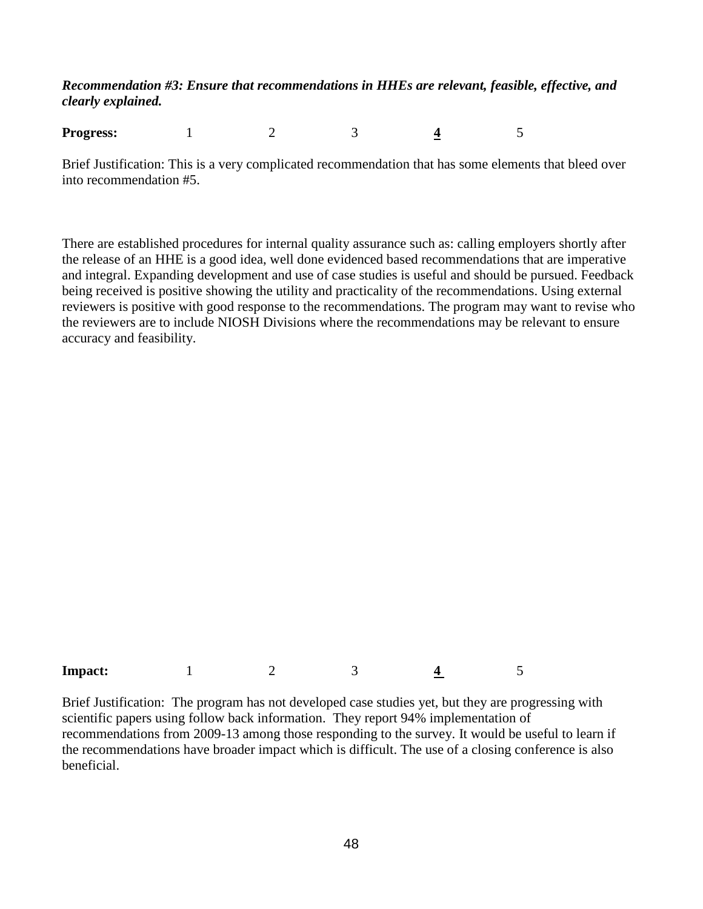***Recommendation #3: Ensure that recommendations in HHEs are relevant, feasible, effective, and clearly explained.***

**Progress:** 1 2 3 **<u>4</u>** 5

Brief Justification: This is a very complicated recommendation that has some elements that bleed over into recommendation #5.

There are established procedures for internal quality assurance such as: calling employers shortly after the release of an HHE is a good idea, well done evidenced based recommendations that are imperative and integral. Expanding development and use of case studies is useful and should be pursued. Feedback being received is positive showing the utility and practicality of the recommendations. Using external reviewers is positive with good response to the recommendations. The program may want to revise who the reviewers are to include NIOSH Divisions where the recommendations may be relevant to ensure accuracy and feasibility.

**Impact:** 1 2 3 **<u>4</u>** 5

Brief Justification: The program has not developed case studies yet, but they are progressing with scientific papers using follow back information. They report 94% implementation of recommendations from 2009-13 among those responding to the survey. It would be useful to learn if the recommendations have broader impact which is difficult. The use of a closing conference is also beneficial.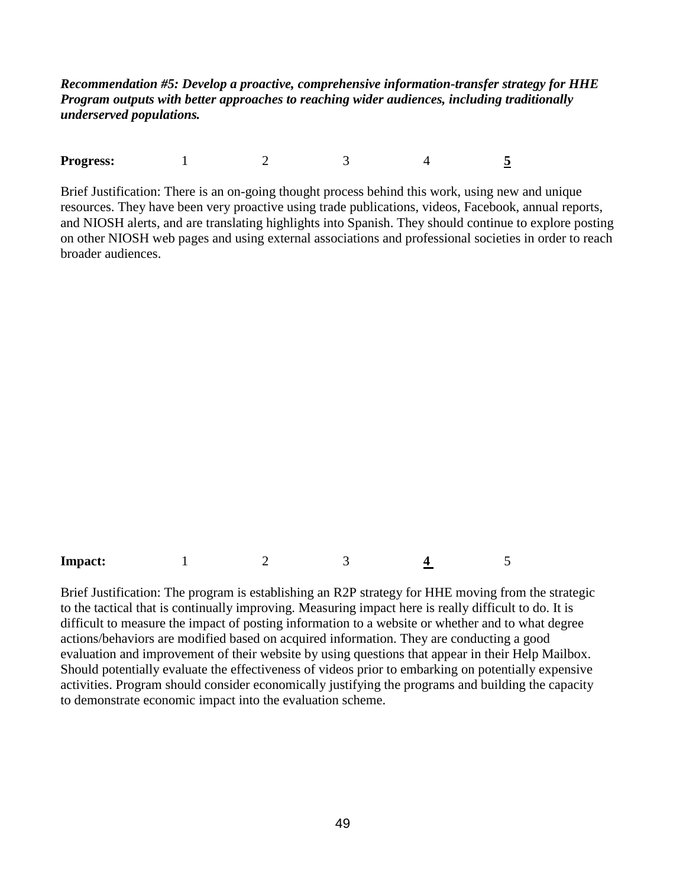***Recommendation #5: Develop a proactive, comprehensive information-transfer strategy for HHE Program outputs with better approaches to reaching wider audiences, including traditionally underserved populations.***

**Progress:** 1 2 3 4 **<u>5</u>**

Brief Justification: There is an on-going thought process behind this work, using new and unique resources. They have been very proactive using trade publications, videos, Facebook, annual reports, and NIOSH alerts, and are translating highlights into Spanish. They should continue to explore posting on other NIOSH web pages and using external associations and professional societies in order to reach broader audiences.

**Impact:** 1 2 3 **<u>4</u>** 5

Brief Justification: The program is establishing an R2P strategy for HHE moving from the strategic to the tactical that is continually improving. Measuring impact here is really difficult to do. It is difficult to measure the impact of posting information to a website or whether and to what degree actions/behaviors are modified based on acquired information. They are conducting a good evaluation and improvement of their website by using questions that appear in their Help Mailbox. Should potentially evaluate the effectiveness of videos prior to embarking on potentially expensive activities. Program should consider economically justifying the programs and building the capacity to demonstrate economic impact into the evaluation scheme.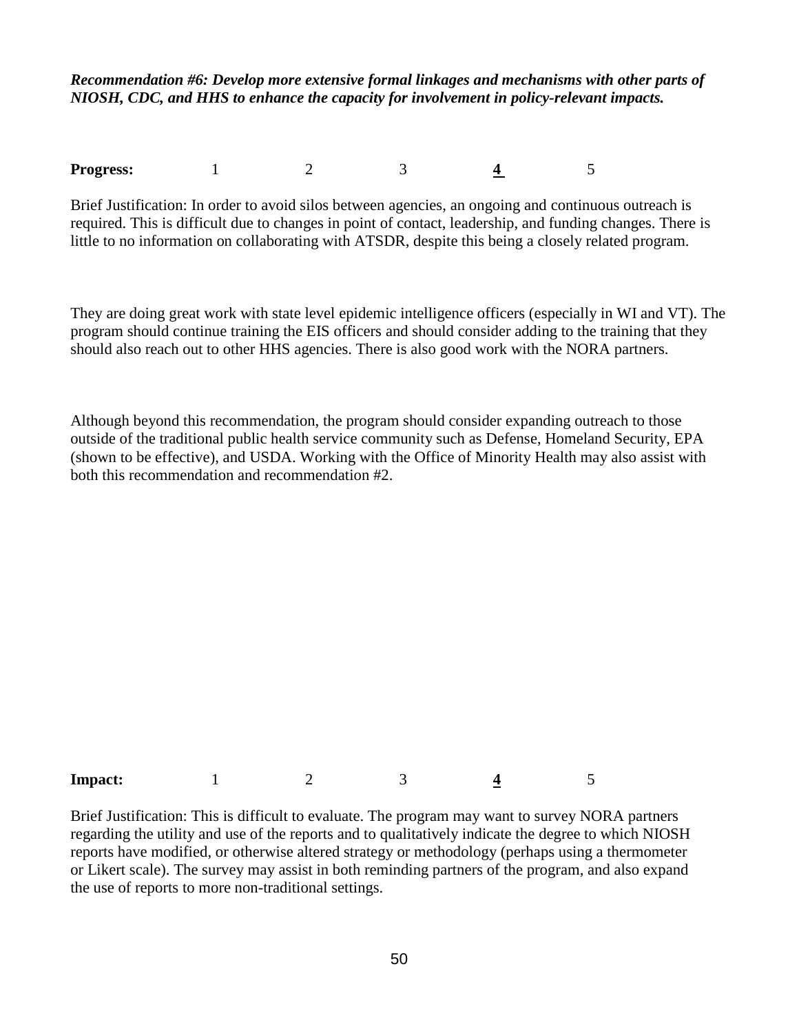***Recommendation #6: Develop more extensive formal linkages and mechanisms with other parts of NIOSH, CDC, and HHS to enhance the capacity for involvement in policy-relevant impacts.***

**Progress:** 1 2 3 **<u>4</u>** 5

Brief Justification: In order to avoid silos between agencies, an ongoing and continuous outreach is required. This is difficult due to changes in point of contact, leadership, and funding changes. There is little to no information on collaborating with ATSDR, despite this being a closely related program.

They are doing great work with state level epidemic intelligence officers (especially in WI and VT). The program should continue training the EIS officers and should consider adding to the training that they should also reach out to other HHS agencies. There is also good work with the NORA partners.

Although beyond this recommendation, the program should consider expanding outreach to those outside of the traditional public health service community such as Defense, Homeland Security, EPA (shown to be effective), and USDA. Working with the Office of Minority Health may also assist with both this recommendation and recommendation #2.

**Impact:** 1 2 3 **<u>4</u>** 5

Brief Justification: This is difficult to evaluate. The program may want to survey NORA partners regarding the utility and use of the reports and to qualitatively indicate the degree to which NIOSH reports have modified, or otherwise altered strategy or methodology (perhaps using a thermometer or Likert scale). The survey may assist in both reminding partners of the program, and also expand the use of reports to more non-traditional settings.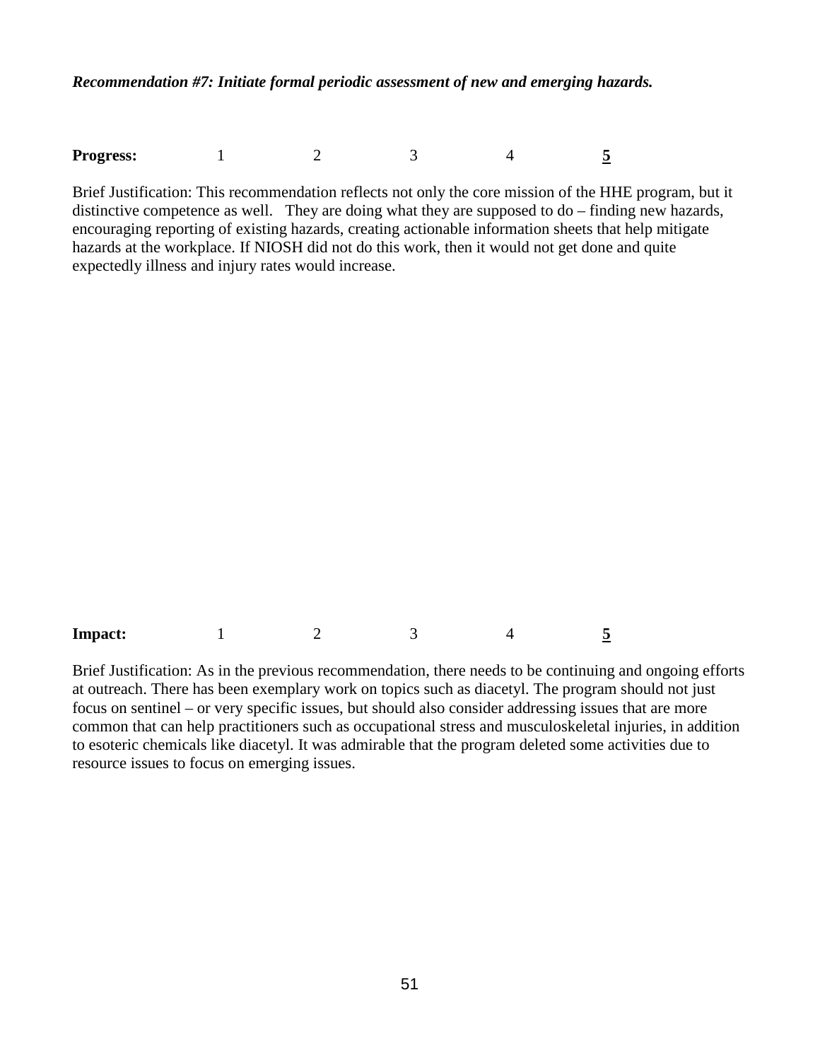***Recommendation #7: Initiate formal periodic assessment of new and emerging hazards.***

**Progress:** 1 2 3 4 **<u>5</u>**

Brief Justification: This recommendation reflects not only the core mission of the HHE program, but it distinctive competence as well. They are doing what they are supposed to do – finding new hazards, encouraging reporting of existing hazards, creating actionable information sheets that help mitigate hazards at the workplace. If NIOSH did not do this work, then it would not get done and quite expectedly illness and injury rates would increase.

**Impact:** 1 2 3 4 **<u>5</u>**

Brief Justification: As in the previous recommendation, there needs to be continuing and ongoing efforts at outreach. There has been exemplary work on topics such as diacetyl. The program should not just focus on sentinel – or very specific issues, but should also consider addressing issues that are more common that can help practitioners such as occupational stress and musculoskeletal injuries, in addition to esoteric chemicals like diacetyl. It was admirable that the program deleted some activities due to resource issues to focus on emerging issues.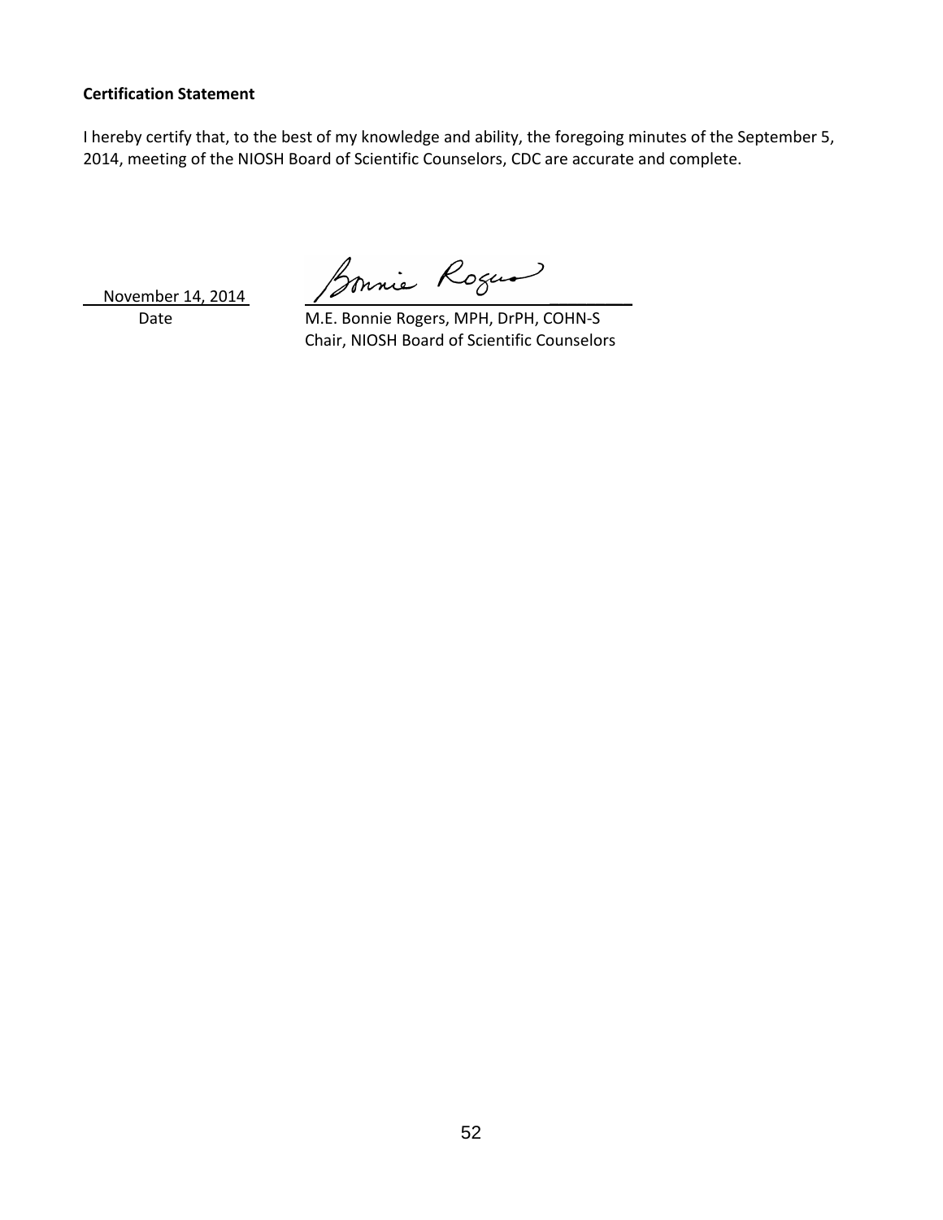**Certification Statement**

I hereby certify that, to the best of my knowledge and ability, the foregoing minutes of the September 5, 2014, meeting of the NIOSH Board of Scientific Counselors, CDC are accurate and complete.

November 14, 2014
Date

M.E. Bonnie Rogers, MPH, DrPH, COHN-S
Chair, NIOSH Board of Scientific Counselors